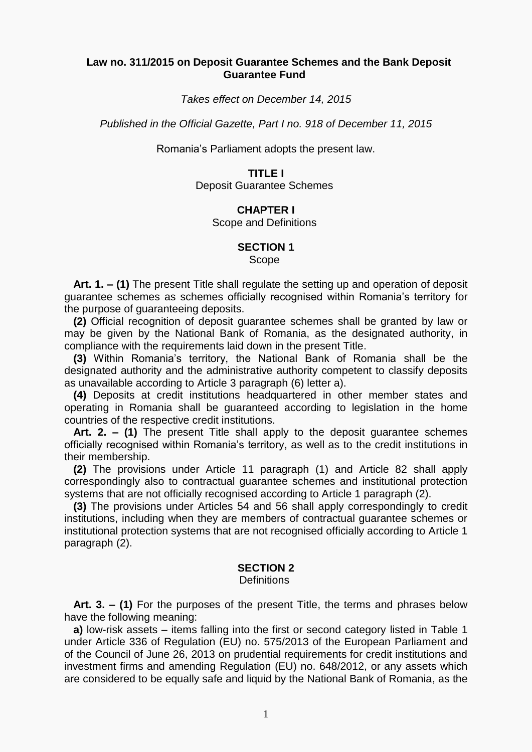# Law no. 311/2015 on Deposit Guarantee Schemes and the Bank Deposit Guarantee Fund

*Takes effect on December 14, 2015*

*Published in the Official Gazette, Part I no. 918 of December 11, 2015*

Romania's Parliament adopts the present law.

## TITLE I
Deposit Guarantee Schemes

### CHAPTER I
Scope and Definitions

#### SECTION 1
Scope

**Art. 1. – (1)** The present Title shall regulate the setting up and operation of deposit guarantee schemes as schemes officially recognised within Romania's territory for the purpose of guaranteeing deposits.

**(2)** Official recognition of deposit guarantee schemes shall be granted by law or may be given by the National Bank of Romania, as the designated authority, in compliance with the requirements laid down in the present Title.

**(3)** Within Romania's territory, the National Bank of Romania shall be the designated authority and the administrative authority competent to classify deposits as unavailable according to Article 3 paragraph (6) letter a).

**(4)** Deposits at credit institutions headquartered in other member states and operating in Romania shall be guaranteed according to legislation in the home countries of the respective credit institutions.

**Art. 2. – (1)** The present Title shall apply to the deposit guarantee schemes officially recognised within Romania's territory, as well as to the credit institutions in their membership.

**(2)** The provisions under Article 11 paragraph (1) and Article 82 shall apply correspondingly also to contractual guarantee schemes and institutional protection systems that are not officially recognised according to Article 1 paragraph (2).

**(3)** The provisions under Articles 54 and 56 shall apply correspondingly to credit institutions, including when they are members of contractual guarantee schemes or institutional protection systems that are not recognised officially according to Article 1 paragraph (2).

#### SECTION 2
Definitions

**Art. 3. – (1)** For the purposes of the present Title, the terms and phrases below have the following meaning:

**a)** low-risk assets – items falling into the first or second category listed in Table 1 under Article 336 of Regulation (EU) no. 575/2013 of the European Parliament and of the Council of June 26, 2013 on prudential requirements for credit institutions and investment firms and amending Regulation (EU) no. 648/2012, or any assets which are considered to be equally safe and liquid by the National Bank of Romania, as the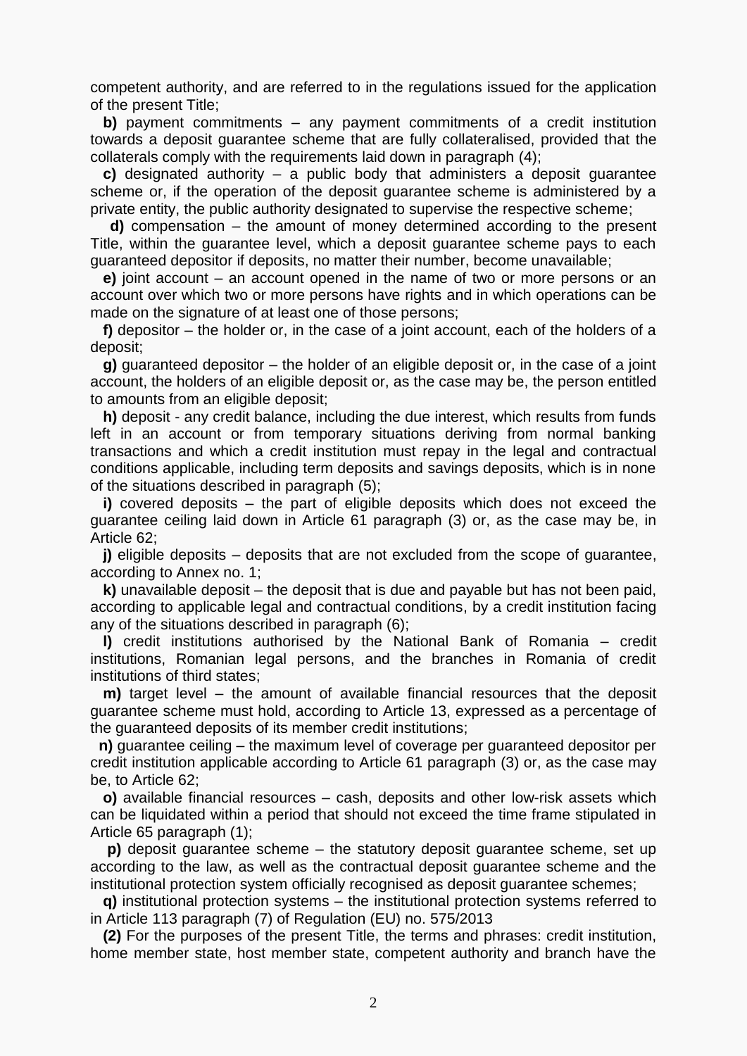competent authority, and are referred to in the regulations issued for the application of the present Title;

**b)** payment commitments – any payment commitments of a credit institution towards a deposit guarantee scheme that are fully collateralised, provided that the collaterals comply with the requirements laid down in paragraph (4);

**c)** designated authority – a public body that administers a deposit guarantee scheme or, if the operation of the deposit guarantee scheme is administered by a private entity, the public authority designated to supervise the respective scheme;

**d)** compensation – the amount of money determined according to the present Title, within the guarantee level, which a deposit guarantee scheme pays to each guaranteed depositor if deposits, no matter their number, become unavailable;

**e)** joint account – an account opened in the name of two or more persons or an account over which two or more persons have rights and in which operations can be made on the signature of at least one of those persons;

**f)** depositor – the holder or, in the case of a joint account, each of the holders of a deposit;

**g)** guaranteed depositor – the holder of an eligible deposit or, in the case of a joint account, the holders of an eligible deposit or, as the case may be, the person entitled to amounts from an eligible deposit;

**h)** deposit - any credit balance, including the due interest, which results from funds left in an account or from temporary situations deriving from normal banking transactions and which a credit institution must repay in the legal and contractual conditions applicable, including term deposits and savings deposits, which is in none of the situations described in paragraph (5);

**i)** covered deposits – the part of eligible deposits which does not exceed the guarantee ceiling laid down in Article 61 paragraph (3) or, as the case may be, in Article 62;

**j)** eligible deposits – deposits that are not excluded from the scope of guarantee, according to Annex no. 1;

**k)** unavailable deposit – the deposit that is due and payable but has not been paid, according to applicable legal and contractual conditions, by a credit institution facing any of the situations described in paragraph (6);

**l)** credit institutions authorised by the National Bank of Romania – credit institutions, Romanian legal persons, and the branches in Romania of credit institutions of third states;

**m)** target level – the amount of available financial resources that the deposit guarantee scheme must hold, according to Article 13, expressed as a percentage of the guaranteed deposits of its member credit institutions;

**n)** guarantee ceiling – the maximum level of coverage per guaranteed depositor per credit institution applicable according to Article 61 paragraph (3) or, as the case may be, to Article 62;

**o)** available financial resources – cash, deposits and other low-risk assets which can be liquidated within a period that should not exceed the time frame stipulated in Article 65 paragraph (1);

**p)** deposit guarantee scheme – the statutory deposit guarantee scheme, set up according to the law, as well as the contractual deposit guarantee scheme and the institutional protection system officially recognised as deposit guarantee schemes;

**q)** institutional protection systems – the institutional protection systems referred to in Article 113 paragraph (7) of Regulation (EU) no. 575/2013

**(2)** For the purposes of the present Title, the terms and phrases: credit institution, home member state, host member state, competent authority and branch have the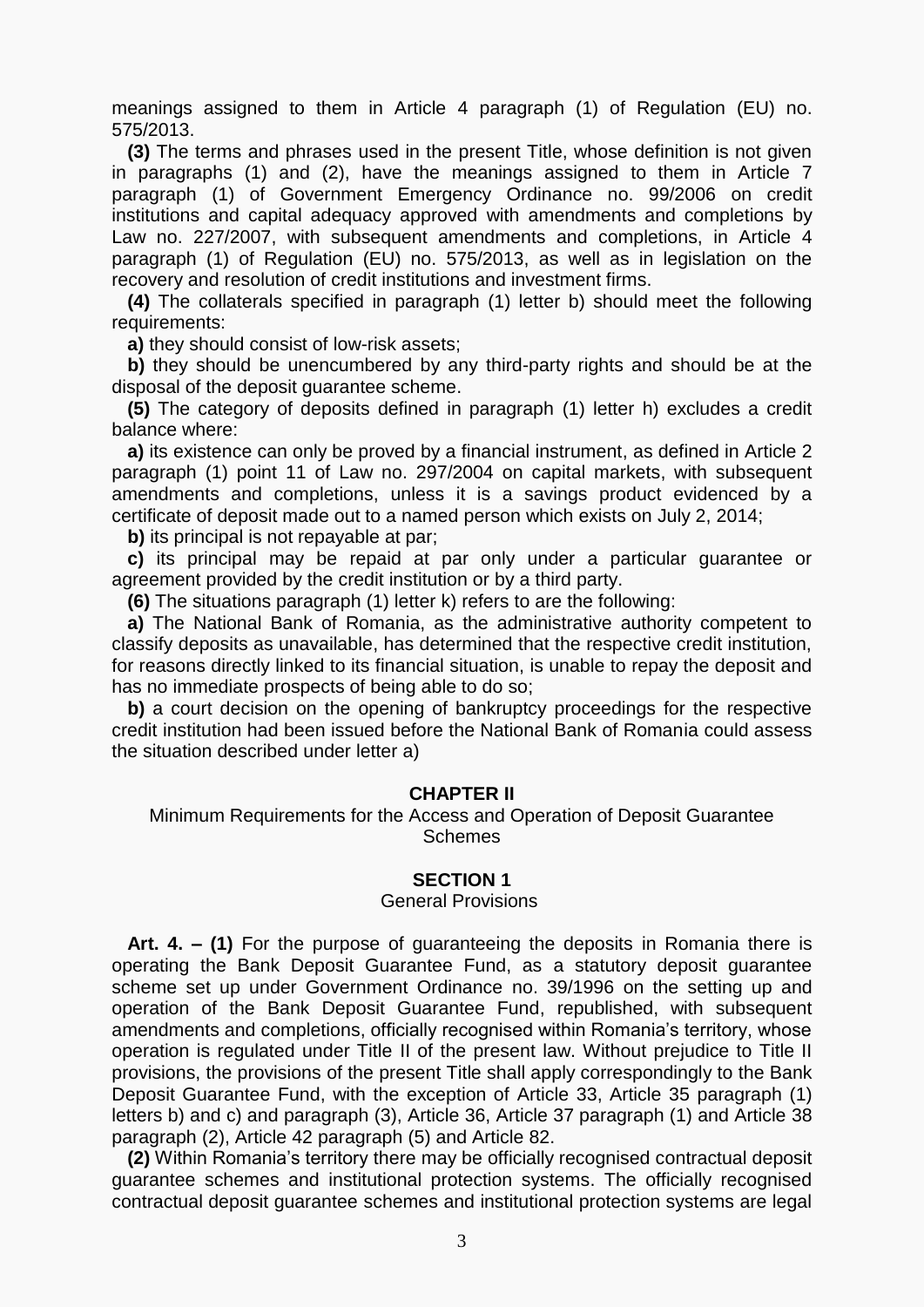meanings assigned to them in Article 4 paragraph (1) of Regulation (EU) no. 575/2013.

**(3)** The terms and phrases used in the present Title, whose definition is not given in paragraphs (1) and (2), have the meanings assigned to them in Article 7 paragraph (1) of Government Emergency Ordinance no. 99/2006 on credit institutions and capital adequacy approved with amendments and completions by Law no. 227/2007, with subsequent amendments and completions, in Article 4 paragraph (1) of Regulation (EU) no. 575/2013, as well as in legislation on the recovery and resolution of credit institutions and investment firms.

**(4)** The collaterals specified in paragraph (1) letter b) should meet the following requirements:

**a)** they should consist of low-risk assets;

**b)** they should be unencumbered by any third-party rights and should be at the disposal of the deposit guarantee scheme.

**(5)** The category of deposits defined in paragraph (1) letter h) excludes a credit balance where:

**a)** its existence can only be proved by a financial instrument, as defined in Article 2 paragraph (1) point 11 of Law no. 297/2004 on capital markets, with subsequent amendments and completions, unless it is a savings product evidenced by a certificate of deposit made out to a named person which exists on July 2, 2014;

**b)** its principal is not repayable at par;

**c)** its principal may be repaid at par only under a particular guarantee or agreement provided by the credit institution or by a third party.

**(6)** The situations paragraph (1) letter k) refers to are the following:

**a)** The National Bank of Romania, as the administrative authority competent to classify deposits as unavailable, has determined that the respective credit institution, for reasons directly linked to its financial situation, is unable to repay the deposit and has no immediate prospects of being able to do so;

**b)** a court decision on the opening of bankruptcy proceedings for the respective credit institution had been issued before the National Bank of Romania could assess the situation described under letter a)

## CHAPTER II

Minimum Requirements for the Access and Operation of Deposit Guarantee Schemes

### SECTION 1

General Provisions

**Art. 4. – (1)** For the purpose of guaranteeing the deposits in Romania there is operating the Bank Deposit Guarantee Fund, as a statutory deposit guarantee scheme set up under Government Ordinance no. 39/1996 on the setting up and operation of the Bank Deposit Guarantee Fund, republished, with subsequent amendments and completions, officially recognised within Romania's territory, whose operation is regulated under Title II of the present law. Without prejudice to Title II provisions, the provisions of the present Title shall apply correspondingly to the Bank Deposit Guarantee Fund, with the exception of Article 33, Article 35 paragraph (1) letters b) and c) and paragraph (3), Article 36, Article 37 paragraph (1) and Article 38 paragraph (2), Article 42 paragraph (5) and Article 82.

**(2)** Within Romania's territory there may be officially recognised contractual deposit guarantee schemes and institutional protection systems. The officially recognised contractual deposit guarantee schemes and institutional protection systems are legal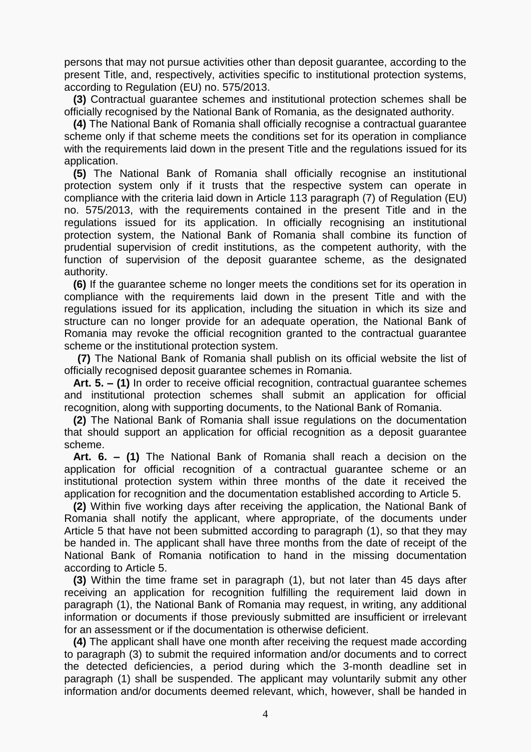persons that may not pursue activities other than deposit guarantee, according to the present Title, and, respectively, activities specific to institutional protection systems, according to Regulation (EU) no. 575/2013.

**(3)** Contractual guarantee schemes and institutional protection schemes shall be officially recognised by the National Bank of Romania, as the designated authority.

**(4)** The National Bank of Romania shall officially recognise a contractual guarantee scheme only if that scheme meets the conditions set for its operation in compliance with the requirements laid down in the present Title and the regulations issued for its application.

**(5)** The National Bank of Romania shall officially recognise an institutional protection system only if it trusts that the respective system can operate in compliance with the criteria laid down in Article 113 paragraph (7) of Regulation (EU) no. 575/2013, with the requirements contained in the present Title and in the regulations issued for its application. In officially recognising an institutional protection system, the National Bank of Romania shall combine its function of prudential supervision of credit institutions, as the competent authority, with the function of supervision of the deposit guarantee scheme, as the designated authority.

**(6)** If the guarantee scheme no longer meets the conditions set for its operation in compliance with the requirements laid down in the present Title and with the regulations issued for its application, including the situation in which its size and structure can no longer provide for an adequate operation, the National Bank of Romania may revoke the official recognition granted to the contractual guarantee scheme or the institutional protection system.

**(7)** The National Bank of Romania shall publish on its official website the list of officially recognised deposit guarantee schemes in Romania.

**Art. 5. – (1)** In order to receive official recognition, contractual guarantee schemes and institutional protection schemes shall submit an application for official recognition, along with supporting documents, to the National Bank of Romania.

**(2)** The National Bank of Romania shall issue regulations on the documentation that should support an application for official recognition as a deposit guarantee scheme.

**Art. 6. – (1)** The National Bank of Romania shall reach a decision on the application for official recognition of a contractual guarantee scheme or an institutional protection system within three months of the date it received the application for recognition and the documentation established according to Article 5.

**(2)** Within five working days after receiving the application, the National Bank of Romania shall notify the applicant, where appropriate, of the documents under Article 5 that have not been submitted according to paragraph (1), so that they may be handed in. The applicant shall have three months from the date of receipt of the National Bank of Romania notification to hand in the missing documentation according to Article 5.

**(3)** Within the time frame set in paragraph (1), but not later than 45 days after receiving an application for recognition fulfilling the requirement laid down in paragraph (1), the National Bank of Romania may request, in writing, any additional information or documents if those previously submitted are insufficient or irrelevant for an assessment or if the documentation is otherwise deficient.

**(4)** The applicant shall have one month after receiving the request made according to paragraph (3) to submit the required information and/or documents and to correct the detected deficiencies, a period during which the 3-month deadline set in paragraph (1) shall be suspended. The applicant may voluntarily submit any other information and/or documents deemed relevant, which, however, shall be handed in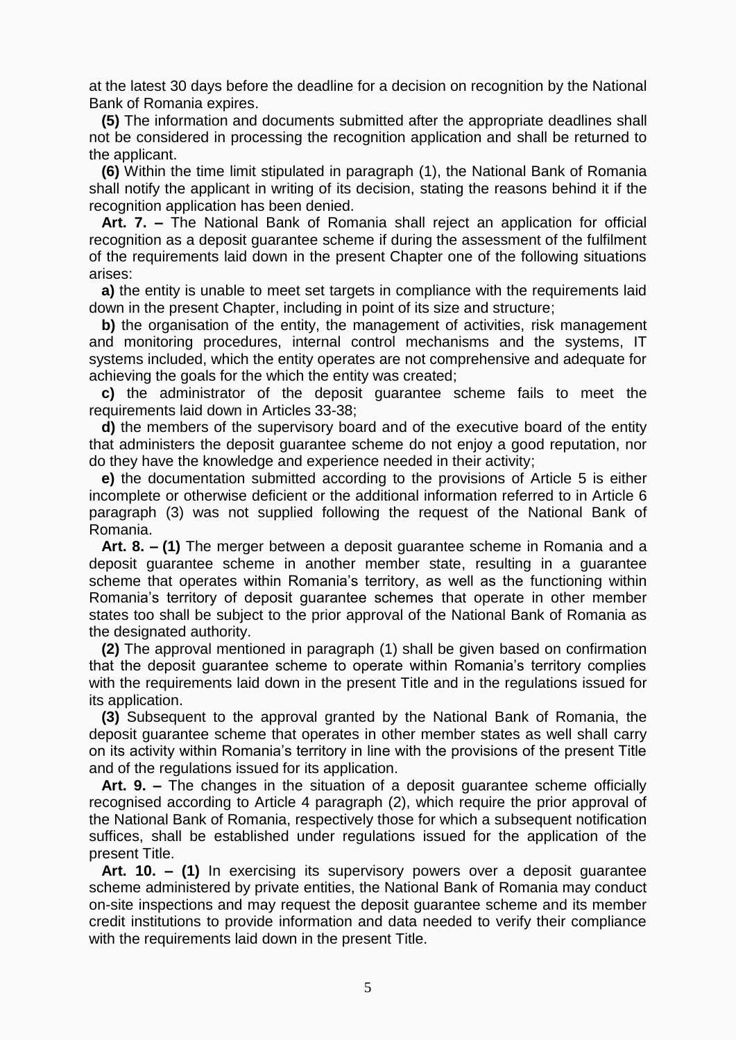at the latest 30 days before the deadline for a decision on recognition by the National Bank of Romania expires.

**(5)** The information and documents submitted after the appropriate deadlines shall not be considered in processing the recognition application and shall be returned to the applicant.

**(6)** Within the time limit stipulated in paragraph (1), the National Bank of Romania shall notify the applicant in writing of its decision, stating the reasons behind it if the recognition application has been denied.

**Art. 7. –** The National Bank of Romania shall reject an application for official recognition as a deposit guarantee scheme if during the assessment of the fulfilment of the requirements laid down in the present Chapter one of the following situations arises:

**a)** the entity is unable to meet set targets in compliance with the requirements laid down in the present Chapter, including in point of its size and structure;

**b)** the organisation of the entity, the management of activities, risk management and monitoring procedures, internal control mechanisms and the systems, IT systems included, which the entity operates are not comprehensive and adequate for achieving the goals for the which the entity was created;

**c)** the administrator of the deposit guarantee scheme fails to meet the requirements laid down in Articles 33-38;

**d)** the members of the supervisory board and of the executive board of the entity that administers the deposit guarantee scheme do not enjoy a good reputation, nor do they have the knowledge and experience needed in their activity;

**e)** the documentation submitted according to the provisions of Article 5 is either incomplete or otherwise deficient or the additional information referred to in Article 6 paragraph (3) was not supplied following the request of the National Bank of Romania.

**Art. 8. – (1)** The merger between a deposit guarantee scheme in Romania and a deposit guarantee scheme in another member state, resulting in a guarantee scheme that operates within Romania's territory, as well as the functioning within Romania's territory of deposit guarantee schemes that operate in other member states too shall be subject to the prior approval of the National Bank of Romania as the designated authority.

**(2)** The approval mentioned in paragraph (1) shall be given based on confirmation that the deposit guarantee scheme to operate within Romania's territory complies with the requirements laid down in the present Title and in the regulations issued for its application.

**(3)** Subsequent to the approval granted by the National Bank of Romania, the deposit guarantee scheme that operates in other member states as well shall carry on its activity within Romania's territory in line with the provisions of the present Title and of the regulations issued for its application.

**Art. 9. –** The changes in the situation of a deposit guarantee scheme officially recognised according to Article 4 paragraph (2), which require the prior approval of the National Bank of Romania, respectively those for which a subsequent notification suffices, shall be established under regulations issued for the application of the present Title.

**Art. 10. – (1)** In exercising its supervisory powers over a deposit guarantee scheme administered by private entities, the National Bank of Romania may conduct on-site inspections and may request the deposit guarantee scheme and its member credit institutions to provide information and data needed to verify their compliance with the requirements laid down in the present Title.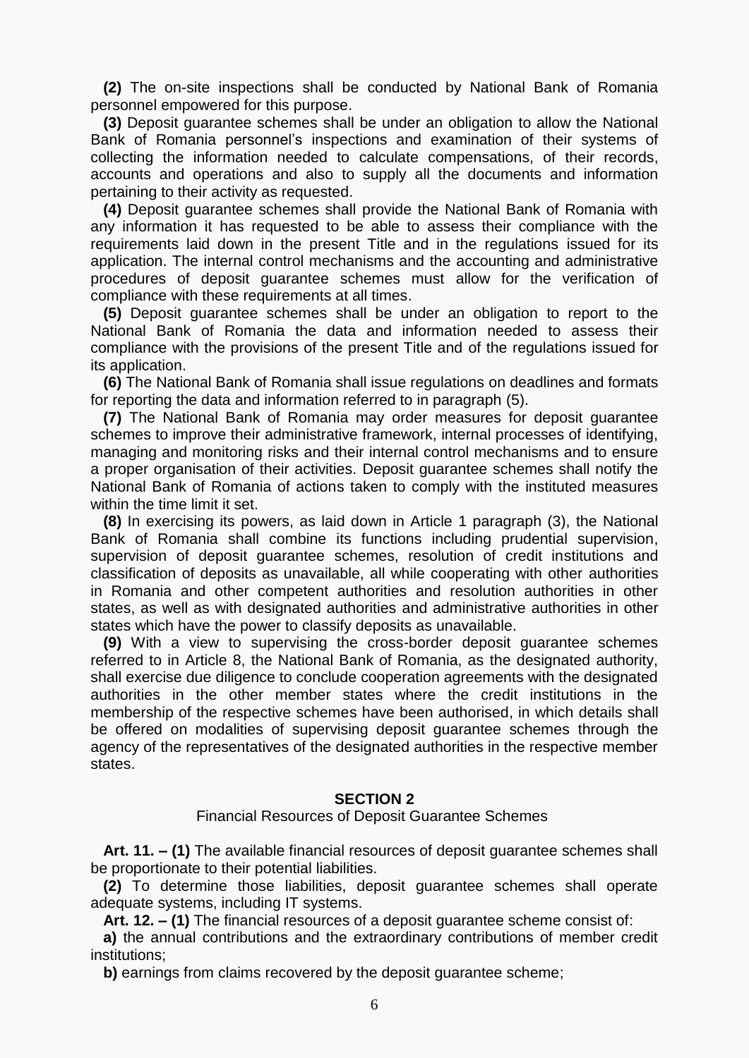**(2)** The on-site inspections shall be conducted by National Bank of Romania personnel empowered for this purpose.

**(3)** Deposit guarantee schemes shall be under an obligation to allow the National Bank of Romania personnel's inspections and examination of their systems of collecting the information needed to calculate compensations, of their records, accounts and operations and also to supply all the documents and information pertaining to their activity as requested.

**(4)** Deposit guarantee schemes shall provide the National Bank of Romania with any information it has requested to be able to assess their compliance with the requirements laid down in the present Title and in the regulations issued for its application. The internal control mechanisms and the accounting and administrative procedures of deposit guarantee schemes must allow for the verification of compliance with these requirements at all times.

**(5)** Deposit guarantee schemes shall be under an obligation to report to the National Bank of Romania the data and information needed to assess their compliance with the provisions of the present Title and of the regulations issued for its application.

**(6)** The National Bank of Romania shall issue regulations on deadlines and formats for reporting the data and information referred to in paragraph (5).

**(7)** The National Bank of Romania may order measures for deposit guarantee schemes to improve their administrative framework, internal processes of identifying, managing and monitoring risks and their internal control mechanisms and to ensure a proper organisation of their activities. Deposit guarantee schemes shall notify the National Bank of Romania of actions taken to comply with the instituted measures within the time limit it set.

**(8)** In exercising its powers, as laid down in Article 1 paragraph (3), the National Bank of Romania shall combine its functions including prudential supervision, supervision of deposit guarantee schemes, resolution of credit institutions and classification of deposits as unavailable, all while cooperating with other authorities in Romania and other competent authorities and resolution authorities in other states, as well as with designated authorities and administrative authorities in other states which have the power to classify deposits as unavailable.

**(9)** With a view to supervising the cross-border deposit guarantee schemes referred to in Article 8, the National Bank of Romania, as the designated authority, shall exercise due diligence to conclude cooperation agreements with the designated authorities in the other member states where the credit institutions in the membership of the respective schemes have been authorised, in which details shall be offered on modalities of supervising deposit guarantee schemes through the agency of the representatives of the designated authorities in the respective member states.

## SECTION 2

Financial Resources of Deposit Guarantee Schemes

**Art. 11. – (1)** The available financial resources of deposit guarantee schemes shall be proportionate to their potential liabilities.

**(2)** To determine those liabilities, deposit guarantee schemes shall operate adequate systems, including IT systems.

**Art. 12. – (1)** The financial resources of a deposit guarantee scheme consist of:

**a)** the annual contributions and the extraordinary contributions of member credit institutions;

**b)** earnings from claims recovered by the deposit guarantee scheme;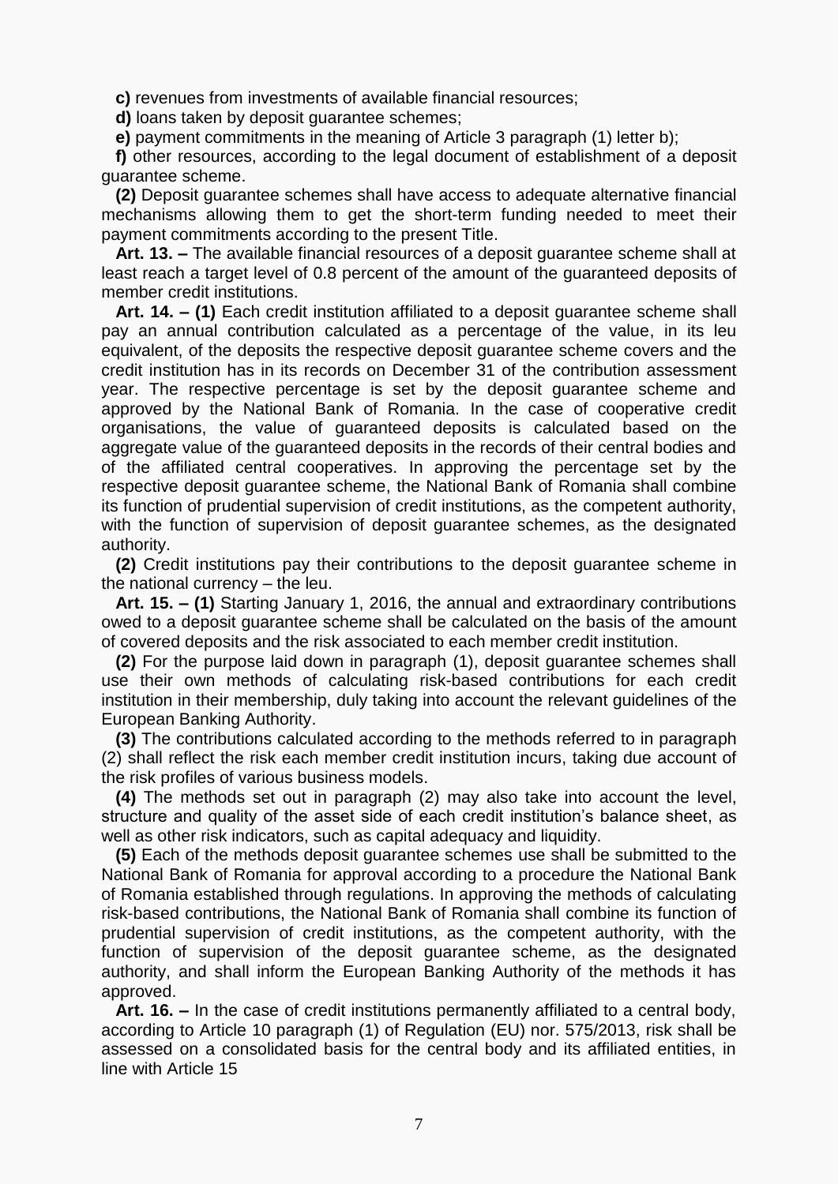**c)** revenues from investments of available financial resources;

**d)** loans taken by deposit guarantee schemes;

**e)** payment commitments in the meaning of Article 3 paragraph (1) letter b);

**f)** other resources, according to the legal document of establishment of a deposit guarantee scheme.

**(2)** Deposit guarantee schemes shall have access to adequate alternative financial mechanisms allowing them to get the short-term funding needed to meet their payment commitments according to the present Title.

**Art. 13. –** The available financial resources of a deposit guarantee scheme shall at least reach a target level of 0.8 percent of the amount of the guaranteed deposits of member credit institutions.

**Art. 14. – (1)** Each credit institution affiliated to a deposit guarantee scheme shall pay an annual contribution calculated as a percentage of the value, in its leu equivalent, of the deposits the respective deposit guarantee scheme covers and the credit institution has in its records on December 31 of the contribution assessment year. The respective percentage is set by the deposit guarantee scheme and approved by the National Bank of Romania. In the case of cooperative credit organisations, the value of guaranteed deposits is calculated based on the aggregate value of the guaranteed deposits in the records of their central bodies and of the affiliated central cooperatives. In approving the percentage set by the respective deposit guarantee scheme, the National Bank of Romania shall combine its function of prudential supervision of credit institutions, as the competent authority, with the function of supervision of deposit guarantee schemes, as the designated authority.

**(2)** Credit institutions pay their contributions to the deposit guarantee scheme in the national currency – the leu.

**Art. 15. – (1)** Starting January 1, 2016, the annual and extraordinary contributions owed to a deposit guarantee scheme shall be calculated on the basis of the amount of covered deposits and the risk associated to each member credit institution.

**(2)** For the purpose laid down in paragraph (1), deposit guarantee schemes shall use their own methods of calculating risk-based contributions for each credit institution in their membership, duly taking into account the relevant guidelines of the European Banking Authority.

**(3)** The contributions calculated according to the methods referred to in paragraph (2) shall reflect the risk each member credit institution incurs, taking due account of the risk profiles of various business models.

**(4)** The methods set out in paragraph (2) may also take into account the level, structure and quality of the asset side of each credit institution's balance sheet, as well as other risk indicators, such as capital adequacy and liquidity.

**(5)** Each of the methods deposit guarantee schemes use shall be submitted to the National Bank of Romania for approval according to a procedure the National Bank of Romania established through regulations. In approving the methods of calculating risk-based contributions, the National Bank of Romania shall combine its function of prudential supervision of credit institutions, as the competent authority, with the function of supervision of the deposit guarantee scheme, as the designated authority, and shall inform the European Banking Authority of the methods it has approved.

**Art. 16. –** In the case of credit institutions permanently affiliated to a central body, according to Article 10 paragraph (1) of Regulation (EU) nor. 575/2013, risk shall be assessed on a consolidated basis for the central body and its affiliated entities, in line with Article 15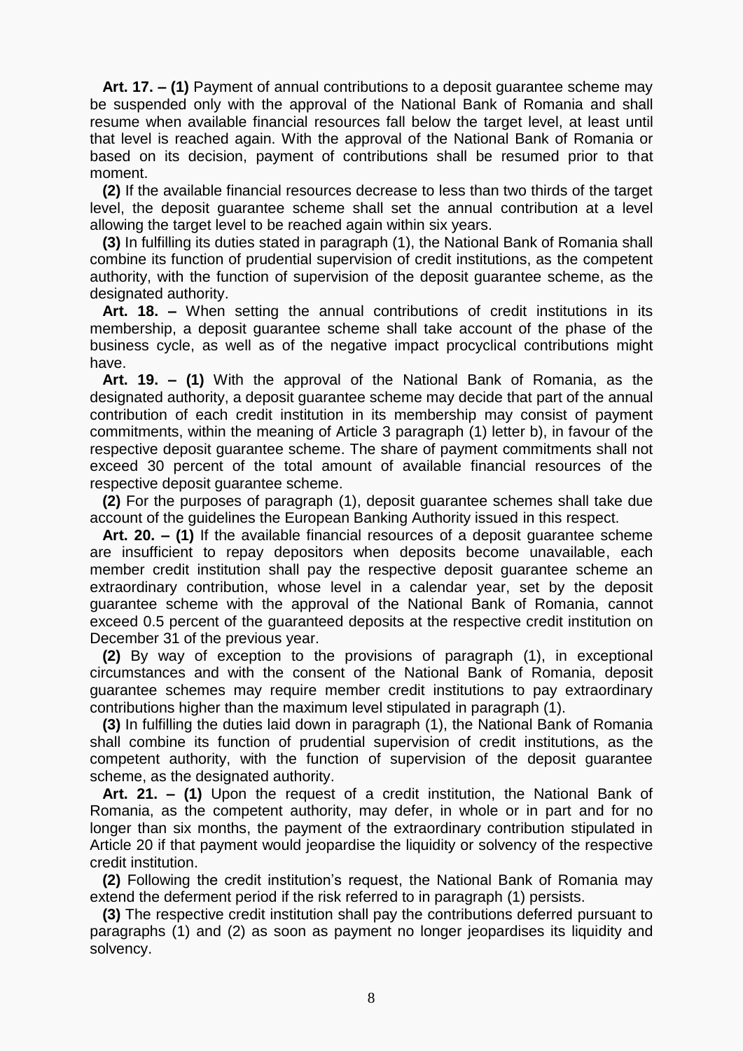**Art. 17. – (1)** Payment of annual contributions to a deposit guarantee scheme may be suspended only with the approval of the National Bank of Romania and shall resume when available financial resources fall below the target level, at least until that level is reached again. With the approval of the National Bank of Romania or based on its decision, payment of contributions shall be resumed prior to that moment.

**(2)** If the available financial resources decrease to less than two thirds of the target level, the deposit guarantee scheme shall set the annual contribution at a level allowing the target level to be reached again within six years.

**(3)** In fulfilling its duties stated in paragraph (1), the National Bank of Romania shall combine its function of prudential supervision of credit institutions, as the competent authority, with the function of supervision of the deposit guarantee scheme, as the designated authority.

**Art. 18. –** When setting the annual contributions of credit institutions in its membership, a deposit guarantee scheme shall take account of the phase of the business cycle, as well as of the negative impact procyclical contributions might have.

**Art. 19. – (1)** With the approval of the National Bank of Romania, as the designated authority, a deposit guarantee scheme may decide that part of the annual contribution of each credit institution in its membership may consist of payment commitments, within the meaning of Article 3 paragraph (1) letter b), in favour of the respective deposit guarantee scheme. The share of payment commitments shall not exceed 30 percent of the total amount of available financial resources of the respective deposit guarantee scheme.

**(2)** For the purposes of paragraph (1), deposit guarantee schemes shall take due account of the guidelines the European Banking Authority issued in this respect.

**Art. 20. – (1)** If the available financial resources of a deposit guarantee scheme are insufficient to repay depositors when deposits become unavailable, each member credit institution shall pay the respective deposit guarantee scheme an extraordinary contribution, whose level in a calendar year, set by the deposit guarantee scheme with the approval of the National Bank of Romania, cannot exceed 0.5 percent of the guaranteed deposits at the respective credit institution on December 31 of the previous year.

**(2)** By way of exception to the provisions of paragraph (1), in exceptional circumstances and with the consent of the National Bank of Romania, deposit guarantee schemes may require member credit institutions to pay extraordinary contributions higher than the maximum level stipulated in paragraph (1).

**(3)** In fulfilling the duties laid down in paragraph (1), the National Bank of Romania shall combine its function of prudential supervision of credit institutions, as the competent authority, with the function of supervision of the deposit guarantee scheme, as the designated authority.

**Art. 21. – (1)** Upon the request of a credit institution, the National Bank of Romania, as the competent authority, may defer, in whole or in part and for no longer than six months, the payment of the extraordinary contribution stipulated in Article 20 if that payment would jeopardise the liquidity or solvency of the respective credit institution.

**(2)** Following the credit institution's request, the National Bank of Romania may extend the deferment period if the risk referred to in paragraph (1) persists.

**(3)** The respective credit institution shall pay the contributions deferred pursuant to paragraphs (1) and (2) as soon as payment no longer jeopardises its liquidity and solvency.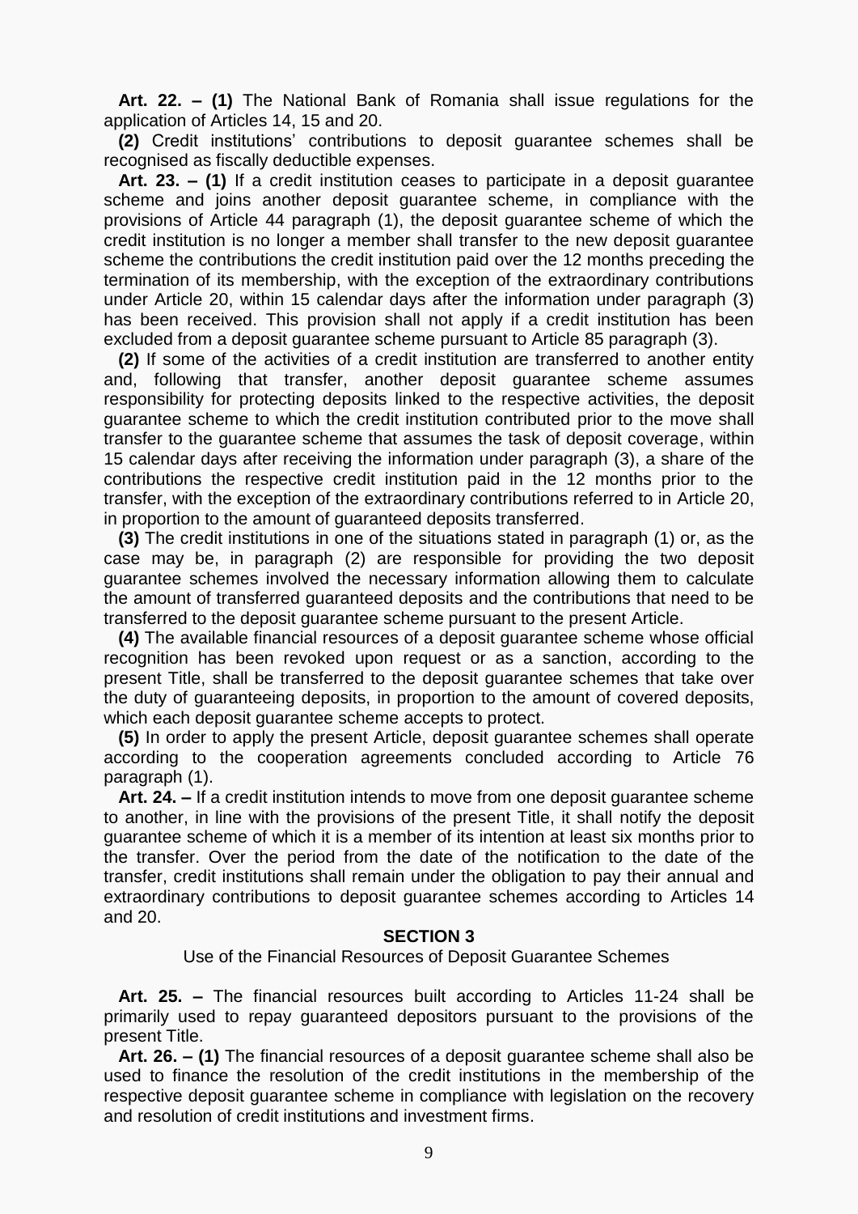**Art. 22. – (1)** The National Bank of Romania shall issue regulations for the application of Articles 14, 15 and 20.

**(2)** Credit institutions' contributions to deposit guarantee schemes shall be recognised as fiscally deductible expenses.

**Art. 23. – (1)** If a credit institution ceases to participate in a deposit guarantee scheme and joins another deposit guarantee scheme, in compliance with the provisions of Article 44 paragraph (1), the deposit guarantee scheme of which the credit institution is no longer a member shall transfer to the new deposit guarantee scheme the contributions the credit institution paid over the 12 months preceding the termination of its membership, with the exception of the extraordinary contributions under Article 20, within 15 calendar days after the information under paragraph (3) has been received. This provision shall not apply if a credit institution has been excluded from a deposit guarantee scheme pursuant to Article 85 paragraph (3).

**(2)** If some of the activities of a credit institution are transferred to another entity and, following that transfer, another deposit guarantee scheme assumes responsibility for protecting deposits linked to the respective activities, the deposit guarantee scheme to which the credit institution contributed prior to the move shall transfer to the guarantee scheme that assumes the task of deposit coverage, within 15 calendar days after receiving the information under paragraph (3), a share of the contributions the respective credit institution paid in the 12 months prior to the transfer, with the exception of the extraordinary contributions referred to in Article 20, in proportion to the amount of guaranteed deposits transferred.

**(3)** The credit institutions in one of the situations stated in paragraph (1) or, as the case may be, in paragraph (2) are responsible for providing the two deposit guarantee schemes involved the necessary information allowing them to calculate the amount of transferred guaranteed deposits and the contributions that need to be transferred to the deposit guarantee scheme pursuant to the present Article.

**(4)** The available financial resources of a deposit guarantee scheme whose official recognition has been revoked upon request or as a sanction, according to the present Title, shall be transferred to the deposit guarantee schemes that take over the duty of guaranteeing deposits, in proportion to the amount of covered deposits, which each deposit guarantee scheme accepts to protect.

**(5)** In order to apply the present Article, deposit guarantee schemes shall operate according to the cooperation agreements concluded according to Article 76 paragraph (1).

**Art. 24. –** If a credit institution intends to move from one deposit guarantee scheme to another, in line with the provisions of the present Title, it shall notify the deposit guarantee scheme of which it is a member of its intention at least six months prior to the transfer. Over the period from the date of the notification to the date of the transfer, credit institutions shall remain under the obligation to pay their annual and extraordinary contributions to deposit guarantee schemes according to Articles 14 and 20.

### SECTION 3

Use of the Financial Resources of Deposit Guarantee Schemes

**Art. 25. –** The financial resources built according to Articles 11-24 shall be primarily used to repay guaranteed depositors pursuant to the provisions of the present Title.

**Art. 26. – (1)** The financial resources of a deposit guarantee scheme shall also be used to finance the resolution of the credit institutions in the membership of the respective deposit guarantee scheme in compliance with legislation on the recovery and resolution of credit institutions and investment firms.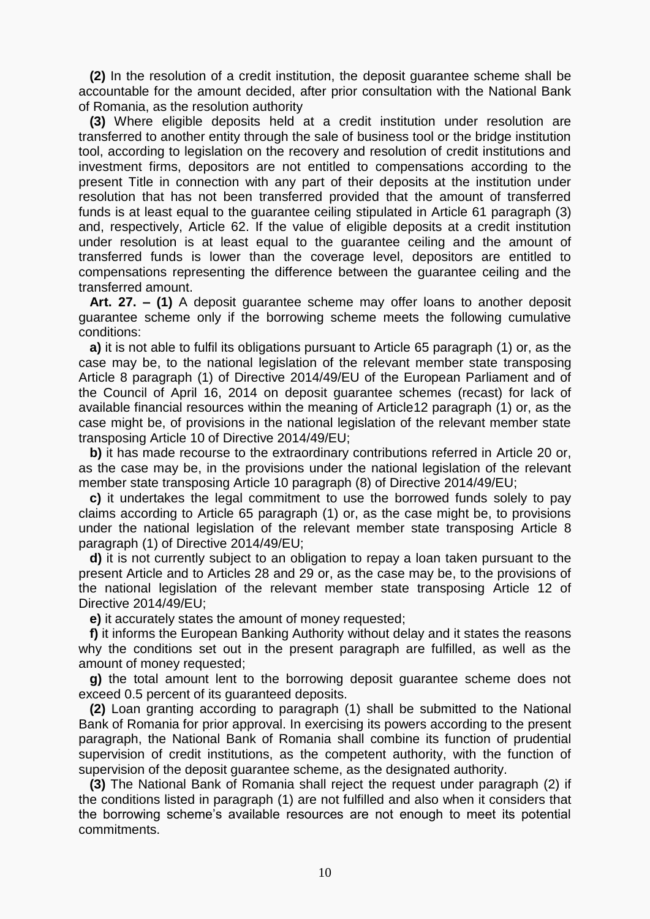**(2)** In the resolution of a credit institution, the deposit guarantee scheme shall be accountable for the amount decided, after prior consultation with the National Bank of Romania, as the resolution authority

**(3)** Where eligible deposits held at a credit institution under resolution are transferred to another entity through the sale of business tool or the bridge institution tool, according to legislation on the recovery and resolution of credit institutions and investment firms, depositors are not entitled to compensations according to the present Title in connection with any part of their deposits at the institution under resolution that has not been transferred provided that the amount of transferred funds is at least equal to the guarantee ceiling stipulated in Article 61 paragraph (3) and, respectively, Article 62. If the value of eligible deposits at a credit institution under resolution is at least equal to the guarantee ceiling and the amount of transferred funds is lower than the coverage level, depositors are entitled to compensations representing the difference between the guarantee ceiling and the transferred amount.

**Art. 27. – (1)** A deposit guarantee scheme may offer loans to another deposit guarantee scheme only if the borrowing scheme meets the following cumulative conditions:

**a)** it is not able to fulfil its obligations pursuant to Article 65 paragraph (1) or, as the case may be, to the national legislation of the relevant member state transposing Article 8 paragraph (1) of Directive 2014/49/EU of the European Parliament and of the Council of April 16, 2014 on deposit guarantee schemes (recast) for lack of available financial resources within the meaning of Article12 paragraph (1) or, as the case might be, of provisions in the national legislation of the relevant member state transposing Article 10 of Directive 2014/49/EU;

**b)** it has made recourse to the extraordinary contributions referred in Article 20 or, as the case may be, in the provisions under the national legislation of the relevant member state transposing Article 10 paragraph (8) of Directive 2014/49/EU;

**c)** it undertakes the legal commitment to use the borrowed funds solely to pay claims according to Article 65 paragraph (1) or, as the case might be, to provisions under the national legislation of the relevant member state transposing Article 8 paragraph (1) of Directive 2014/49/EU;

**d)** it is not currently subject to an obligation to repay a loan taken pursuant to the present Article and to Articles 28 and 29 or, as the case may be, to the provisions of the national legislation of the relevant member state transposing Article 12 of Directive 2014/49/EU;

**e)** it accurately states the amount of money requested;

**f)** it informs the European Banking Authority without delay and it states the reasons why the conditions set out in the present paragraph are fulfilled, as well as the amount of money requested;

**g)** the total amount lent to the borrowing deposit guarantee scheme does not exceed 0.5 percent of its guaranteed deposits.

**(2)** Loan granting according to paragraph (1) shall be submitted to the National Bank of Romania for prior approval. In exercising its powers according to the present paragraph, the National Bank of Romania shall combine its function of prudential supervision of credit institutions, as the competent authority, with the function of supervision of the deposit guarantee scheme, as the designated authority.

**(3)** The National Bank of Romania shall reject the request under paragraph (2) if the conditions listed in paragraph (1) are not fulfilled and also when it considers that the borrowing scheme's available resources are not enough to meet its potential commitments.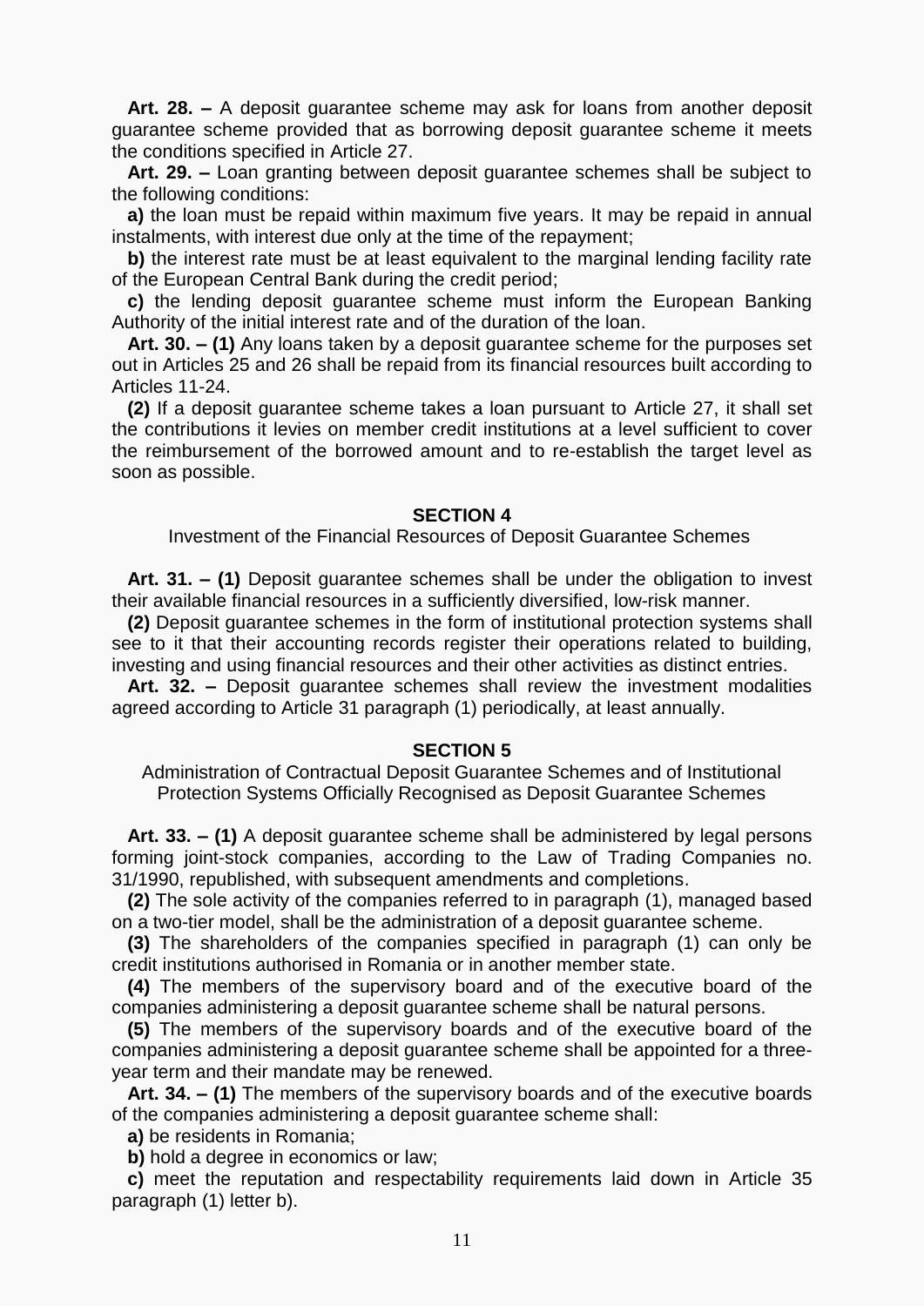**Art. 28. –** A deposit guarantee scheme may ask for loans from another deposit guarantee scheme provided that as borrowing deposit guarantee scheme it meets the conditions specified in Article 27.

**Art. 29. –** Loan granting between deposit guarantee schemes shall be subject to the following conditions:

**a)** the loan must be repaid within maximum five years. It may be repaid in annual instalments, with interest due only at the time of the repayment;

**b)** the interest rate must be at least equivalent to the marginal lending facility rate of the European Central Bank during the credit period;

**c)** the lending deposit guarantee scheme must inform the European Banking Authority of the initial interest rate and of the duration of the loan.

**Art. 30. – (1)** Any loans taken by a deposit guarantee scheme for the purposes set out in Articles 25 and 26 shall be repaid from its financial resources built according to Articles 11-24.

**(2)** If a deposit guarantee scheme takes a loan pursuant to Article 27, it shall set the contributions it levies on member credit institutions at a level sufficient to cover the reimbursement of the borrowed amount and to re-establish the target level as soon as possible.

## SECTION 4

Investment of the Financial Resources of Deposit Guarantee Schemes

**Art. 31. – (1)** Deposit guarantee schemes shall be under the obligation to invest their available financial resources in a sufficiently diversified, low-risk manner.

**(2)** Deposit guarantee schemes in the form of institutional protection systems shall see to it that their accounting records register their operations related to building, investing and using financial resources and their other activities as distinct entries.

**Art. 32. –** Deposit guarantee schemes shall review the investment modalities agreed according to Article 31 paragraph (1) periodically, at least annually.

## SECTION 5

Administration of Contractual Deposit Guarantee Schemes and of Institutional Protection Systems Officially Recognised as Deposit Guarantee Schemes

**Art. 33. – (1)** A deposit guarantee scheme shall be administered by legal persons forming joint-stock companies, according to the Law of Trading Companies no. 31/1990, republished, with subsequent amendments and completions.

**(2)** The sole activity of the companies referred to in paragraph (1), managed based on a two-tier model, shall be the administration of a deposit guarantee scheme.

**(3)** The shareholders of the companies specified in paragraph (1) can only be credit institutions authorised in Romania or in another member state.

**(4)** The members of the supervisory board and of the executive board of the companies administering a deposit guarantee scheme shall be natural persons.

**(5)** The members of the supervisory boards and of the executive board of the companies administering a deposit guarantee scheme shall be appointed for a three-year term and their mandate may be renewed.

**Art. 34. – (1)** The members of the supervisory boards and of the executive boards of the companies administering a deposit guarantee scheme shall:

**a)** be residents in Romania;

**b)** hold a degree in economics or law;

**c)** meet the reputation and respectability requirements laid down in Article 35 paragraph (1) letter b).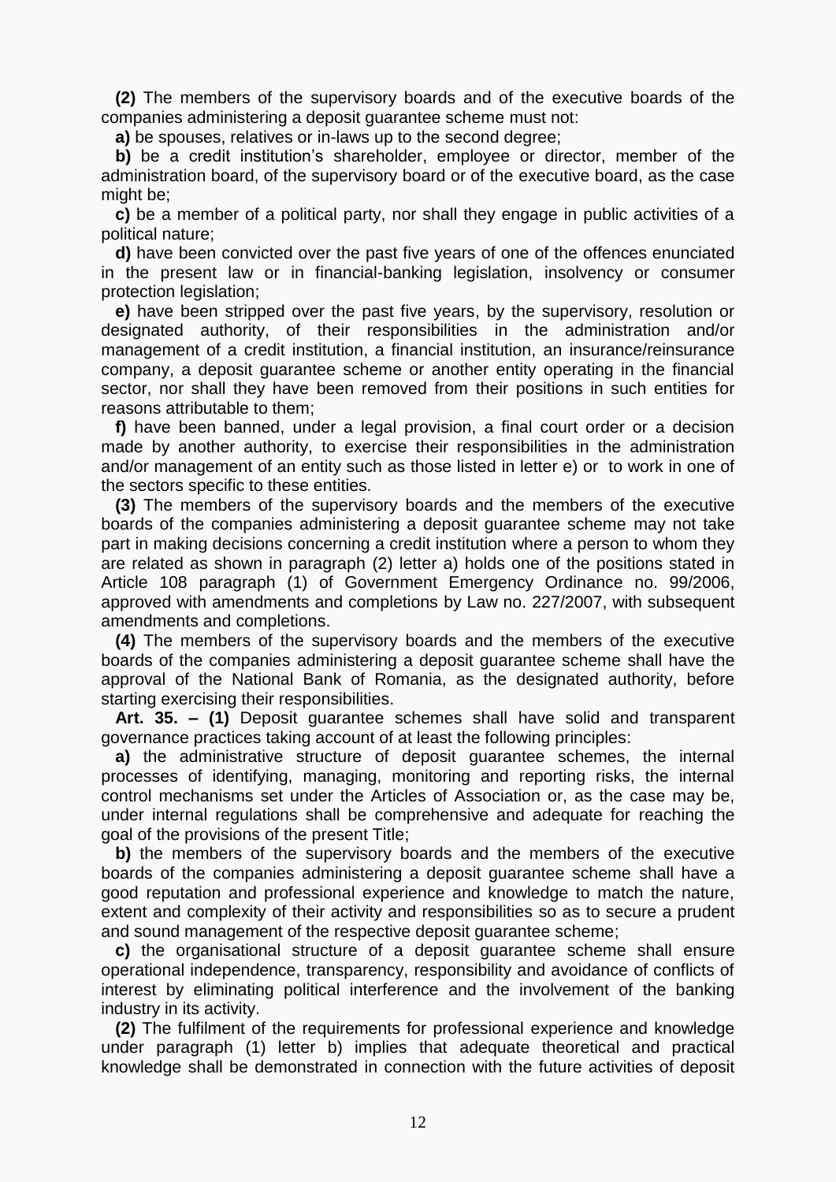**(2)** The members of the supervisory boards and of the executive boards of the companies administering a deposit guarantee scheme must not:

**a)** be spouses, relatives or in-laws up to the second degree;

**b)** be a credit institution's shareholder, employee or director, member of the administration board, of the supervisory board or of the executive board, as the case might be;

**c)** be a member of a political party, nor shall they engage in public activities of a political nature;

**d)** have been convicted over the past five years of one of the offences enunciated in the present law or in financial-banking legislation, insolvency or consumer protection legislation;

**e)** have been stripped over the past five years, by the supervisory, resolution or designated authority, of their responsibilities in the administration and/or management of a credit institution, a financial institution, an insurance/reinsurance company, a deposit guarantee scheme or another entity operating in the financial sector, nor shall they have been removed from their positions in such entities for reasons attributable to them;

**f)** have been banned, under a legal provision, a final court order or a decision made by another authority, to exercise their responsibilities in the administration and/or management of an entity such as those listed in letter e) or to work in one of the sectors specific to these entities.

**(3)** The members of the supervisory boards and the members of the executive boards of the companies administering a deposit guarantee scheme may not take part in making decisions concerning a credit institution where a person to whom they are related as shown in paragraph (2) letter a) holds one of the positions stated in Article 108 paragraph (1) of Government Emergency Ordinance no. 99/2006, approved with amendments and completions by Law no. 227/2007, with subsequent amendments and completions.

**(4)** The members of the supervisory boards and the members of the executive boards of the companies administering a deposit guarantee scheme shall have the approval of the National Bank of Romania, as the designated authority, before starting exercising their responsibilities.

**Art. 35. – (1)** Deposit guarantee schemes shall have solid and transparent governance practices taking account of at least the following principles:

**a)** the administrative structure of deposit guarantee schemes, the internal processes of identifying, managing, monitoring and reporting risks, the internal control mechanisms set under the Articles of Association or, as the case may be, under internal regulations shall be comprehensive and adequate for reaching the goal of the provisions of the present Title;

**b)** the members of the supervisory boards and the members of the executive boards of the companies administering a deposit guarantee scheme shall have a good reputation and professional experience and knowledge to match the nature, extent and complexity of their activity and responsibilities so as to secure a prudent and sound management of the respective deposit guarantee scheme;

**c)** the organisational structure of a deposit guarantee scheme shall ensure operational independence, transparency, responsibility and avoidance of conflicts of interest by eliminating political interference and the involvement of the banking industry in its activity.

**(2)** The fulfilment of the requirements for professional experience and knowledge under paragraph (1) letter b) implies that adequate theoretical and practical knowledge shall be demonstrated in connection with the future activities of deposit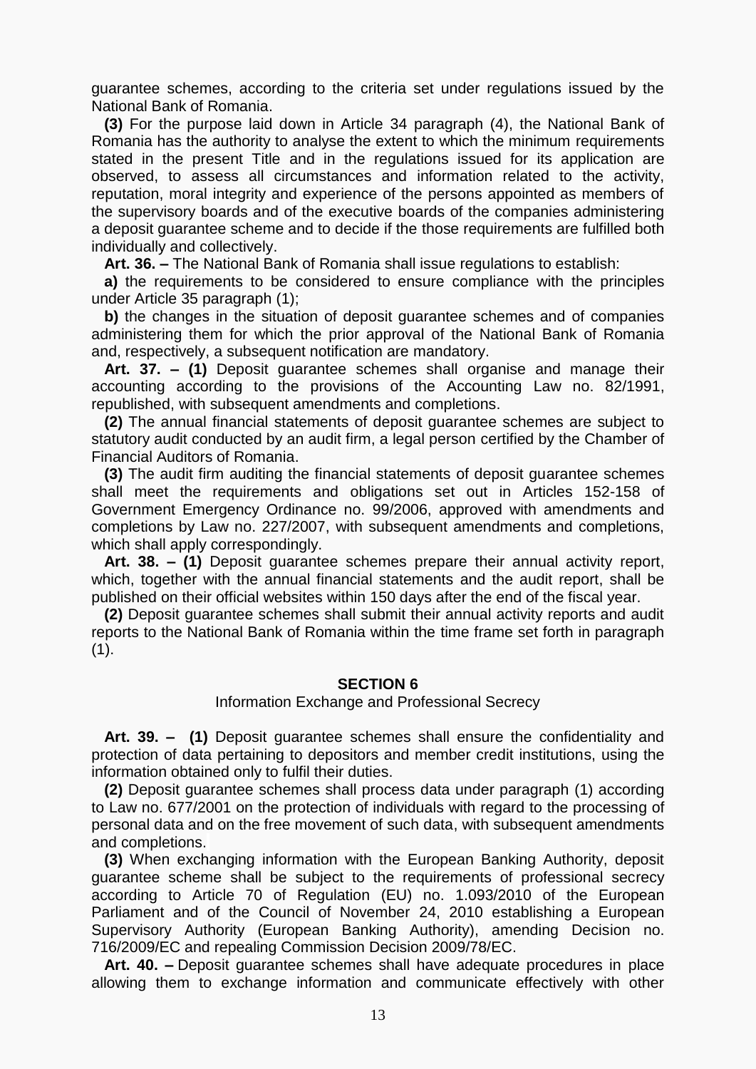guarantee schemes, according to the criteria set under regulations issued by the National Bank of Romania.

**(3)** For the purpose laid down in Article 34 paragraph (4), the National Bank of Romania has the authority to analyse the extent to which the minimum requirements stated in the present Title and in the regulations issued for its application are observed, to assess all circumstances and information related to the activity, reputation, moral integrity and experience of the persons appointed as members of the supervisory boards and of the executive boards of the companies administering a deposit guarantee scheme and to decide if the those requirements are fulfilled both individually and collectively.

**Art. 36. –** The National Bank of Romania shall issue regulations to establish:

**a)** the requirements to be considered to ensure compliance with the principles under Article 35 paragraph (1);

**b)** the changes in the situation of deposit guarantee schemes and of companies administering them for which the prior approval of the National Bank of Romania and, respectively, a subsequent notification are mandatory.

**Art. 37. – (1)** Deposit guarantee schemes shall organise and manage their accounting according to the provisions of the Accounting Law no. 82/1991, republished, with subsequent amendments and completions.

**(2)** The annual financial statements of deposit guarantee schemes are subject to statutory audit conducted by an audit firm, a legal person certified by the Chamber of Financial Auditors of Romania.

**(3)** The audit firm auditing the financial statements of deposit guarantee schemes shall meet the requirements and obligations set out in Articles 152-158 of Government Emergency Ordinance no. 99/2006, approved with amendments and completions by Law no. 227/2007, with subsequent amendments and completions, which shall apply correspondingly.

**Art. 38. – (1)** Deposit guarantee schemes prepare their annual activity report, which, together with the annual financial statements and the audit report, shall be published on their official websites within 150 days after the end of the fiscal year.

**(2)** Deposit guarantee schemes shall submit their annual activity reports and audit reports to the National Bank of Romania within the time frame set forth in paragraph (1).

## SECTION 6

Information Exchange and Professional Secrecy

**Art. 39. – (1)** Deposit guarantee schemes shall ensure the confidentiality and protection of data pertaining to depositors and member credit institutions, using the information obtained only to fulfil their duties.

**(2)** Deposit guarantee schemes shall process data under paragraph (1) according to Law no. 677/2001 on the protection of individuals with regard to the processing of personal data and on the free movement of such data, with subsequent amendments and completions.

**(3)** When exchanging information with the European Banking Authority, deposit guarantee scheme shall be subject to the requirements of professional secrecy according to Article 70 of Regulation (EU) no. 1.093/2010 of the European Parliament and of the Council of November 24, 2010 establishing a European Supervisory Authority (European Banking Authority), amending Decision no. 716/2009/EC and repealing Commission Decision 2009/78/EC.

**Art. 40. –** Deposit guarantee schemes shall have adequate procedures in place allowing them to exchange information and communicate effectively with other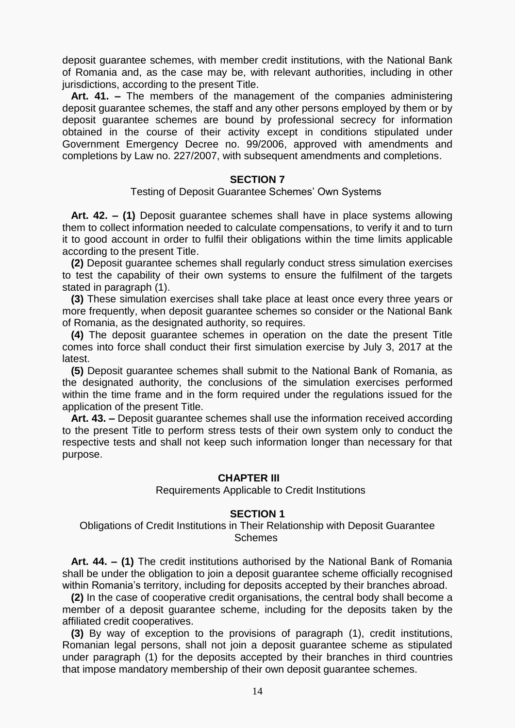deposit guarantee schemes, with member credit institutions, with the National Bank of Romania and, as the case may be, with relevant authorities, including in other jurisdictions, according to the present Title.

**Art. 41. –** The members of the management of the companies administering deposit guarantee schemes, the staff and any other persons employed by them or by deposit guarantee schemes are bound by professional secrecy for information obtained in the course of their activity except in conditions stipulated under Government Emergency Decree no. 99/2006, approved with amendments and completions by Law no. 227/2007, with subsequent amendments and completions.

## SECTION 7

Testing of Deposit Guarantee Schemes' Own Systems

**Art. 42. – (1)** Deposit guarantee schemes shall have in place systems allowing them to collect information needed to calculate compensations, to verify it and to turn it to good account in order to fulfil their obligations within the time limits applicable according to the present Title.

**(2)** Deposit guarantee schemes shall regularly conduct stress simulation exercises to test the capability of their own systems to ensure the fulfilment of the targets stated in paragraph (1).

**(3)** These simulation exercises shall take place at least once every three years or more frequently, when deposit guarantee schemes so consider or the National Bank of Romania, as the designated authority, so requires.

**(4)** The deposit guarantee schemes in operation on the date the present Title comes into force shall conduct their first simulation exercise by July 3, 2017 at the latest.

**(5)** Deposit guarantee schemes shall submit to the National Bank of Romania, as the designated authority, the conclusions of the simulation exercises performed within the time frame and in the form required under the regulations issued for the application of the present Title.

**Art. 43. –** Deposit guarantee schemes shall use the information received according to the present Title to perform stress tests of their own system only to conduct the respective tests and shall not keep such information longer than necessary for that purpose.

# CHAPTER III

Requirements Applicable to Credit Institutions

## SECTION 1

Obligations of Credit Institutions in Their Relationship with Deposit Guarantee Schemes

**Art. 44. – (1)** The credit institutions authorised by the National Bank of Romania shall be under the obligation to join a deposit guarantee scheme officially recognised within Romania's territory, including for deposits accepted by their branches abroad.

**(2)** In the case of cooperative credit organisations, the central body shall become a member of a deposit guarantee scheme, including for the deposits taken by the affiliated credit cooperatives.

**(3)** By way of exception to the provisions of paragraph (1), credit institutions, Romanian legal persons, shall not join a deposit guarantee scheme as stipulated under paragraph (1) for the deposits accepted by their branches in third countries that impose mandatory membership of their own deposit guarantee schemes.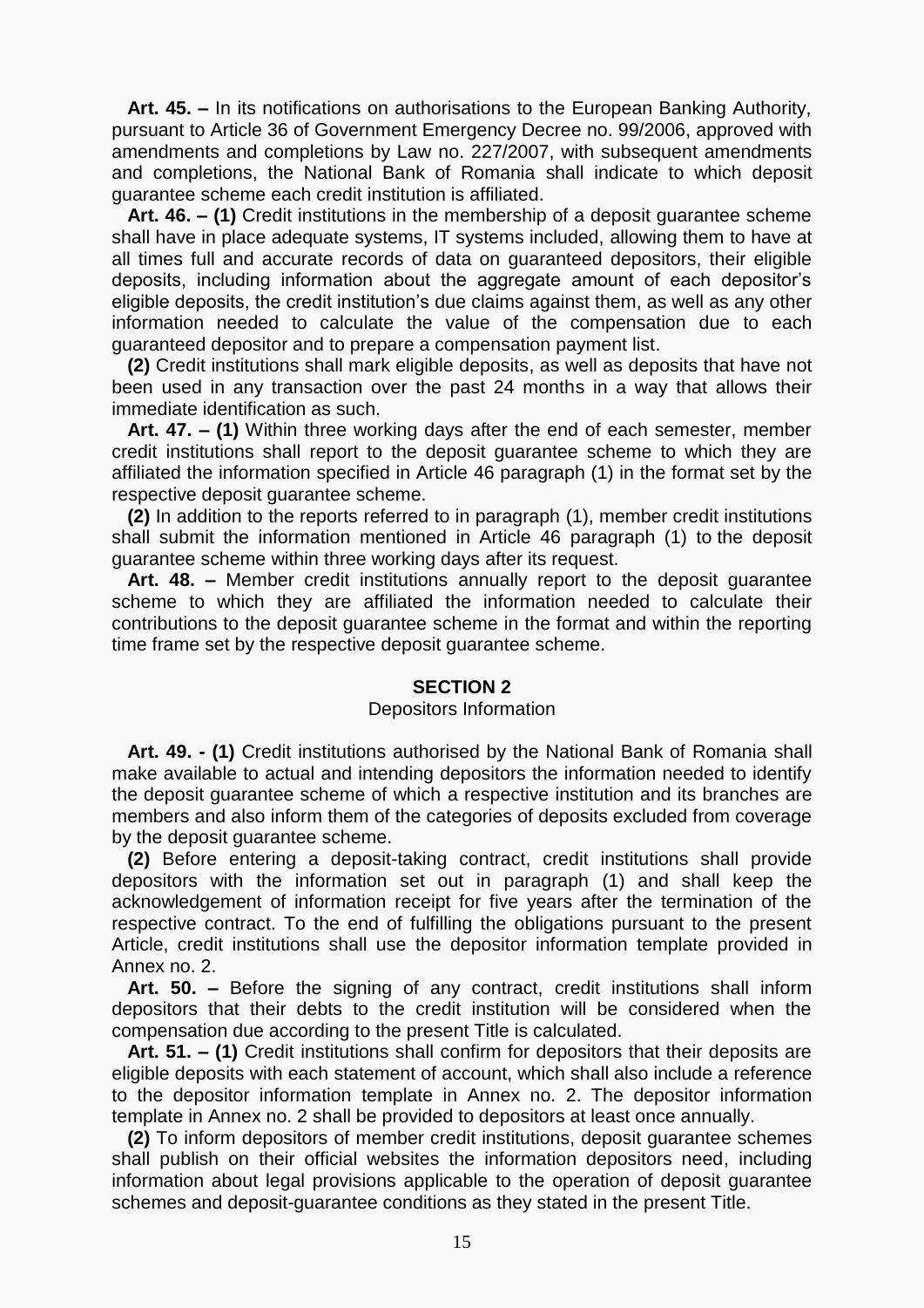**Art. 45. –** In its notifications on authorisations to the European Banking Authority, pursuant to Article 36 of Government Emergency Decree no. 99/2006, approved with amendments and completions by Law no. 227/2007, with subsequent amendments and completions, the National Bank of Romania shall indicate to which deposit guarantee scheme each credit institution is affiliated.

**Art. 46. – (1)** Credit institutions in the membership of a deposit guarantee scheme shall have in place adequate systems, IT systems included, allowing them to have at all times full and accurate records of data on guaranteed depositors, their eligible deposits, including information about the aggregate amount of each depositor's eligible deposits, the credit institution's due claims against them, as well as any other information needed to calculate the value of the compensation due to each guaranteed depositor and to prepare a compensation payment list.

**(2)** Credit institutions shall mark eligible deposits, as well as deposits that have not been used in any transaction over the past 24 months in a way that allows their immediate identification as such.

**Art. 47. – (1)** Within three working days after the end of each semester, member credit institutions shall report to the deposit guarantee scheme to which they are affiliated the information specified in Article 46 paragraph (1) in the format set by the respective deposit guarantee scheme.

**(2)** In addition to the reports referred to in paragraph (1), member credit institutions shall submit the information mentioned in Article 46 paragraph (1) to the deposit guarantee scheme within three working days after its request.

**Art. 48. –** Member credit institutions annually report to the deposit guarantee scheme to which they are affiliated the information needed to calculate their contributions to the deposit guarantee scheme in the format and within the reporting time frame set by the respective deposit guarantee scheme.

## SECTION 2

### Depositors Information

**Art. 49. - (1)** Credit institutions authorised by the National Bank of Romania shall make available to actual and intending depositors the information needed to identify the deposit guarantee scheme of which a respective institution and its branches are members and also inform them of the categories of deposits excluded from coverage by the deposit guarantee scheme.

**(2)** Before entering a deposit-taking contract, credit institutions shall provide depositors with the information set out in paragraph (1) and shall keep the acknowledgement of information receipt for five years after the termination of the respective contract. To the end of fulfilling the obligations pursuant to the present Article, credit institutions shall use the depositor information template provided in Annex no. 2.

**Art. 50. –** Before the signing of any contract, credit institutions shall inform depositors that their debts to the credit institution will be considered when the compensation due according to the present Title is calculated.

**Art. 51. – (1)** Credit institutions shall confirm for depositors that their deposits are eligible deposits with each statement of account, which shall also include a reference to the depositor information template in Annex no. 2. The depositor information template in Annex no. 2 shall be provided to depositors at least once annually.

**(2)** To inform depositors of member credit institutions, deposit guarantee schemes shall publish on their official websites the information depositors need, including information about legal provisions applicable to the operation of deposit guarantee schemes and deposit-guarantee conditions as they stated in the present Title.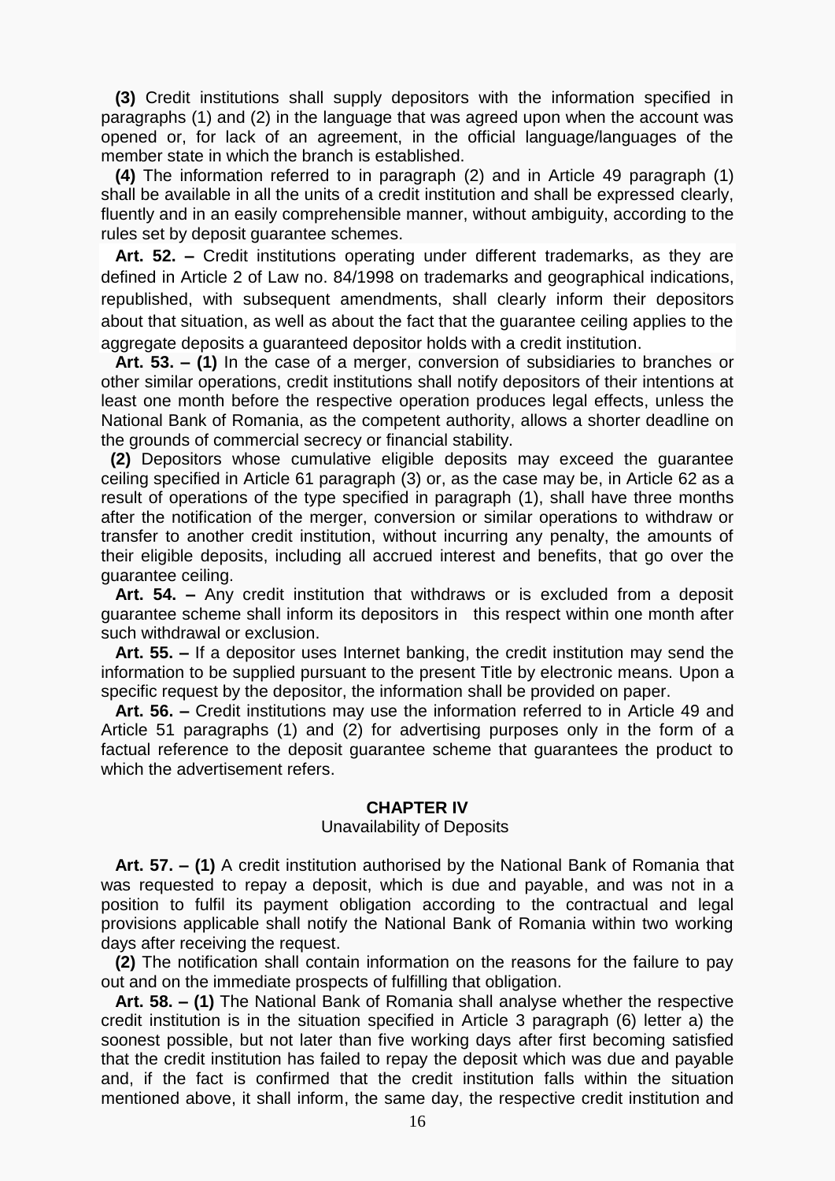**(3)** Credit institutions shall supply depositors with the information specified in paragraphs (1) and (2) in the language that was agreed upon when the account was opened or, for lack of an agreement, in the official language/languages of the member state in which the branch is established.

**(4)** The information referred to in paragraph (2) and in Article 49 paragraph (1) shall be available in all the units of a credit institution and shall be expressed clearly, fluently and in an easily comprehensible manner, without ambiguity, according to the rules set by deposit guarantee schemes.

**Art. 52. –** Credit institutions operating under different trademarks, as they are defined in Article 2 of Law no. 84/1998 on trademarks and geographical indications, republished, with subsequent amendments, shall clearly inform their depositors about that situation, as well as about the fact that the guarantee ceiling applies to the aggregate deposits a guaranteed depositor holds with a credit institution.

**Art. 53. – (1)** In the case of a merger, conversion of subsidiaries to branches or other similar operations, credit institutions shall notify depositors of their intentions at least one month before the respective operation produces legal effects, unless the National Bank of Romania, as the competent authority, allows a shorter deadline on the grounds of commercial secrecy or financial stability.

**(2)** Depositors whose cumulative eligible deposits may exceed the guarantee ceiling specified in Article 61 paragraph (3) or, as the case may be, in Article 62 as a result of operations of the type specified in paragraph (1), shall have three months after the notification of the merger, conversion or similar operations to withdraw or transfer to another credit institution, without incurring any penalty, the amounts of their eligible deposits, including all accrued interest and benefits, that go over the guarantee ceiling.

**Art. 54. –** Any credit institution that withdraws or is excluded from a deposit guarantee scheme shall inform its depositors in this respect within one month after such withdrawal or exclusion.

**Art. 55. –** If a depositor uses Internet banking, the credit institution may send the information to be supplied pursuant to the present Title by electronic means. Upon a specific request by the depositor, the information shall be provided on paper.

**Art. 56. –** Credit institutions may use the information referred to in Article 49 and Article 51 paragraphs (1) and (2) for advertising purposes only in the form of a factual reference to the deposit guarantee scheme that guarantees the product to which the advertisement refers.

## CHAPTER IV
### Unavailability of Deposits

**Art. 57. – (1)** A credit institution authorised by the National Bank of Romania that was requested to repay a deposit, which is due and payable, and was not in a position to fulfil its payment obligation according to the contractual and legal provisions applicable shall notify the National Bank of Romania within two working days after receiving the request.

**(2)** The notification shall contain information on the reasons for the failure to pay out and on the immediate prospects of fulfilling that obligation.

**Art. 58. – (1)** The National Bank of Romania shall analyse whether the respective credit institution is in the situation specified in Article 3 paragraph (6) letter a) the soonest possible, but not later than five working days after first becoming satisfied that the credit institution has failed to repay the deposit which was due and payable and, if the fact is confirmed that the credit institution falls within the situation mentioned above, it shall inform, the same day, the respective credit institution and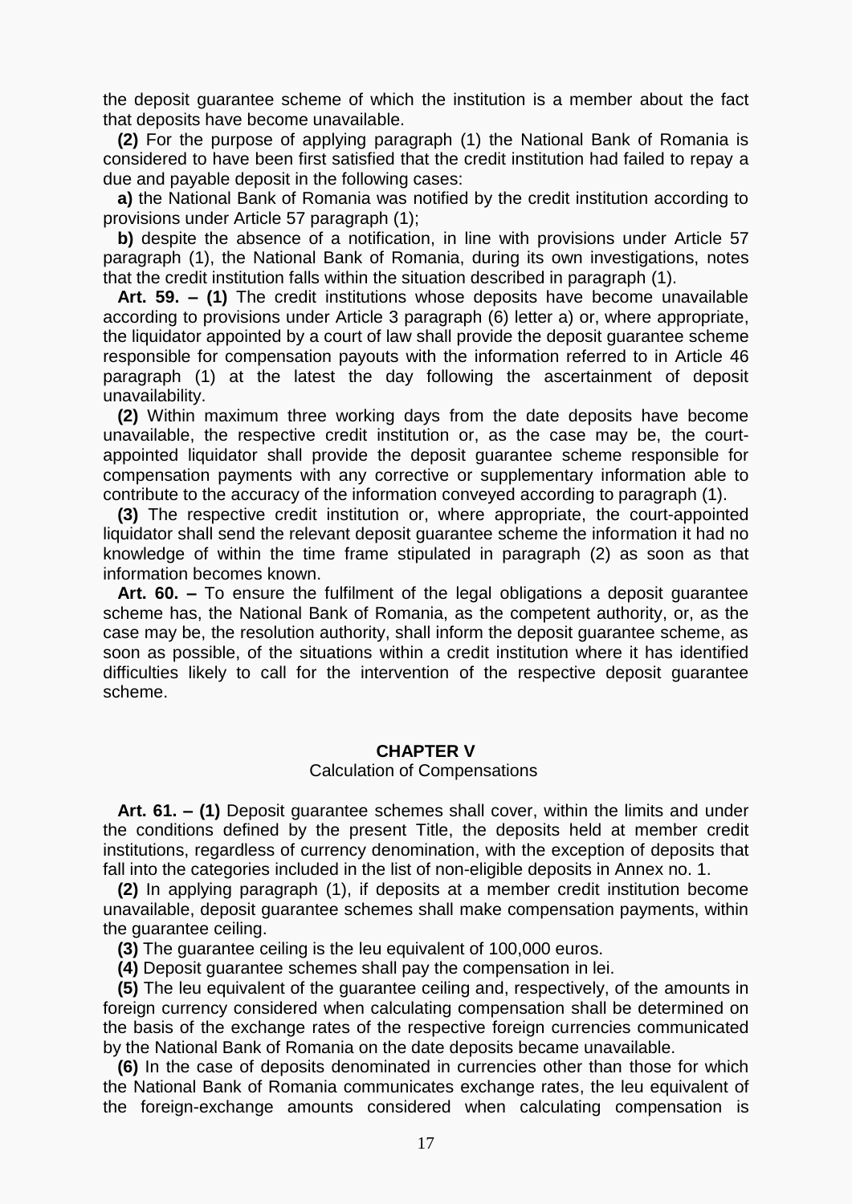the deposit guarantee scheme of which the institution is a member about the fact that deposits have become unavailable.

**(2)** For the purpose of applying paragraph (1) the National Bank of Romania is considered to have been first satisfied that the credit institution had failed to repay a due and payable deposit in the following cases:

**a)** the National Bank of Romania was notified by the credit institution according to provisions under Article 57 paragraph (1);

**b)** despite the absence of a notification, in line with provisions under Article 57 paragraph (1), the National Bank of Romania, during its own investigations, notes that the credit institution falls within the situation described in paragraph (1).

**Art. 59. – (1)** The credit institutions whose deposits have become unavailable according to provisions under Article 3 paragraph (6) letter a) or, where appropriate, the liquidator appointed by a court of law shall provide the deposit guarantee scheme responsible for compensation payouts with the information referred to in Article 46 paragraph (1) at the latest the day following the ascertainment of deposit unavailability.

**(2)** Within maximum three working days from the date deposits have become unavailable, the respective credit institution or, as the case may be, the court-appointed liquidator shall provide the deposit guarantee scheme responsible for compensation payments with any corrective or supplementary information able to contribute to the accuracy of the information conveyed according to paragraph (1).

**(3)** The respective credit institution or, where appropriate, the court-appointed liquidator shall send the relevant deposit guarantee scheme the information it had no knowledge of within the time frame stipulated in paragraph (2) as soon as that information becomes known.

**Art. 60. –** To ensure the fulfilment of the legal obligations a deposit guarantee scheme has, the National Bank of Romania, as the competent authority, or, as the case may be, the resolution authority, shall inform the deposit guarantee scheme, as soon as possible, of the situations within a credit institution where it has identified difficulties likely to call for the intervention of the respective deposit guarantee scheme.

## CHAPTER V
Calculation of Compensations

**Art. 61. – (1)** Deposit guarantee schemes shall cover, within the limits and under the conditions defined by the present Title, the deposits held at member credit institutions, regardless of currency denomination, with the exception of deposits that fall into the categories included in the list of non-eligible deposits in Annex no. 1.

**(2)** In applying paragraph (1), if deposits at a member credit institution become unavailable, deposit guarantee schemes shall make compensation payments, within the guarantee ceiling.

**(3)** The guarantee ceiling is the leu equivalent of 100,000 euros.

**(4)** Deposit guarantee schemes shall pay the compensation in lei.

**(5)** The leu equivalent of the guarantee ceiling and, respectively, of the amounts in foreign currency considered when calculating compensation shall be determined on the basis of the exchange rates of the respective foreign currencies communicated by the National Bank of Romania on the date deposits became unavailable.

**(6)** In the case of deposits denominated in currencies other than those for which the National Bank of Romania communicates exchange rates, the leu equivalent of the foreign-exchange amounts considered when calculating compensation is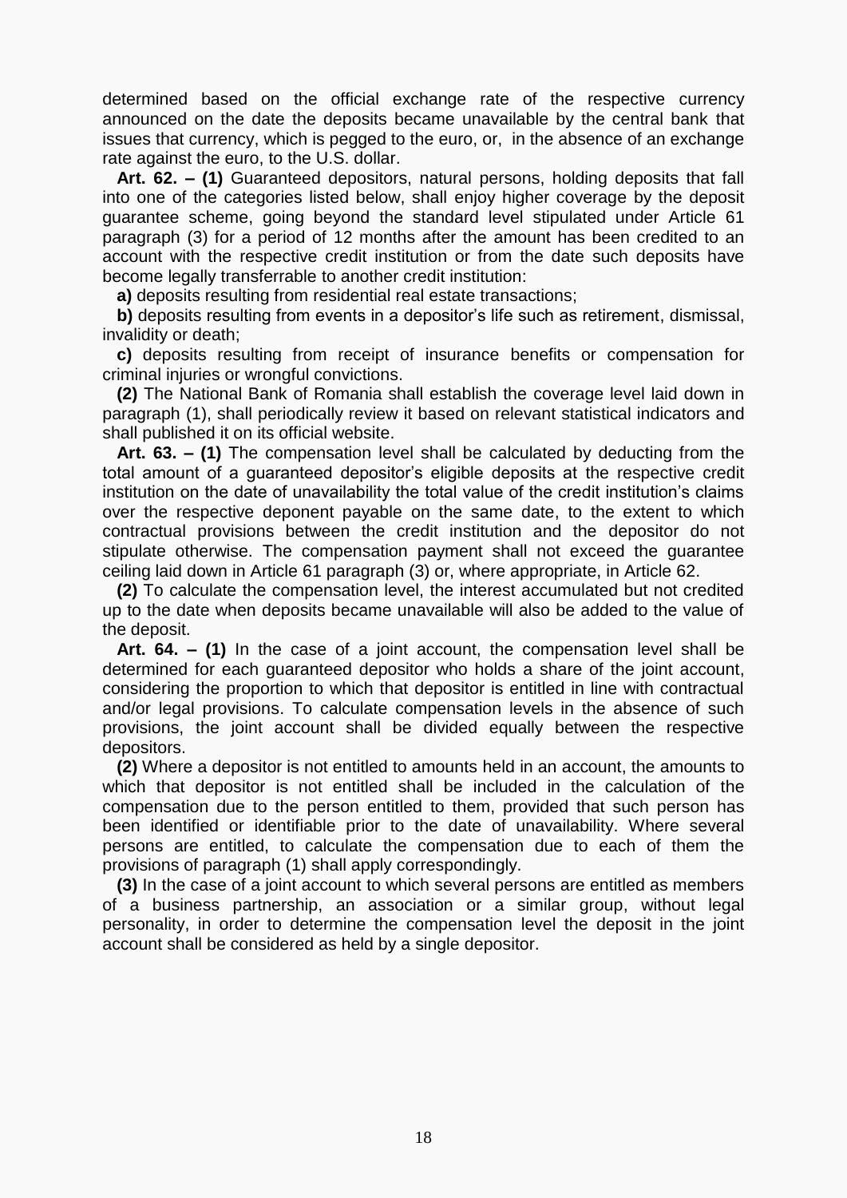determined based on the official exchange rate of the respective currency announced on the date the deposits became unavailable by the central bank that issues that currency, which is pegged to the euro, or, in the absence of an exchange rate against the euro, to the U.S. dollar.

**Art. 62. – (1)** Guaranteed depositors, natural persons, holding deposits that fall into one of the categories listed below, shall enjoy higher coverage by the deposit guarantee scheme, going beyond the standard level stipulated under Article 61 paragraph (3) for a period of 12 months after the amount has been credited to an account with the respective credit institution or from the date such deposits have become legally transferrable to another credit institution:

**a)** deposits resulting from residential real estate transactions;

**b)** deposits resulting from events in a depositor's life such as retirement, dismissal, invalidity or death;

**c)** deposits resulting from receipt of insurance benefits or compensation for criminal injuries or wrongful convictions.

**(2)** The National Bank of Romania shall establish the coverage level laid down in paragraph (1), shall periodically review it based on relevant statistical indicators and shall published it on its official website.

**Art. 63. – (1)** The compensation level shall be calculated by deducting from the total amount of a guaranteed depositor's eligible deposits at the respective credit institution on the date of unavailability the total value of the credit institution's claims over the respective deponent payable on the same date, to the extent to which contractual provisions between the credit institution and the depositor do not stipulate otherwise. The compensation payment shall not exceed the guarantee ceiling laid down in Article 61 paragraph (3) or, where appropriate, in Article 62.

**(2)** To calculate the compensation level, the interest accumulated but not credited up to the date when deposits became unavailable will also be added to the value of the deposit.

**Art. 64. – (1)** In the case of a joint account, the compensation level shall be determined for each guaranteed depositor who holds a share of the joint account, considering the proportion to which that depositor is entitled in line with contractual and/or legal provisions. To calculate compensation levels in the absence of such provisions, the joint account shall be divided equally between the respective depositors.

**(2)** Where a depositor is not entitled to amounts held in an account, the amounts to which that depositor is not entitled shall be included in the calculation of the compensation due to the person entitled to them, provided that such person has been identified or identifiable prior to the date of unavailability. Where several persons are entitled, to calculate the compensation due to each of them the provisions of paragraph (1) shall apply correspondingly.

**(3)** In the case of a joint account to which several persons are entitled as members of a business partnership, an association or a similar group, without legal personality, in order to determine the compensation level the deposit in the joint account shall be considered as held by a single depositor.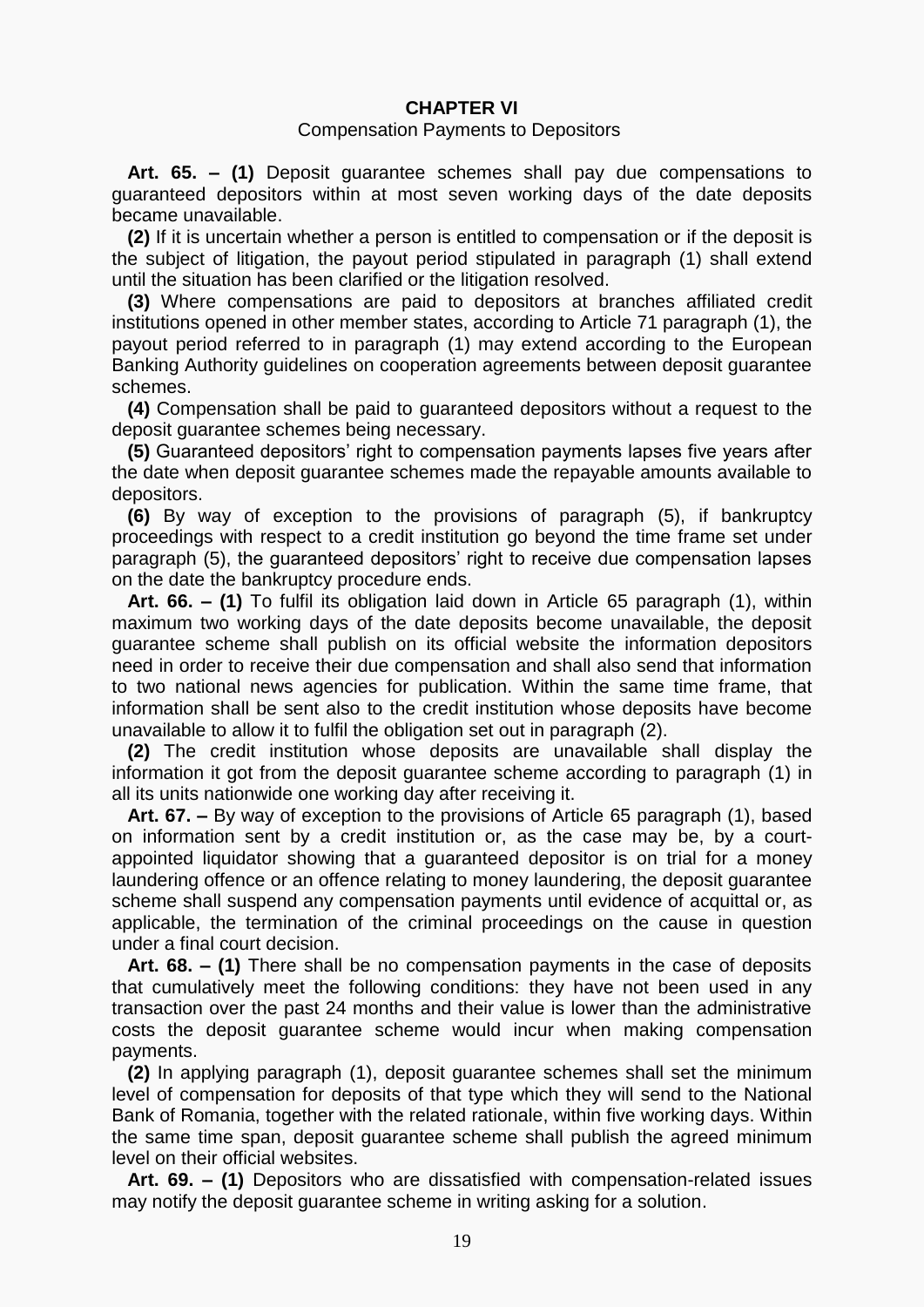## CHAPTER VI

Compensation Payments to Depositors

**Art. 65. – (1)** Deposit guarantee schemes shall pay due compensations to guaranteed depositors within at most seven working days of the date deposits became unavailable.

**(2)** If it is uncertain whether a person is entitled to compensation or if the deposit is the subject of litigation, the payout period stipulated in paragraph (1) shall extend until the situation has been clarified or the litigation resolved.

**(3)** Where compensations are paid to depositors at branches affiliated credit institutions opened in other member states, according to Article 71 paragraph (1), the payout period referred to in paragraph (1) may extend according to the European Banking Authority guidelines on cooperation agreements between deposit guarantee schemes.

**(4)** Compensation shall be paid to guaranteed depositors without a request to the deposit guarantee schemes being necessary.

**(5)** Guaranteed depositors' right to compensation payments lapses five years after the date when deposit guarantee schemes made the repayable amounts available to depositors.

**(6)** By way of exception to the provisions of paragraph (5), if bankruptcy proceedings with respect to a credit institution go beyond the time frame set under paragraph (5), the guaranteed depositors' right to receive due compensation lapses on the date the bankruptcy procedure ends.

**Art. 66. – (1)** To fulfil its obligation laid down in Article 65 paragraph (1), within maximum two working days of the date deposits become unavailable, the deposit guarantee scheme shall publish on its official website the information depositors need in order to receive their due compensation and shall also send that information to two national news agencies for publication. Within the same time frame, that information shall be sent also to the credit institution whose deposits have become unavailable to allow it to fulfil the obligation set out in paragraph (2).

**(2)** The credit institution whose deposits are unavailable shall display the information it got from the deposit guarantee scheme according to paragraph (1) in all its units nationwide one working day after receiving it.

**Art. 67. –** By way of exception to the provisions of Article 65 paragraph (1), based on information sent by a credit institution or, as the case may be, by a court-appointed liquidator showing that a guaranteed depositor is on trial for a money laundering offence or an offence relating to money laundering, the deposit guarantee scheme shall suspend any compensation payments until evidence of acquittal or, as applicable, the termination of the criminal proceedings on the cause in question under a final court decision.

**Art. 68. – (1)** There shall be no compensation payments in the case of deposits that cumulatively meet the following conditions: they have not been used in any transaction over the past 24 months and their value is lower than the administrative costs the deposit guarantee scheme would incur when making compensation payments.

**(2)** In applying paragraph (1), deposit guarantee schemes shall set the minimum level of compensation for deposits of that type which they will send to the National Bank of Romania, together with the related rationale, within five working days. Within the same time span, deposit guarantee scheme shall publish the agreed minimum level on their official websites.

**Art. 69. – (1)** Depositors who are dissatisfied with compensation-related issues may notify the deposit guarantee scheme in writing asking for a solution.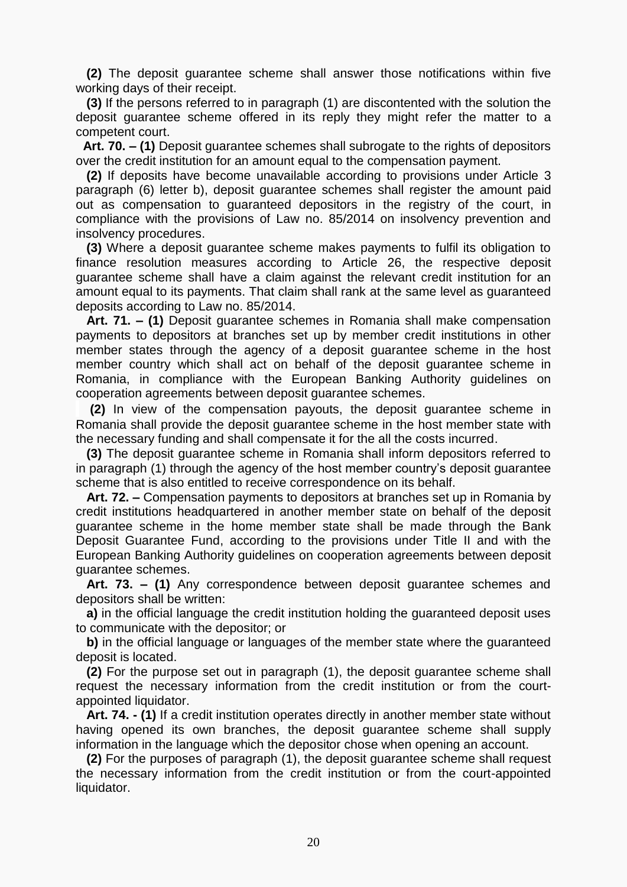**(2)** The deposit guarantee scheme shall answer those notifications within five working days of their receipt.

**(3)** If the persons referred to in paragraph (1) are discontented with the solution the deposit guarantee scheme offered in its reply they might refer the matter to a competent court.

**Art. 70. – (1)** Deposit guarantee schemes shall subrogate to the rights of depositors over the credit institution for an amount equal to the compensation payment.

**(2)** If deposits have become unavailable according to provisions under Article 3 paragraph (6) letter b), deposit guarantee schemes shall register the amount paid out as compensation to guaranteed depositors in the registry of the court, in compliance with the provisions of Law no. 85/2014 on insolvency prevention and insolvency procedures.

**(3)** Where a deposit guarantee scheme makes payments to fulfil its obligation to finance resolution measures according to Article 26, the respective deposit guarantee scheme shall have a claim against the relevant credit institution for an amount equal to its payments. That claim shall rank at the same level as guaranteed deposits according to Law no. 85/2014.

**Art. 71. – (1)** Deposit guarantee schemes in Romania shall make compensation payments to depositors at branches set up by member credit institutions in other member states through the agency of a deposit guarantee scheme in the host member country which shall act on behalf of the deposit guarantee scheme in Romania, in compliance with the European Banking Authority guidelines on cooperation agreements between deposit guarantee schemes.

**(2)** In view of the compensation payouts, the deposit guarantee scheme in Romania shall provide the deposit guarantee scheme in the host member state with the necessary funding and shall compensate it for the all the costs incurred.

**(3)** The deposit guarantee scheme in Romania shall inform depositors referred to in paragraph (1) through the agency of the host member country's deposit guarantee scheme that is also entitled to receive correspondence on its behalf.

**Art. 72. –** Compensation payments to depositors at branches set up in Romania by credit institutions headquartered in another member state on behalf of the deposit guarantee scheme in the home member state shall be made through the Bank Deposit Guarantee Fund, according to the provisions under Title II and with the European Banking Authority guidelines on cooperation agreements between deposit guarantee schemes.

**Art. 73. – (1)** Any correspondence between deposit guarantee schemes and depositors shall be written:

**a)** in the official language the credit institution holding the guaranteed deposit uses to communicate with the depositor; or

**b)** in the official language or languages of the member state where the guaranteed deposit is located.

**(2)** For the purpose set out in paragraph (1), the deposit guarantee scheme shall request the necessary information from the credit institution or from the court-appointed liquidator.

**Art. 74. - (1)** If a credit institution operates directly in another member state without having opened its own branches, the deposit guarantee scheme shall supply information in the language which the depositor chose when opening an account.

**(2)** For the purposes of paragraph (1), the deposit guarantee scheme shall request the necessary information from the credit institution or from the court-appointed liquidator.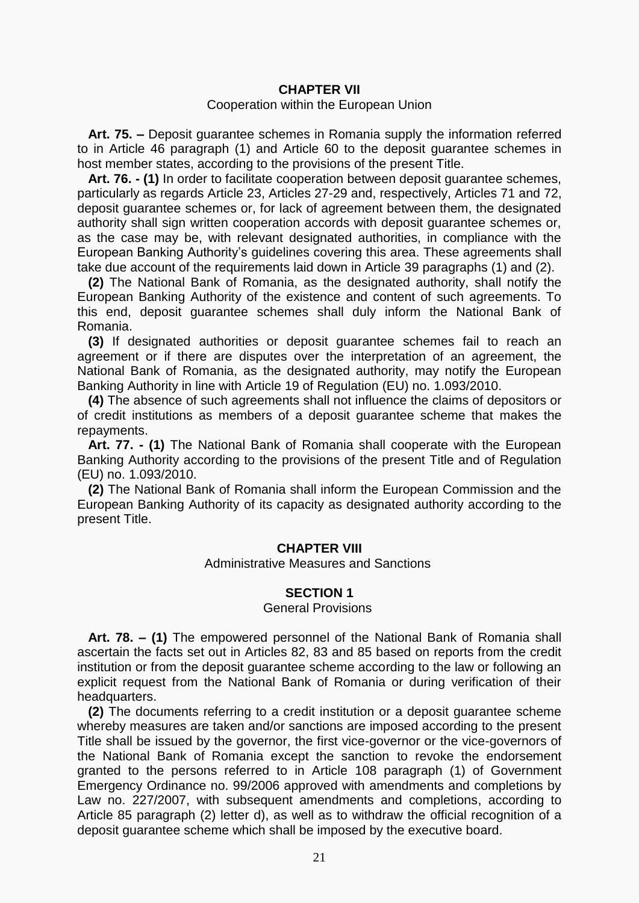## CHAPTER VII

Cooperation within the European Union

**Art. 75. –** Deposit guarantee schemes in Romania supply the information referred to in Article 46 paragraph (1) and Article 60 to the deposit guarantee schemes in host member states, according to the provisions of the present Title.

**Art. 76. - (1)** In order to facilitate cooperation between deposit guarantee schemes, particularly as regards Article 23, Articles 27-29 and, respectively, Articles 71 and 72, deposit guarantee schemes or, for lack of agreement between them, the designated authority shall sign written cooperation accords with deposit guarantee schemes or, as the case may be, with relevant designated authorities, in compliance with the European Banking Authority's guidelines covering this area. These agreements shall take due account of the requirements laid down in Article 39 paragraphs (1) and (2).

**(2)** The National Bank of Romania, as the designated authority, shall notify the European Banking Authority of the existence and content of such agreements. To this end, deposit guarantee schemes shall duly inform the National Bank of Romania.

**(3)** If designated authorities or deposit guarantee schemes fail to reach an agreement or if there are disputes over the interpretation of an agreement, the National Bank of Romania, as the designated authority, may notify the European Banking Authority in line with Article 19 of Regulation (EU) no. 1.093/2010.

**(4)** The absence of such agreements shall not influence the claims of depositors or of credit institutions as members of a deposit guarantee scheme that makes the repayments.

**Art. 77. - (1)** The National Bank of Romania shall cooperate with the European Banking Authority according to the provisions of the present Title and of Regulation (EU) no. 1.093/2010.

**(2)** The National Bank of Romania shall inform the European Commission and the European Banking Authority of its capacity as designated authority according to the present Title.

## CHAPTER VIII

Administrative Measures and Sanctions

### SECTION 1

General Provisions

**Art. 78. – (1)** The empowered personnel of the National Bank of Romania shall ascertain the facts set out in Articles 82, 83 and 85 based on reports from the credit institution or from the deposit guarantee scheme according to the law or following an explicit request from the National Bank of Romania or during verification of their headquarters.

**(2)** The documents referring to a credit institution or a deposit guarantee scheme whereby measures are taken and/or sanctions are imposed according to the present Title shall be issued by the governor, the first vice-governor or the vice-governors of the National Bank of Romania except the sanction to revoke the endorsement granted to the persons referred to in Article 108 paragraph (1) of Government Emergency Ordinance no. 99/2006 approved with amendments and completions by Law no. 227/2007, with subsequent amendments and completions, according to Article 85 paragraph (2) letter d), as well as to withdraw the official recognition of a deposit guarantee scheme which shall be imposed by the executive board.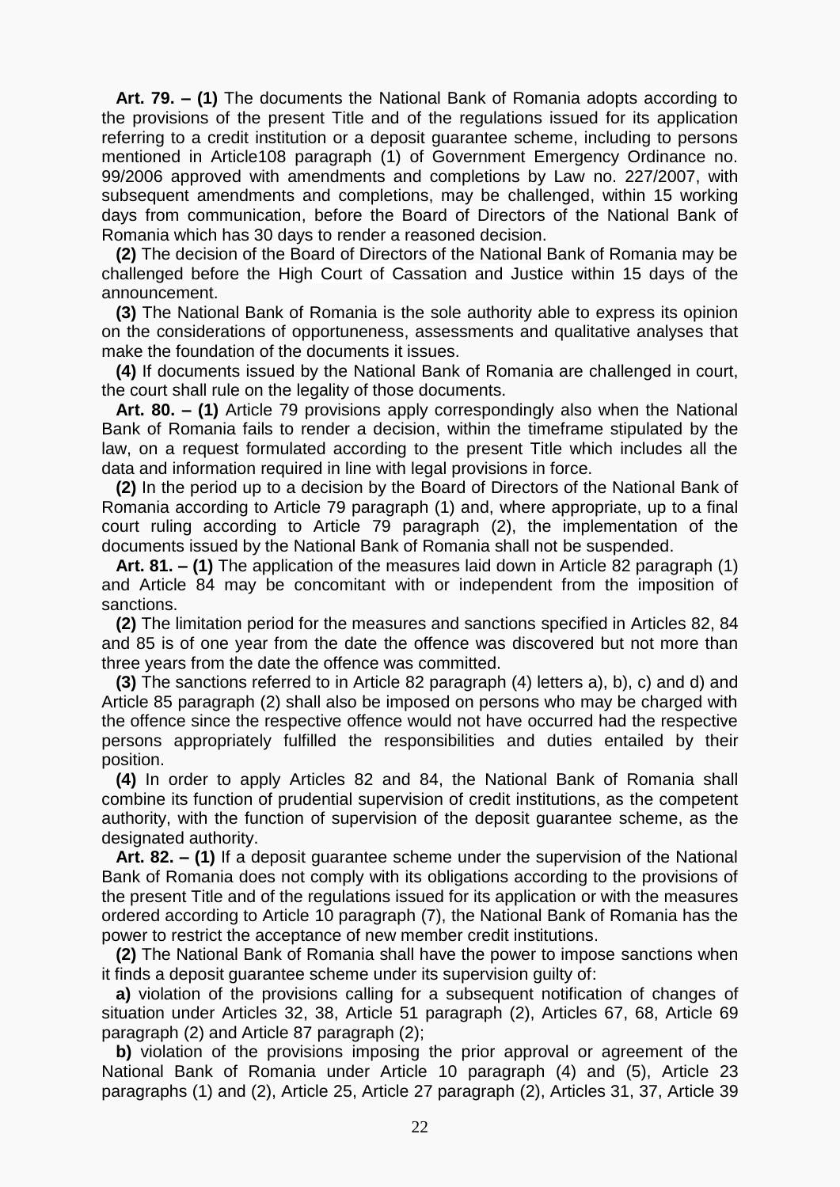**Art. 79. – (1)** The documents the National Bank of Romania adopts according to the provisions of the present Title and of the regulations issued for its application referring to a credit institution or a deposit guarantee scheme, including to persons mentioned in Article108 paragraph (1) of Government Emergency Ordinance no. 99/2006 approved with amendments and completions by Law no. 227/2007, with subsequent amendments and completions, may be challenged, within 15 working days from communication, before the Board of Directors of the National Bank of Romania which has 30 days to render a reasoned decision.

**(2)** The decision of the Board of Directors of the National Bank of Romania may be challenged before the High Court of Cassation and Justice within 15 days of the announcement.

**(3)** The National Bank of Romania is the sole authority able to express its opinion on the considerations of opportuneness, assessments and qualitative analyses that make the foundation of the documents it issues.

**(4)** If documents issued by the National Bank of Romania are challenged in court, the court shall rule on the legality of those documents.

**Art. 80. – (1)** Article 79 provisions apply correspondingly also when the National Bank of Romania fails to render a decision, within the timeframe stipulated by the law, on a request formulated according to the present Title which includes all the data and information required in line with legal provisions in force.

**(2)** In the period up to a decision by the Board of Directors of the National Bank of Romania according to Article 79 paragraph (1) and, where appropriate, up to a final court ruling according to Article 79 paragraph (2), the implementation of the documents issued by the National Bank of Romania shall not be suspended.

**Art. 81. – (1)** The application of the measures laid down in Article 82 paragraph (1) and Article 84 may be concomitant with or independent from the imposition of sanctions.

**(2)** The limitation period for the measures and sanctions specified in Articles 82, 84 and 85 is of one year from the date the offence was discovered but not more than three years from the date the offence was committed.

**(3)** The sanctions referred to in Article 82 paragraph (4) letters a), b), c) and d) and Article 85 paragraph (2) shall also be imposed on persons who may be charged with the offence since the respective offence would not have occurred had the respective persons appropriately fulfilled the responsibilities and duties entailed by their position.

**(4)** In order to apply Articles 82 and 84, the National Bank of Romania shall combine its function of prudential supervision of credit institutions, as the competent authority, with the function of supervision of the deposit guarantee scheme, as the designated authority.

**Art. 82. – (1)** If a deposit guarantee scheme under the supervision of the National Bank of Romania does not comply with its obligations according to the provisions of the present Title and of the regulations issued for its application or with the measures ordered according to Article 10 paragraph (7), the National Bank of Romania has the power to restrict the acceptance of new member credit institutions.

**(2)** The National Bank of Romania shall have the power to impose sanctions when it finds a deposit guarantee scheme under its supervision guilty of:

**a)** violation of the provisions calling for a subsequent notification of changes of situation under Articles 32, 38, Article 51 paragraph (2), Articles 67, 68, Article 69 paragraph (2) and Article 87 paragraph (2);

**b)** violation of the provisions imposing the prior approval or agreement of the National Bank of Romania under Article 10 paragraph (4) and (5), Article 23 paragraphs (1) and (2), Article 25, Article 27 paragraph (2), Articles 31, 37, Article 39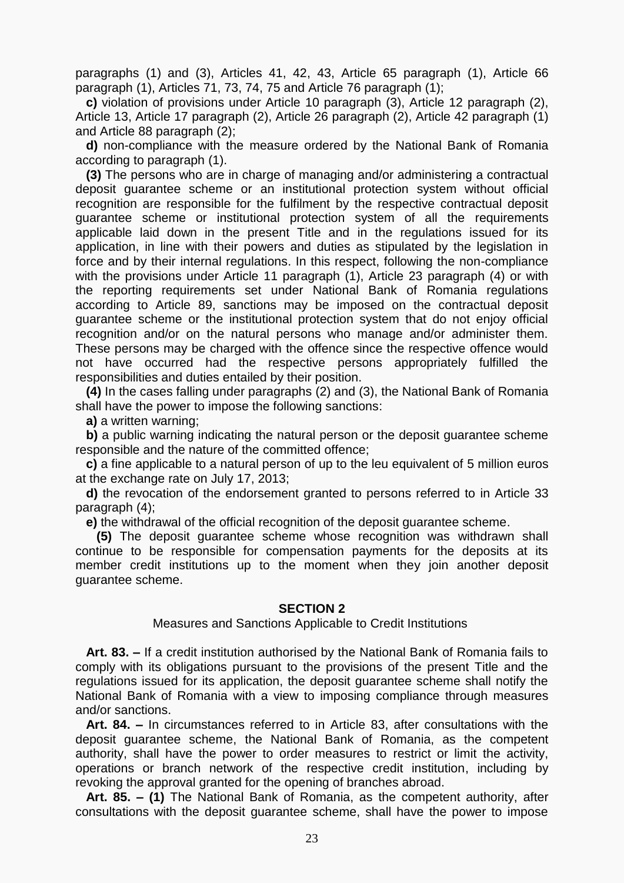paragraphs (1) and (3), Articles 41, 42, 43, Article 65 paragraph (1), Article 66 paragraph (1), Articles 71, 73, 74, 75 and Article 76 paragraph (1);

**c)** violation of provisions under Article 10 paragraph (3), Article 12 paragraph (2), Article 13, Article 17 paragraph (2), Article 26 paragraph (2), Article 42 paragraph (1) and Article 88 paragraph (2);

**d)** non-compliance with the measure ordered by the National Bank of Romania according to paragraph (1).

**(3)** The persons who are in charge of managing and/or administering a contractual deposit guarantee scheme or an institutional protection system without official recognition are responsible for the fulfilment by the respective contractual deposit guarantee scheme or institutional protection system of all the requirements applicable laid down in the present Title and in the regulations issued for its application, in line with their powers and duties as stipulated by the legislation in force and by their internal regulations. In this respect, following the non-compliance with the provisions under Article 11 paragraph (1), Article 23 paragraph (4) or with the reporting requirements set under National Bank of Romania regulations according to Article 89, sanctions may be imposed on the contractual deposit guarantee scheme or the institutional protection system that do not enjoy official recognition and/or on the natural persons who manage and/or administer them. These persons may be charged with the offence since the respective offence would not have occurred had the respective persons appropriately fulfilled the responsibilities and duties entailed by their position.

**(4)** In the cases falling under paragraphs (2) and (3), the National Bank of Romania shall have the power to impose the following sanctions:

**a)** a written warning;

**b)** a public warning indicating the natural person or the deposit guarantee scheme responsible and the nature of the committed offence;

**c)** a fine applicable to a natural person of up to the leu equivalent of 5 million euros at the exchange rate on July 17, 2013;

**d)** the revocation of the endorsement granted to persons referred to in Article 33 paragraph (4);

**e)** the withdrawal of the official recognition of the deposit guarantee scheme.

**(5)** The deposit guarantee scheme whose recognition was withdrawn shall continue to be responsible for compensation payments for the deposits at its member credit institutions up to the moment when they join another deposit guarantee scheme.

## SECTION 2

### Measures and Sanctions Applicable to Credit Institutions

**Art. 83. –** If a credit institution authorised by the National Bank of Romania fails to comply with its obligations pursuant to the provisions of the present Title and the regulations issued for its application, the deposit guarantee scheme shall notify the National Bank of Romania with a view to imposing compliance through measures and/or sanctions.

**Art. 84. –** In circumstances referred to in Article 83, after consultations with the deposit guarantee scheme, the National Bank of Romania, as the competent authority, shall have the power to order measures to restrict or limit the activity, operations or branch network of the respective credit institution, including by revoking the approval granted for the opening of branches abroad.

**Art. 85. – (1)** The National Bank of Romania, as the competent authority, after consultations with the deposit guarantee scheme, shall have the power to impose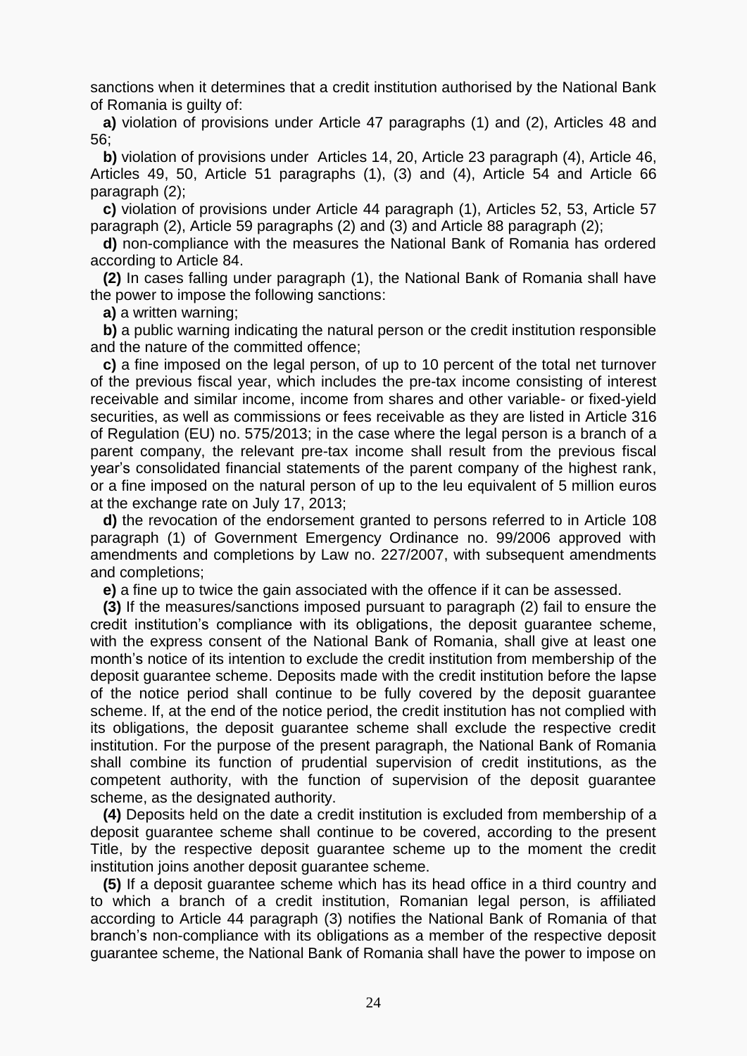sanctions when it determines that a credit institution authorised by the National Bank of Romania is guilty of:

**a)** violation of provisions under Article 47 paragraphs (1) and (2), Articles 48 and 56;

**b)** violation of provisions under Articles 14, 20, Article 23 paragraph (4), Article 46, Articles 49, 50, Article 51 paragraphs (1), (3) and (4), Article 54 and Article 66 paragraph (2);

**c)** violation of provisions under Article 44 paragraph (1), Articles 52, 53, Article 57 paragraph (2), Article 59 paragraphs (2) and (3) and Article 88 paragraph (2);

**d)** non-compliance with the measures the National Bank of Romania has ordered according to Article 84.

**(2)** In cases falling under paragraph (1), the National Bank of Romania shall have the power to impose the following sanctions:

**a)** a written warning;

**b)** a public warning indicating the natural person or the credit institution responsible and the nature of the committed offence;

**c)** a fine imposed on the legal person, of up to 10 percent of the total net turnover of the previous fiscal year, which includes the pre-tax income consisting of interest receivable and similar income, income from shares and other variable- or fixed-yield securities, as well as commissions or fees receivable as they are listed in Article 316 of Regulation (EU) no. 575/2013; in the case where the legal person is a branch of a parent company, the relevant pre-tax income shall result from the previous fiscal year's consolidated financial statements of the parent company of the highest rank, or a fine imposed on the natural person of up to the leu equivalent of 5 million euros at the exchange rate on July 17, 2013;

**d)** the revocation of the endorsement granted to persons referred to in Article 108 paragraph (1) of Government Emergency Ordinance no. 99/2006 approved with amendments and completions by Law no. 227/2007, with subsequent amendments and completions;

**e)** a fine up to twice the gain associated with the offence if it can be assessed.

**(3)** If the measures/sanctions imposed pursuant to paragraph (2) fail to ensure the credit institution's compliance with its obligations, the deposit guarantee scheme, with the express consent of the National Bank of Romania, shall give at least one month's notice of its intention to exclude the credit institution from membership of the deposit guarantee scheme. Deposits made with the credit institution before the lapse of the notice period shall continue to be fully covered by the deposit guarantee scheme. If, at the end of the notice period, the credit institution has not complied with its obligations, the deposit guarantee scheme shall exclude the respective credit institution. For the purpose of the present paragraph, the National Bank of Romania shall combine its function of prudential supervision of credit institutions, as the competent authority, with the function of supervision of the deposit guarantee scheme, as the designated authority.

**(4)** Deposits held on the date a credit institution is excluded from membership of a deposit guarantee scheme shall continue to be covered, according to the present Title, by the respective deposit guarantee scheme up to the moment the credit institution joins another deposit guarantee scheme.

**(5)** If a deposit guarantee scheme which has its head office in a third country and to which a branch of a credit institution, Romanian legal person, is affiliated according to Article 44 paragraph (3) notifies the National Bank of Romania of that branch's non-compliance with its obligations as a member of the respective deposit guarantee scheme, the National Bank of Romania shall have the power to impose on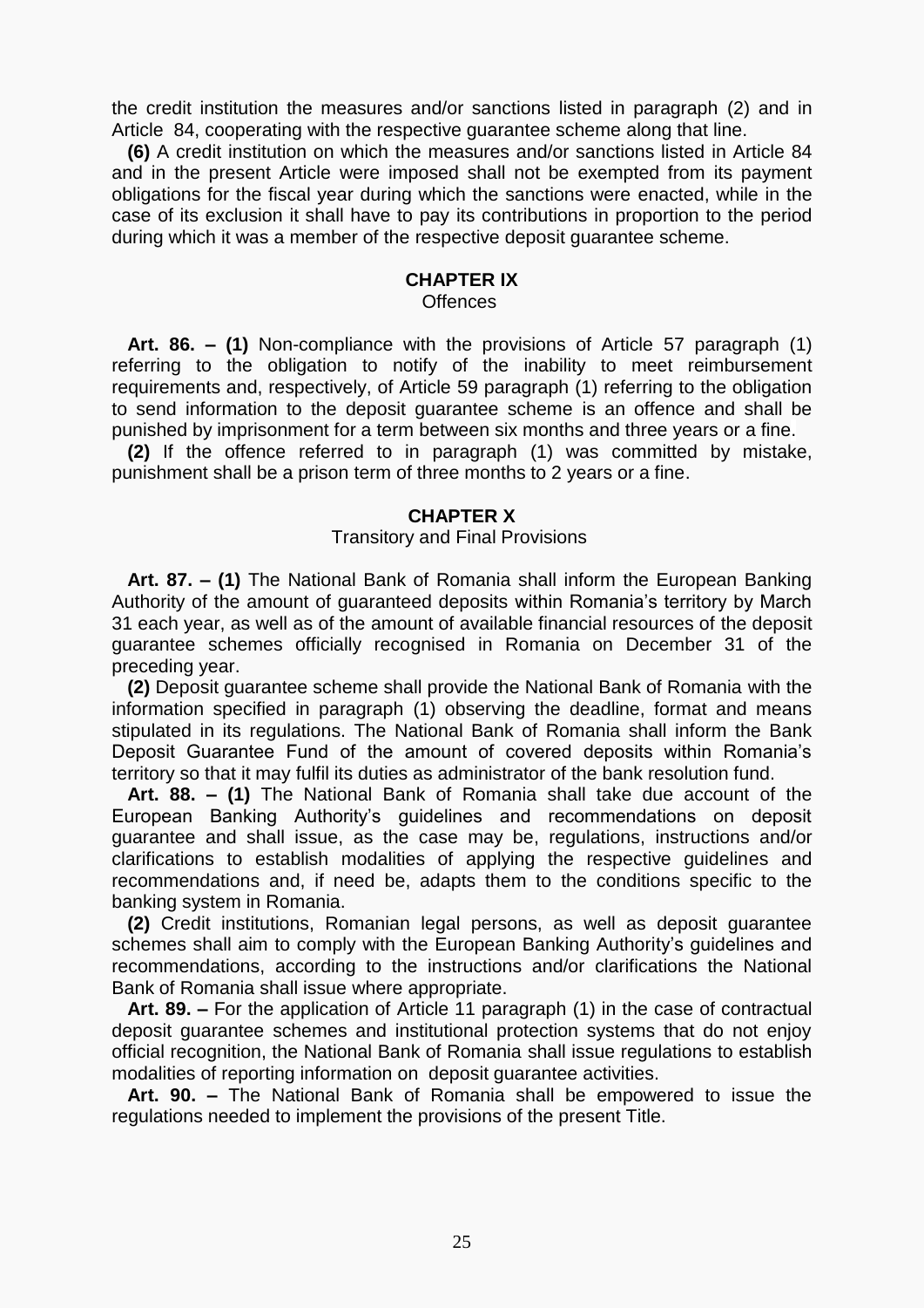the credit institution the measures and/or sanctions listed in paragraph (2) and in Article 84, cooperating with the respective guarantee scheme along that line.

**(6)** A credit institution on which the measures and/or sanctions listed in Article 84 and in the present Article were imposed shall not be exempted from its payment obligations for the fiscal year during which the sanctions were enacted, while in the case of its exclusion it shall have to pay its contributions in proportion to the period during which it was a member of the respective deposit guarantee scheme.

## CHAPTER IX
Offences

**Art. 86. – (1)** Non-compliance with the provisions of Article 57 paragraph (1) referring to the obligation to notify of the inability to meet reimbursement requirements and, respectively, of Article 59 paragraph (1) referring to the obligation to send information to the deposit guarantee scheme is an offence and shall be punished by imprisonment for a term between six months and three years or a fine.

**(2)** If the offence referred to in paragraph (1) was committed by mistake, punishment shall be a prison term of three months to 2 years or a fine.

## CHAPTER X
Transitory and Final Provisions

**Art. 87. – (1)** The National Bank of Romania shall inform the European Banking Authority of the amount of guaranteed deposits within Romania's territory by March 31 each year, as well as of the amount of available financial resources of the deposit guarantee schemes officially recognised in Romania on December 31 of the preceding year.

**(2)** Deposit guarantee scheme shall provide the National Bank of Romania with the information specified in paragraph (1) observing the deadline, format and means stipulated in its regulations. The National Bank of Romania shall inform the Bank Deposit Guarantee Fund of the amount of covered deposits within Romania's territory so that it may fulfil its duties as administrator of the bank resolution fund.

**Art. 88. – (1)** The National Bank of Romania shall take due account of the European Banking Authority's guidelines and recommendations on deposit guarantee and shall issue, as the case may be, regulations, instructions and/or clarifications to establish modalities of applying the respective guidelines and recommendations and, if need be, adapts them to the conditions specific to the banking system in Romania.

**(2)** Credit institutions, Romanian legal persons, as well as deposit guarantee schemes shall aim to comply with the European Banking Authority's guidelines and recommendations, according to the instructions and/or clarifications the National Bank of Romania shall issue where appropriate.

**Art. 89. –** For the application of Article 11 paragraph (1) in the case of contractual deposit guarantee schemes and institutional protection systems that do not enjoy official recognition, the National Bank of Romania shall issue regulations to establish modalities of reporting information on deposit guarantee activities.

**Art. 90. –** The National Bank of Romania shall be empowered to issue the regulations needed to implement the provisions of the present Title.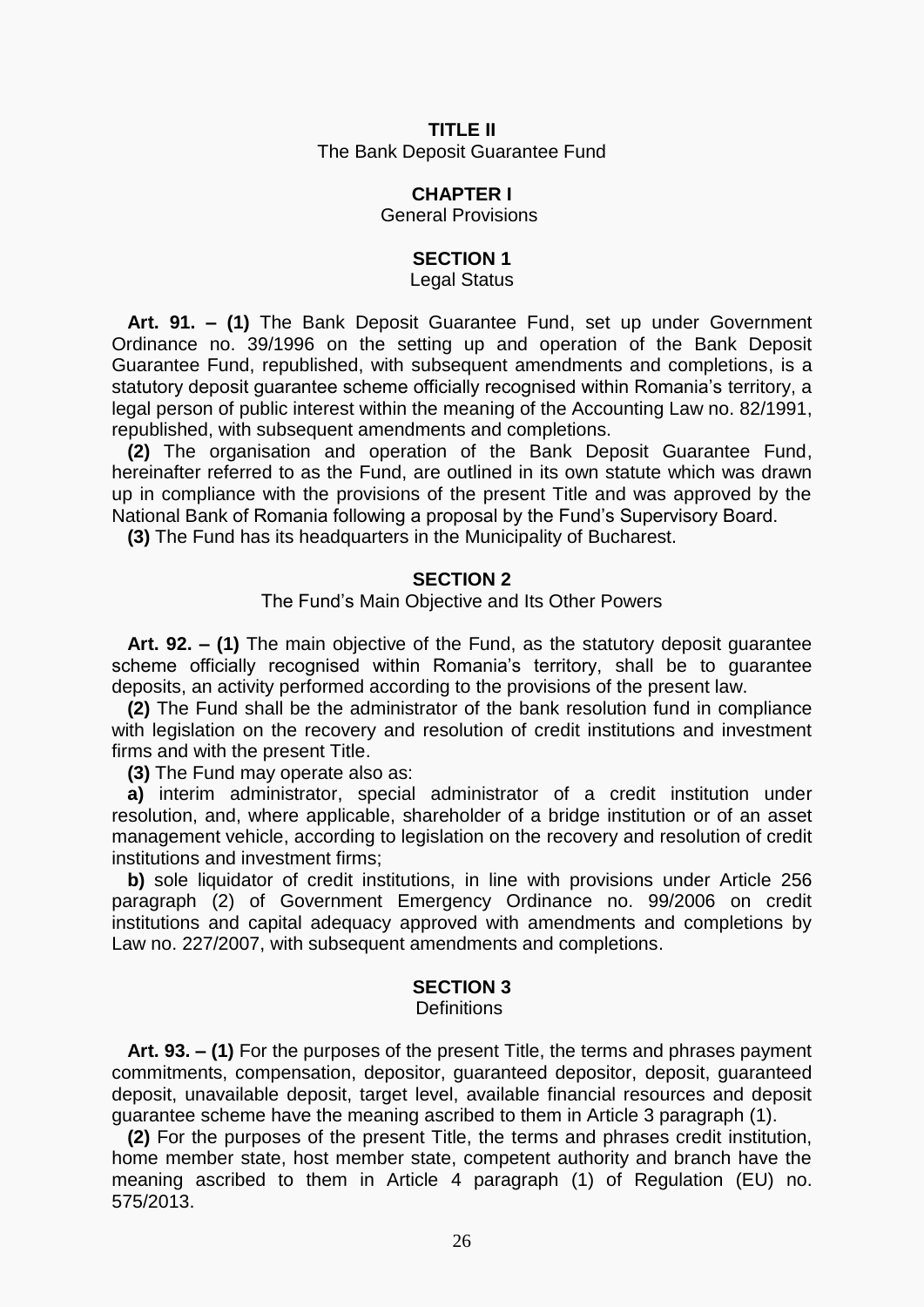# TITLE II
The Bank Deposit Guarantee Fund

## CHAPTER I
General Provisions

### SECTION 1
Legal Status

**Art. 91. – (1)** The Bank Deposit Guarantee Fund, set up under Government Ordinance no. 39/1996 on the setting up and operation of the Bank Deposit Guarantee Fund, republished, with subsequent amendments and completions, is a statutory deposit guarantee scheme officially recognised within Romania's territory, a legal person of public interest within the meaning of the Accounting Law no. 82/1991, republished, with subsequent amendments and completions.

**(2)** The organisation and operation of the Bank Deposit Guarantee Fund, hereinafter referred to as the Fund, are outlined in its own statute which was drawn up in compliance with the provisions of the present Title and was approved by the National Bank of Romania following a proposal by the Fund's Supervisory Board.

**(3)** The Fund has its headquarters in the Municipality of Bucharest.

### SECTION 2
The Fund's Main Objective and Its Other Powers

**Art. 92. – (1)** The main objective of the Fund, as the statutory deposit guarantee scheme officially recognised within Romania's territory, shall be to guarantee deposits, an activity performed according to the provisions of the present law.

**(2)** The Fund shall be the administrator of the bank resolution fund in compliance with legislation on the recovery and resolution of credit institutions and investment firms and with the present Title.

**(3)** The Fund may operate also as:

**a)** interim administrator, special administrator of a credit institution under resolution, and, where applicable, shareholder of a bridge institution or of an asset management vehicle, according to legislation on the recovery and resolution of credit institutions and investment firms;

**b)** sole liquidator of credit institutions, in line with provisions under Article 256 paragraph (2) of Government Emergency Ordinance no. 99/2006 on credit institutions and capital adequacy approved with amendments and completions by Law no. 227/2007, with subsequent amendments and completions.

### SECTION 3
Definitions

**Art. 93. – (1)** For the purposes of the present Title, the terms and phrases payment commitments, compensation, depositor, guaranteed depositor, deposit, guaranteed deposit, unavailable deposit, target level, available financial resources and deposit guarantee scheme have the meaning ascribed to them in Article 3 paragraph (1).

**(2)** For the purposes of the present Title, the terms and phrases credit institution, home member state, host member state, competent authority and branch have the meaning ascribed to them in Article 4 paragraph (1) of Regulation (EU) no. 575/2013.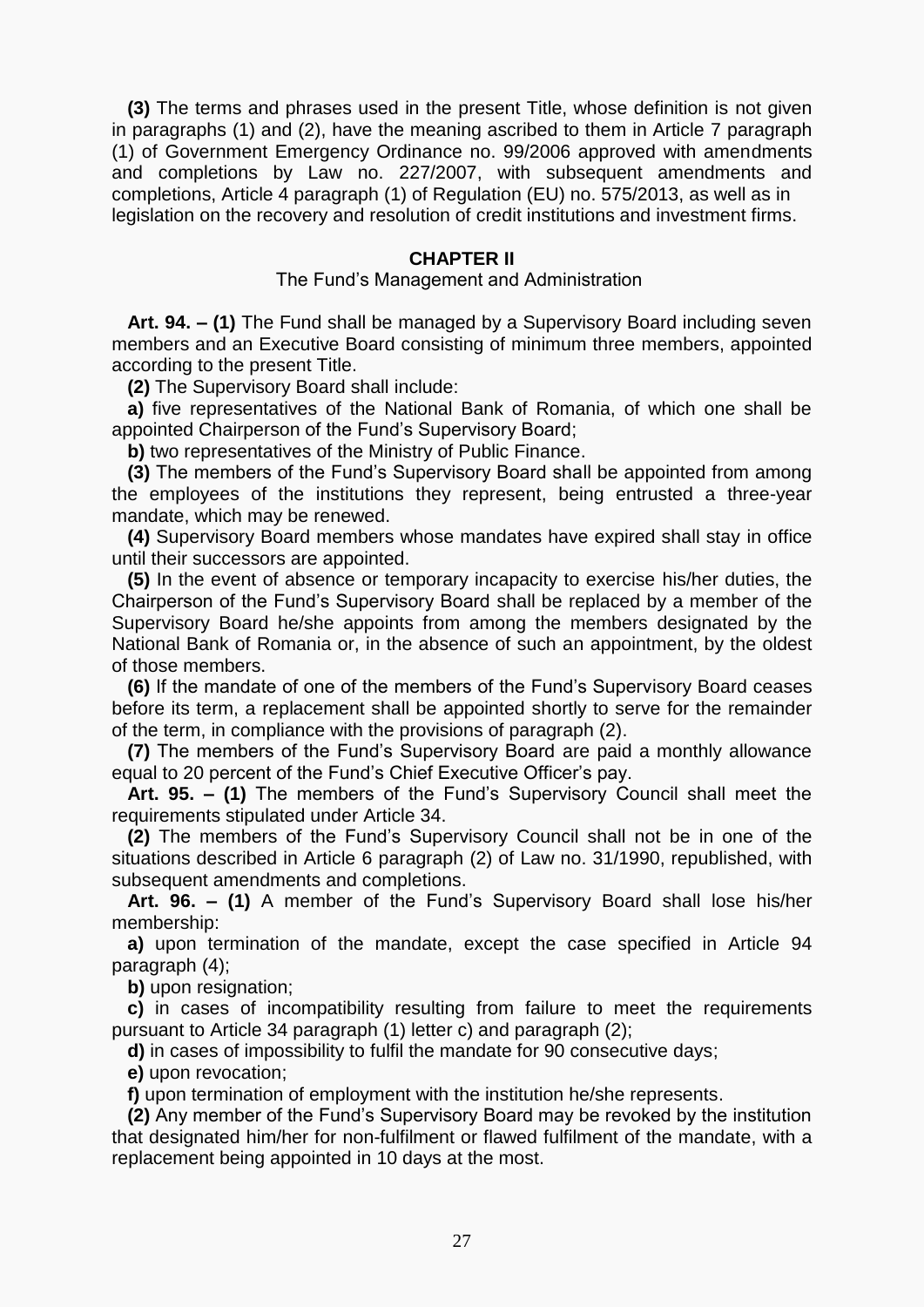**(3)** The terms and phrases used in the present Title, whose definition is not given in paragraphs (1) and (2), have the meaning ascribed to them in Article 7 paragraph (1) of Government Emergency Ordinance no. 99/2006 approved with amendments and completions by Law no. 227/2007, with subsequent amendments and completions, Article 4 paragraph (1) of Regulation (EU) no. 575/2013, as well as in legislation on the recovery and resolution of credit institutions and investment firms.

## CHAPTER II

### The Fund's Management and Administration

**Art. 94. – (1)** The Fund shall be managed by a Supervisory Board including seven members and an Executive Board consisting of minimum three members, appointed according to the present Title.

**(2)** The Supervisory Board shall include:

**a)** five representatives of the National Bank of Romania, of which one shall be appointed Chairperson of the Fund's Supervisory Board;

**b)** two representatives of the Ministry of Public Finance.

**(3)** The members of the Fund's Supervisory Board shall be appointed from among the employees of the institutions they represent, being entrusted a three-year mandate, which may be renewed.

**(4)** Supervisory Board members whose mandates have expired shall stay in office until their successors are appointed.

**(5)** In the event of absence or temporary incapacity to exercise his/her duties, the Chairperson of the Fund's Supervisory Board shall be replaced by a member of the Supervisory Board he/she appoints from among the members designated by the National Bank of Romania or, in the absence of such an appointment, by the oldest of those members.

**(6)** If the mandate of one of the members of the Fund's Supervisory Board ceases before its term, a replacement shall be appointed shortly to serve for the remainder of the term, in compliance with the provisions of paragraph (2).

**(7)** The members of the Fund's Supervisory Board are paid a monthly allowance equal to 20 percent of the Fund's Chief Executive Officer's pay.

**Art. 95. – (1)** The members of the Fund's Supervisory Council shall meet the requirements stipulated under Article 34.

**(2)** The members of the Fund's Supervisory Council shall not be in one of the situations described in Article 6 paragraph (2) of Law no. 31/1990, republished, with subsequent amendments and completions.

**Art. 96. – (1)** A member of the Fund's Supervisory Board shall lose his/her membership:

**a)** upon termination of the mandate, except the case specified in Article 94 paragraph (4);

**b)** upon resignation;

**c)** in cases of incompatibility resulting from failure to meet the requirements pursuant to Article 34 paragraph (1) letter c) and paragraph (2);

**d)** in cases of impossibility to fulfil the mandate for 90 consecutive days;

**e)** upon revocation;

**f)** upon termination of employment with the institution he/she represents.

**(2)** Any member of the Fund's Supervisory Board may be revoked by the institution that designated him/her for non-fulfilment or flawed fulfilment of the mandate, with a replacement being appointed in 10 days at the most.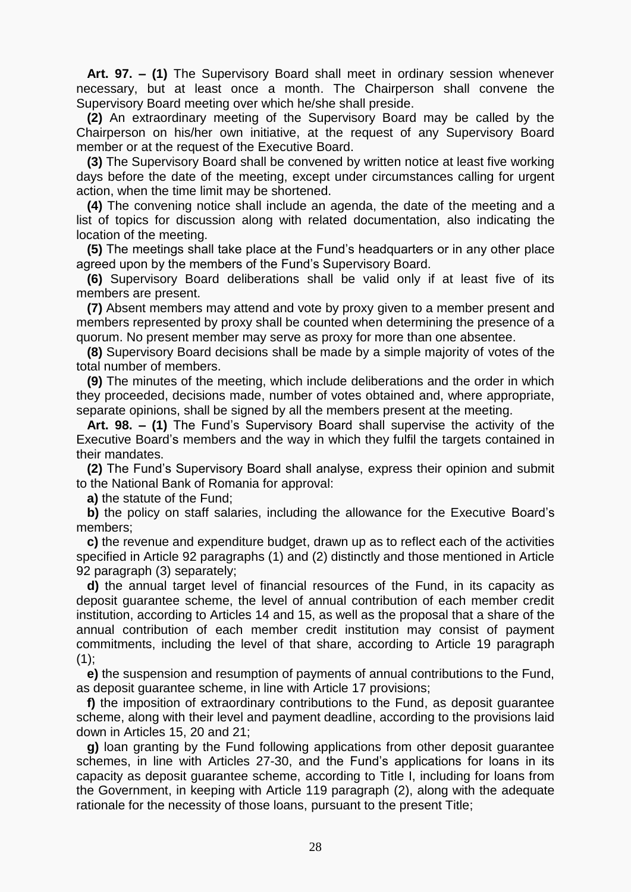**Art. 97. – (1)** The Supervisory Board shall meet in ordinary session whenever necessary, but at least once a month. The Chairperson shall convene the Supervisory Board meeting over which he/she shall preside.

**(2)** An extraordinary meeting of the Supervisory Board may be called by the Chairperson on his/her own initiative, at the request of any Supervisory Board member or at the request of the Executive Board.

**(3)** The Supervisory Board shall be convened by written notice at least five working days before the date of the meeting, except under circumstances calling for urgent action, when the time limit may be shortened.

**(4)** The convening notice shall include an agenda, the date of the meeting and a list of topics for discussion along with related documentation, also indicating the location of the meeting.

**(5)** The meetings shall take place at the Fund's headquarters or in any other place agreed upon by the members of the Fund's Supervisory Board.

**(6)** Supervisory Board deliberations shall be valid only if at least five of its members are present.

**(7)** Absent members may attend and vote by proxy given to a member present and members represented by proxy shall be counted when determining the presence of a quorum. No present member may serve as proxy for more than one absentee.

**(8)** Supervisory Board decisions shall be made by a simple majority of votes of the total number of members.

**(9)** The minutes of the meeting, which include deliberations and the order in which they proceeded, decisions made, number of votes obtained and, where appropriate, separate opinions, shall be signed by all the members present at the meeting.

**Art. 98. – (1)** The Fund's Supervisory Board shall supervise the activity of the Executive Board's members and the way in which they fulfil the targets contained in their mandates.

**(2)** The Fund's Supervisory Board shall analyse, express their opinion and submit to the National Bank of Romania for approval:

**a)** the statute of the Fund;

**b)** the policy on staff salaries, including the allowance for the Executive Board's members;

**c)** the revenue and expenditure budget, drawn up as to reflect each of the activities specified in Article 92 paragraphs (1) and (2) distinctly and those mentioned in Article 92 paragraph (3) separately;

**d)** the annual target level of financial resources of the Fund, in its capacity as deposit guarantee scheme, the level of annual contribution of each member credit institution, according to Articles 14 and 15, as well as the proposal that a share of the annual contribution of each member credit institution may consist of payment commitments, including the level of that share, according to Article 19 paragraph (1);

**e)** the suspension and resumption of payments of annual contributions to the Fund, as deposit guarantee scheme, in line with Article 17 provisions;

**f)** the imposition of extraordinary contributions to the Fund, as deposit guarantee scheme, along with their level and payment deadline, according to the provisions laid down in Articles 15, 20 and 21;

**g)** loan granting by the Fund following applications from other deposit guarantee schemes, in line with Articles 27-30, and the Fund's applications for loans in its capacity as deposit guarantee scheme, according to Title I, including for loans from the Government, in keeping with Article 119 paragraph (2), along with the adequate rationale for the necessity of those loans, pursuant to the present Title;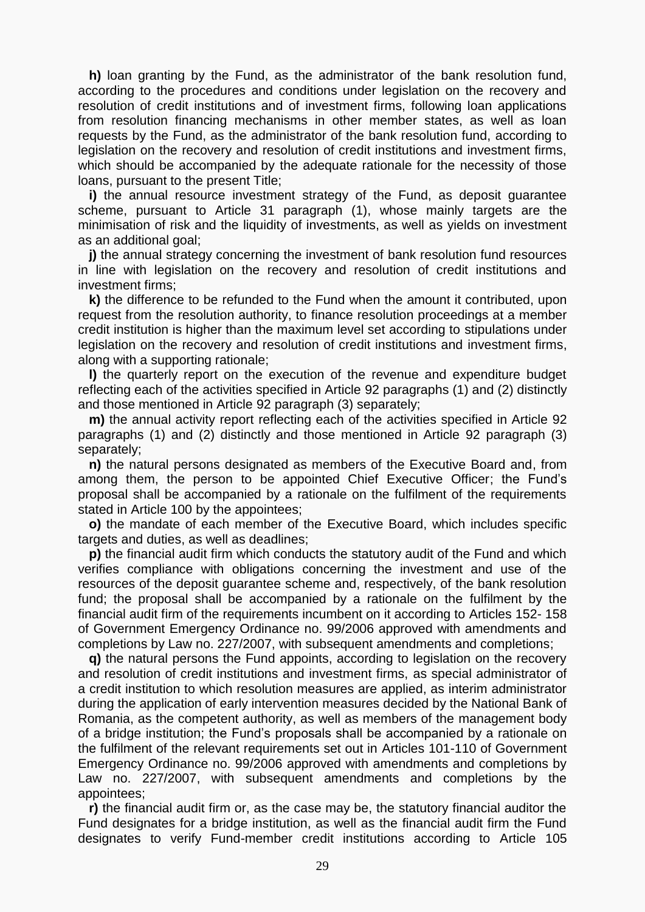**h)** loan granting by the Fund, as the administrator of the bank resolution fund, according to the procedures and conditions under legislation on the recovery and resolution of credit institutions and of investment firms, following loan applications from resolution financing mechanisms in other member states, as well as loan requests by the Fund, as the administrator of the bank resolution fund, according to legislation on the recovery and resolution of credit institutions and investment firms, which should be accompanied by the adequate rationale for the necessity of those loans, pursuant to the present Title;

**i)** the annual resource investment strategy of the Fund, as deposit guarantee scheme, pursuant to Article 31 paragraph (1), whose mainly targets are the minimisation of risk and the liquidity of investments, as well as yields on investment as an additional goal;

**j)** the annual strategy concerning the investment of bank resolution fund resources in line with legislation on the recovery and resolution of credit institutions and investment firms;

**k)** the difference to be refunded to the Fund when the amount it contributed, upon request from the resolution authority, to finance resolution proceedings at a member credit institution is higher than the maximum level set according to stipulations under legislation on the recovery and resolution of credit institutions and investment firms, along with a supporting rationale;

**l)** the quarterly report on the execution of the revenue and expenditure budget reflecting each of the activities specified in Article 92 paragraphs (1) and (2) distinctly and those mentioned in Article 92 paragraph (3) separately;

**m)** the annual activity report reflecting each of the activities specified in Article 92 paragraphs (1) and (2) distinctly and those mentioned in Article 92 paragraph (3) separately;

**n)** the natural persons designated as members of the Executive Board and, from among them, the person to be appointed Chief Executive Officer; the Fund's proposal shall be accompanied by a rationale on the fulfilment of the requirements stated in Article 100 by the appointees;

**o)** the mandate of each member of the Executive Board, which includes specific targets and duties, as well as deadlines;

**p)** the financial audit firm which conducts the statutory audit of the Fund and which verifies compliance with obligations concerning the investment and use of the resources of the deposit guarantee scheme and, respectively, of the bank resolution fund; the proposal shall be accompanied by a rationale on the fulfilment by the financial audit firm of the requirements incumbent on it according to Articles 152- 158 of Government Emergency Ordinance no. 99/2006 approved with amendments and completions by Law no. 227/2007, with subsequent amendments and completions;

**q)** the natural persons the Fund appoints, according to legislation on the recovery and resolution of credit institutions and investment firms, as special administrator of a credit institution to which resolution measures are applied, as interim administrator during the application of early intervention measures decided by the National Bank of Romania, as the competent authority, as well as members of the management body of a bridge institution; the Fund's proposals shall be accompanied by a rationale on the fulfilment of the relevant requirements set out in Articles 101-110 of Government Emergency Ordinance no. 99/2006 approved with amendments and completions by Law no. 227/2007, with subsequent amendments and completions by the appointees;

**r)** the financial audit firm or, as the case may be, the statutory financial auditor the Fund designates for a bridge institution, as well as the financial audit firm the Fund designates to verify Fund-member credit institutions according to Article 105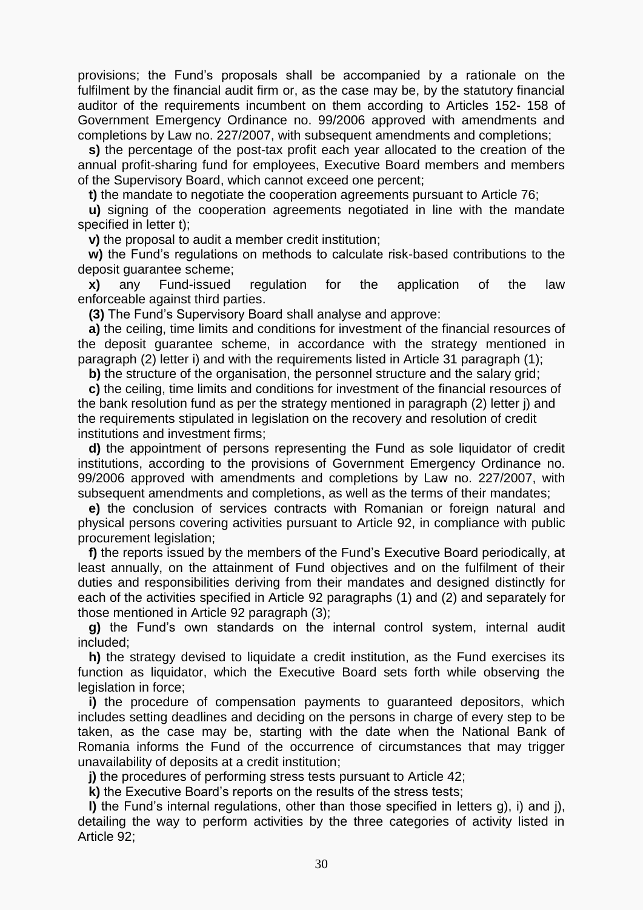provisions; the Fund's proposals shall be accompanied by a rationale on the fulfilment by the financial audit firm or, as the case may be, by the statutory financial auditor of the requirements incumbent on them according to Articles 152- 158 of Government Emergency Ordinance no. 99/2006 approved with amendments and completions by Law no. 227/2007, with subsequent amendments and completions;

**s)** the percentage of the post-tax profit each year allocated to the creation of the annual profit-sharing fund for employees, Executive Board members and members of the Supervisory Board, which cannot exceed one percent;

**t)** the mandate to negotiate the cooperation agreements pursuant to Article 76;

**u)** signing of the cooperation agreements negotiated in line with the mandate specified in letter t);

**v)** the proposal to audit a member credit institution;

**w)** the Fund's regulations on methods to calculate risk-based contributions to the deposit guarantee scheme;

**x)** any Fund-issued regulation for the application of the law enforceable against third parties.

**(3)** The Fund's Supervisory Board shall analyse and approve:

**a)** the ceiling, time limits and conditions for investment of the financial resources of the deposit guarantee scheme, in accordance with the strategy mentioned in paragraph (2) letter i) and with the requirements listed in Article 31 paragraph (1);

**b)** the structure of the organisation, the personnel structure and the salary grid;

**c)** the ceiling, time limits and conditions for investment of the financial resources of the bank resolution fund as per the strategy mentioned in paragraph (2) letter j) and the requirements stipulated in legislation on the recovery and resolution of credit institutions and investment firms;

**d)** the appointment of persons representing the Fund as sole liquidator of credit institutions, according to the provisions of Government Emergency Ordinance no. 99/2006 approved with amendments and completions by Law no. 227/2007, with subsequent amendments and completions, as well as the terms of their mandates;

**e)** the conclusion of services contracts with Romanian or foreign natural and physical persons covering activities pursuant to Article 92, in compliance with public procurement legislation;

**f)** the reports issued by the members of the Fund's Executive Board periodically, at least annually, on the attainment of Fund objectives and on the fulfilment of their duties and responsibilities deriving from their mandates and designed distinctly for each of the activities specified in Article 92 paragraphs (1) and (2) and separately for those mentioned in Article 92 paragraph (3);

**g)** the Fund's own standards on the internal control system, internal audit included;

**h)** the strategy devised to liquidate a credit institution, as the Fund exercises its function as liquidator, which the Executive Board sets forth while observing the legislation in force;

**i)** the procedure of compensation payments to guaranteed depositors, which includes setting deadlines and deciding on the persons in charge of every step to be taken, as the case may be, starting with the date when the National Bank of Romania informs the Fund of the occurrence of circumstances that may trigger unavailability of deposits at a credit institution;

**j)** the procedures of performing stress tests pursuant to Article 42;

**k)** the Executive Board's reports on the results of the stress tests;

**l)** the Fund's internal regulations, other than those specified in letters g), i) and j), detailing the way to perform activities by the three categories of activity listed in Article 92;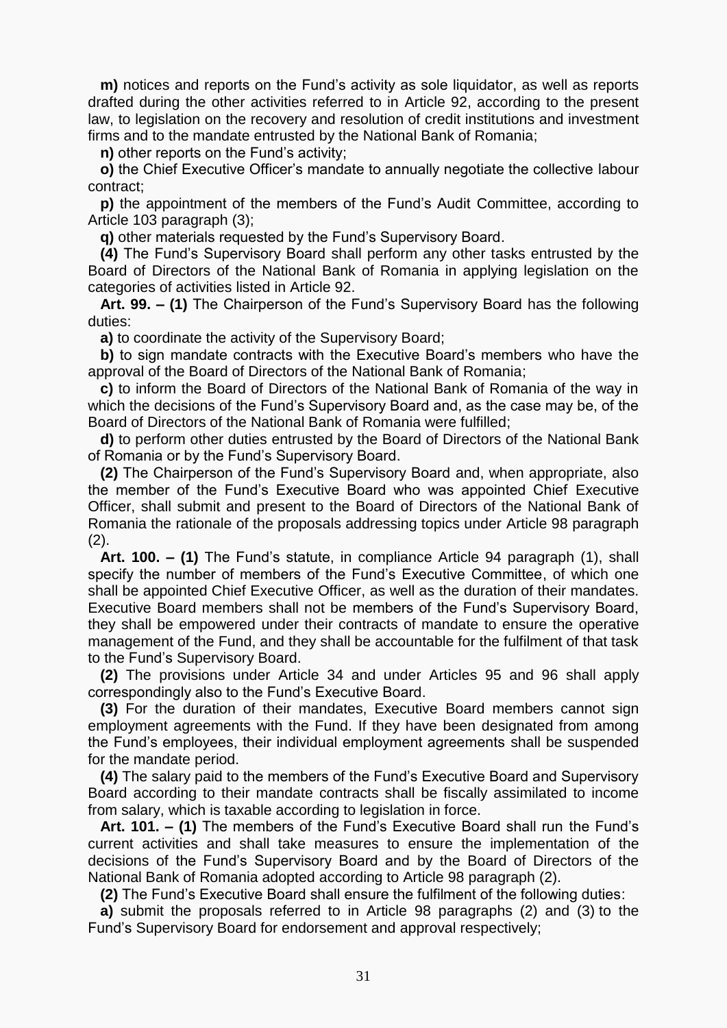**m)** notices and reports on the Fund's activity as sole liquidator, as well as reports drafted during the other activities referred to in Article 92, according to the present law, to legislation on the recovery and resolution of credit institutions and investment firms and to the mandate entrusted by the National Bank of Romania;

**n)** other reports on the Fund's activity;

**o)** the Chief Executive Officer's mandate to annually negotiate the collective labour contract;

**p)** the appointment of the members of the Fund's Audit Committee, according to Article 103 paragraph (3);

**q)** other materials requested by the Fund's Supervisory Board.

**(4)** The Fund's Supervisory Board shall perform any other tasks entrusted by the Board of Directors of the National Bank of Romania in applying legislation on the categories of activities listed in Article 92.

**Art. 99. – (1)** The Chairperson of the Fund's Supervisory Board has the following duties:

**a)** to coordinate the activity of the Supervisory Board;

**b)** to sign mandate contracts with the Executive Board's members who have the approval of the Board of Directors of the National Bank of Romania;

**c)** to inform the Board of Directors of the National Bank of Romania of the way in which the decisions of the Fund's Supervisory Board and, as the case may be, of the Board of Directors of the National Bank of Romania were fulfilled;

**d)** to perform other duties entrusted by the Board of Directors of the National Bank of Romania or by the Fund's Supervisory Board.

**(2)** The Chairperson of the Fund's Supervisory Board and, when appropriate, also the member of the Fund's Executive Board who was appointed Chief Executive Officer, shall submit and present to the Board of Directors of the National Bank of Romania the rationale of the proposals addressing topics under Article 98 paragraph (2).

**Art. 100. – (1)** The Fund's statute, in compliance Article 94 paragraph (1), shall specify the number of members of the Fund's Executive Committee, of which one shall be appointed Chief Executive Officer, as well as the duration of their mandates. Executive Board members shall not be members of the Fund's Supervisory Board, they shall be empowered under their contracts of mandate to ensure the operative management of the Fund, and they shall be accountable for the fulfilment of that task to the Fund's Supervisory Board.

**(2)** The provisions under Article 34 and under Articles 95 and 96 shall apply correspondingly also to the Fund's Executive Board.

**(3)** For the duration of their mandates, Executive Board members cannot sign employment agreements with the Fund. If they have been designated from among the Fund's employees, their individual employment agreements shall be suspended for the mandate period.

**(4)** The salary paid to the members of the Fund's Executive Board and Supervisory Board according to their mandate contracts shall be fiscally assimilated to income from salary, which is taxable according to legislation in force.

**Art. 101. – (1)** The members of the Fund's Executive Board shall run the Fund's current activities and shall take measures to ensure the implementation of the decisions of the Fund's Supervisory Board and by the Board of Directors of the National Bank of Romania adopted according to Article 98 paragraph (2).

**(2)** The Fund's Executive Board shall ensure the fulfilment of the following duties:

**a)** submit the proposals referred to in Article 98 paragraphs (2) and (3) to the Fund's Supervisory Board for endorsement and approval respectively;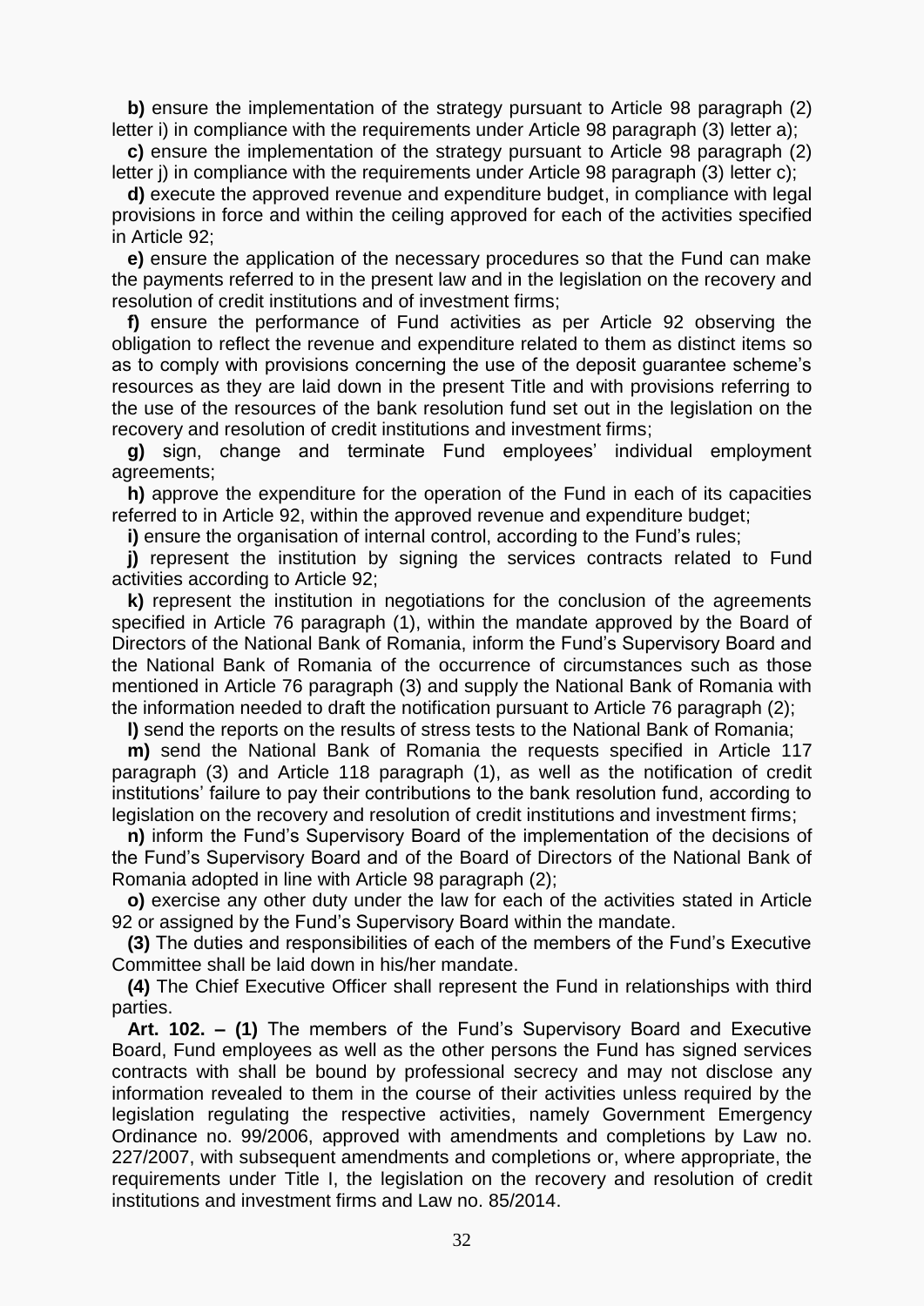**b)** ensure the implementation of the strategy pursuant to Article 98 paragraph (2) letter i) in compliance with the requirements under Article 98 paragraph (3) letter a);

**c)** ensure the implementation of the strategy pursuant to Article 98 paragraph (2) letter j) in compliance with the requirements under Article 98 paragraph (3) letter c);

**d)** execute the approved revenue and expenditure budget, in compliance with legal provisions in force and within the ceiling approved for each of the activities specified in Article 92;

**e)** ensure the application of the necessary procedures so that the Fund can make the payments referred to in the present law and in the legislation on the recovery and resolution of credit institutions and of investment firms;

**f)** ensure the performance of Fund activities as per Article 92 observing the obligation to reflect the revenue and expenditure related to them as distinct items so as to comply with provisions concerning the use of the deposit guarantee scheme's resources as they are laid down in the present Title and with provisions referring to the use of the resources of the bank resolution fund set out in the legislation on the recovery and resolution of credit institutions and investment firms;

**g)** sign, change and terminate Fund employees' individual employment agreements;

**h)** approve the expenditure for the operation of the Fund in each of its capacities referred to in Article 92, within the approved revenue and expenditure budget;

**i)** ensure the organisation of internal control, according to the Fund's rules;

**j)** represent the institution by signing the services contracts related to Fund activities according to Article 92;

**k)** represent the institution in negotiations for the conclusion of the agreements specified in Article 76 paragraph (1), within the mandate approved by the Board of Directors of the National Bank of Romania, inform the Fund's Supervisory Board and the National Bank of Romania of the occurrence of circumstances such as those mentioned in Article 76 paragraph (3) and supply the National Bank of Romania with the information needed to draft the notification pursuant to Article 76 paragraph (2);

**l)** send the reports on the results of stress tests to the National Bank of Romania;

**m)** send the National Bank of Romania the requests specified in Article 117 paragraph (3) and Article 118 paragraph (1), as well as the notification of credit institutions' failure to pay their contributions to the bank resolution fund, according to legislation on the recovery and resolution of credit institutions and investment firms;

**n)** inform the Fund's Supervisory Board of the implementation of the decisions of the Fund's Supervisory Board and of the Board of Directors of the National Bank of Romania adopted in line with Article 98 paragraph (2);

**o)** exercise any other duty under the law for each of the activities stated in Article 92 or assigned by the Fund's Supervisory Board within the mandate.

**(3)** The duties and responsibilities of each of the members of the Fund's Executive Committee shall be laid down in his/her mandate.

**(4)** The Chief Executive Officer shall represent the Fund in relationships with third parties.

**Art. 102. – (1)** The members of the Fund's Supervisory Board and Executive Board, Fund employees as well as the other persons the Fund has signed services contracts with shall be bound by professional secrecy and may not disclose any information revealed to them in the course of their activities unless required by the legislation regulating the respective activities, namely Government Emergency Ordinance no. 99/2006, approved with amendments and completions by Law no. 227/2007, with subsequent amendments and completions or, where appropriate, the requirements under Title I, the legislation on the recovery and resolution of credit institutions and investment firms and Law no. 85/2014.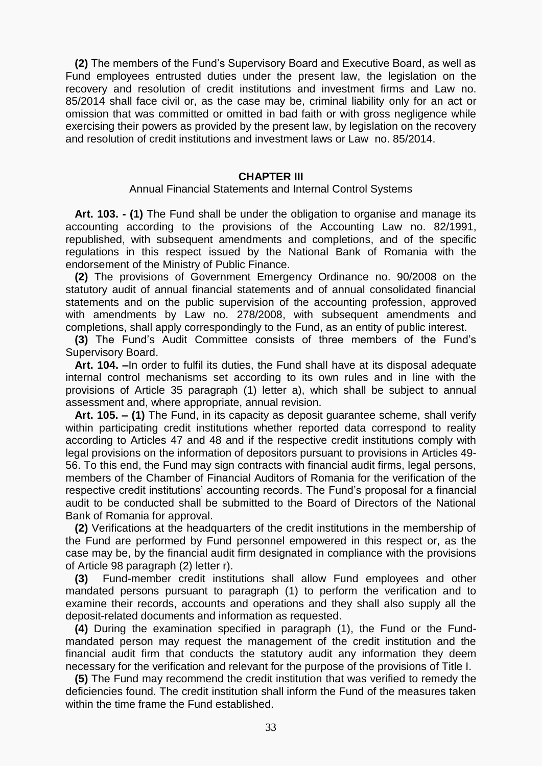**(2)** The members of the Fund's Supervisory Board and Executive Board, as well as Fund employees entrusted duties under the present law, the legislation on the recovery and resolution of credit institutions and investment firms and Law no. 85/2014 shall face civil or, as the case may be, criminal liability only for an act or omission that was committed or omitted in bad faith or with gross negligence while exercising their powers as provided by the present law, by legislation on the recovery and resolution of credit institutions and investment laws or Law no. 85/2014.

## CHAPTER III

### Annual Financial Statements and Internal Control Systems

**Art. 103. - (1)** The Fund shall be under the obligation to organise and manage its accounting according to the provisions of the Accounting Law no. 82/1991, republished, with subsequent amendments and completions, and of the specific regulations in this respect issued by the National Bank of Romania with the endorsement of the Ministry of Public Finance.

**(2)** The provisions of Government Emergency Ordinance no. 90/2008 on the statutory audit of annual financial statements and of annual consolidated financial statements and on the public supervision of the accounting profession, approved with amendments by Law no. 278/2008, with subsequent amendments and completions, shall apply correspondingly to the Fund, as an entity of public interest.

**(3)** The Fund's Audit Committee consists of three members of the Fund's Supervisory Board.

**Art. 104. –**In order to fulfil its duties, the Fund shall have at its disposal adequate internal control mechanisms set according to its own rules and in line with the provisions of Article 35 paragraph (1) letter a), which shall be subject to annual assessment and, where appropriate, annual revision.

**Art. 105. – (1)** The Fund, in its capacity as deposit guarantee scheme, shall verify within participating credit institutions whether reported data correspond to reality according to Articles 47 and 48 and if the respective credit institutions comply with legal provisions on the information of depositors pursuant to provisions in Articles 49-56. To this end, the Fund may sign contracts with financial audit firms, legal persons, members of the Chamber of Financial Auditors of Romania for the verification of the respective credit institutions' accounting records. The Fund's proposal for a financial audit to be conducted shall be submitted to the Board of Directors of the National Bank of Romania for approval.

**(2)** Verifications at the headquarters of the credit institutions in the membership of the Fund are performed by Fund personnel empowered in this respect or, as the case may be, by the financial audit firm designated in compliance with the provisions of Article 98 paragraph (2) letter r).

**(3)** Fund-member credit institutions shall allow Fund employees and other mandated persons pursuant to paragraph (1) to perform the verification and to examine their records, accounts and operations and they shall also supply all the deposit-related documents and information as requested.

**(4)** During the examination specified in paragraph (1), the Fund or the Fund-mandated person may request the management of the credit institution and the financial audit firm that conducts the statutory audit any information they deem necessary for the verification and relevant for the purpose of the provisions of Title I.

**(5)** The Fund may recommend the credit institution that was verified to remedy the deficiencies found. The credit institution shall inform the Fund of the measures taken within the time frame the Fund established.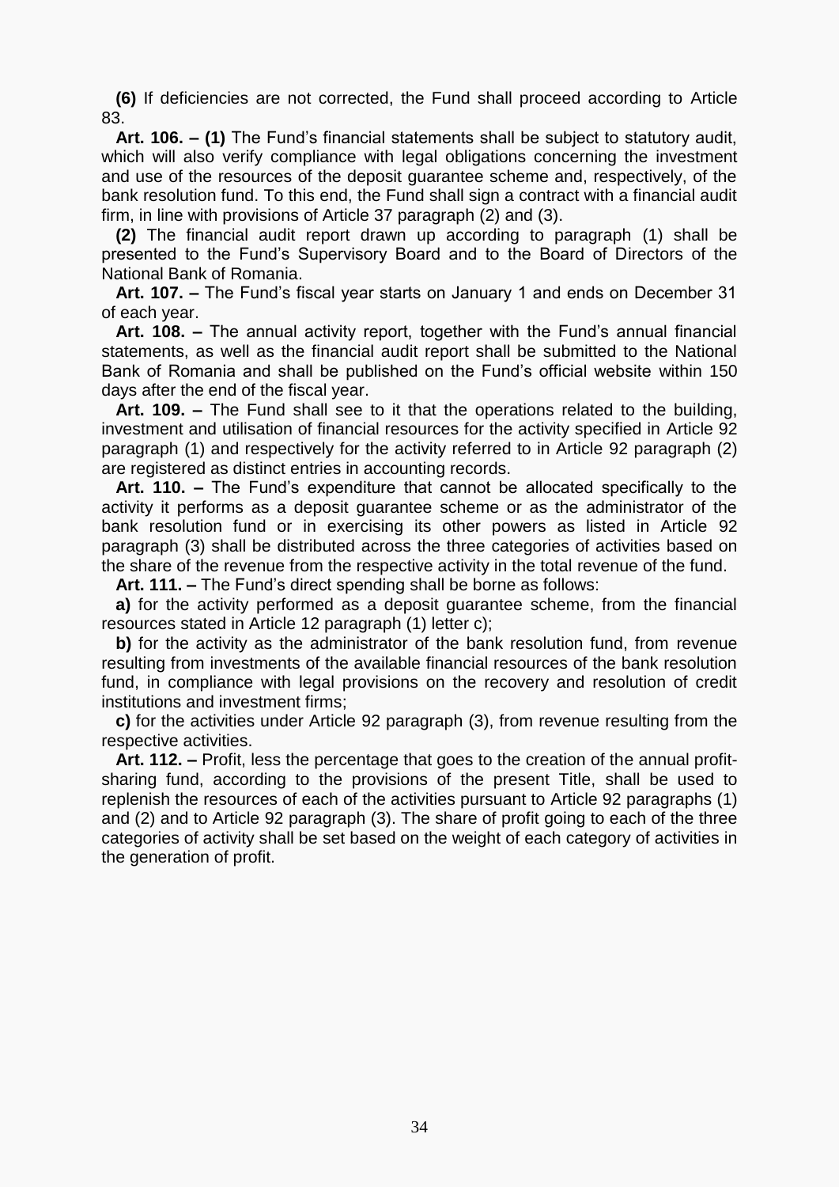**(6)** If deficiencies are not corrected, the Fund shall proceed according to Article 83.

**Art. 106. – (1)** The Fund's financial statements shall be subject to statutory audit, which will also verify compliance with legal obligations concerning the investment and use of the resources of the deposit guarantee scheme and, respectively, of the bank resolution fund. To this end, the Fund shall sign a contract with a financial audit firm, in line with provisions of Article 37 paragraph (2) and (3).

**(2)** The financial audit report drawn up according to paragraph (1) shall be presented to the Fund's Supervisory Board and to the Board of Directors of the National Bank of Romania.

**Art. 107. –** The Fund's fiscal year starts on January 1 and ends on December 31 of each year.

**Art. 108. –** The annual activity report, together with the Fund's annual financial statements, as well as the financial audit report shall be submitted to the National Bank of Romania and shall be published on the Fund's official website within 150 days after the end of the fiscal year.

**Art. 109. –** The Fund shall see to it that the operations related to the building, investment and utilisation of financial resources for the activity specified in Article 92 paragraph (1) and respectively for the activity referred to in Article 92 paragraph (2) are registered as distinct entries in accounting records.

**Art. 110. –** The Fund's expenditure that cannot be allocated specifically to the activity it performs as a deposit guarantee scheme or as the administrator of the bank resolution fund or in exercising its other powers as listed in Article 92 paragraph (3) shall be distributed across the three categories of activities based on the share of the revenue from the respective activity in the total revenue of the fund.

**Art. 111. –** The Fund's direct spending shall be borne as follows:

**a)** for the activity performed as a deposit guarantee scheme, from the financial resources stated in Article 12 paragraph (1) letter c);

**b)** for the activity as the administrator of the bank resolution fund, from revenue resulting from investments of the available financial resources of the bank resolution fund, in compliance with legal provisions on the recovery and resolution of credit institutions and investment firms;

**c)** for the activities under Article 92 paragraph (3), from revenue resulting from the respective activities.

**Art. 112. –** Profit, less the percentage that goes to the creation of the annual profit-sharing fund, according to the provisions of the present Title, shall be used to replenish the resources of each of the activities pursuant to Article 92 paragraphs (1) and (2) and to Article 92 paragraph (3). The share of profit going to each of the three categories of activity shall be set based on the weight of each category of activities in the generation of profit.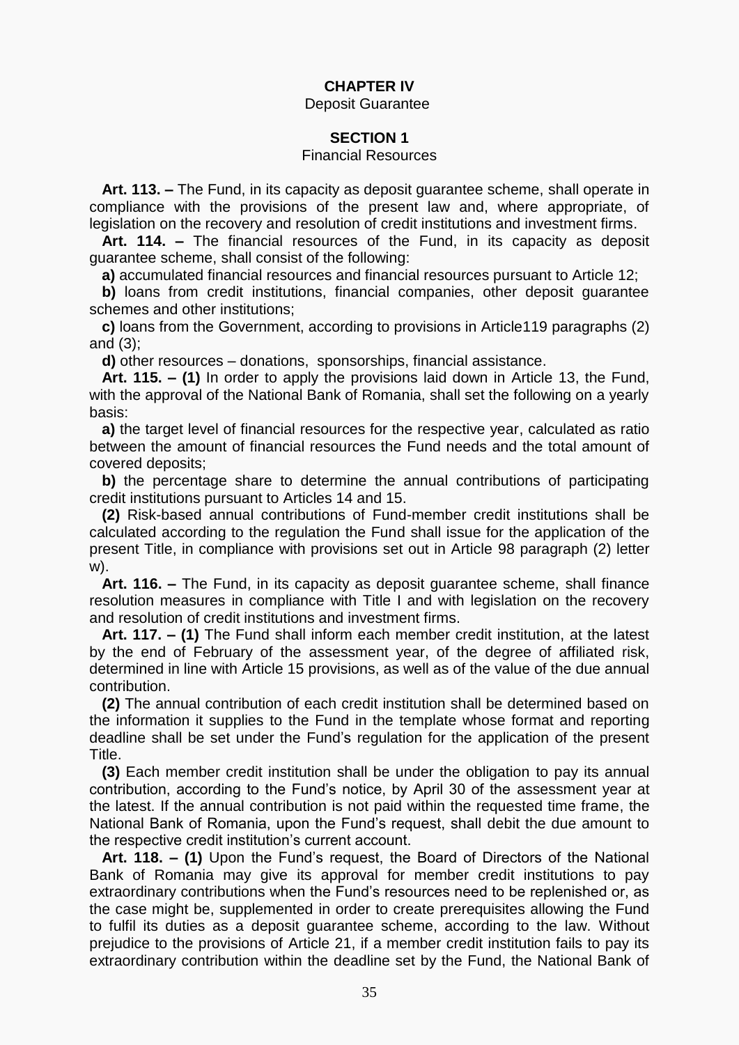## CHAPTER IV
Deposit Guarantee

### SECTION 1
Financial Resources

**Art. 113. –** The Fund, in its capacity as deposit guarantee scheme, shall operate in compliance with the provisions of the present law and, where appropriate, of legislation on the recovery and resolution of credit institutions and investment firms.

**Art. 114. –** The financial resources of the Fund, in its capacity as deposit guarantee scheme, shall consist of the following:

**a)** accumulated financial resources and financial resources pursuant to Article 12;

**b)** loans from credit institutions, financial companies, other deposit guarantee schemes and other institutions;

**c)** loans from the Government, according to provisions in Article119 paragraphs (2) and (3);

**d)** other resources – donations, sponsorships, financial assistance.

**Art. 115. – (1)** In order to apply the provisions laid down in Article 13, the Fund, with the approval of the National Bank of Romania, shall set the following on a yearly basis:

**a)** the target level of financial resources for the respective year, calculated as ratio between the amount of financial resources the Fund needs and the total amount of covered deposits;

**b)** the percentage share to determine the annual contributions of participating credit institutions pursuant to Articles 14 and 15.

**(2)** Risk-based annual contributions of Fund-member credit institutions shall be calculated according to the regulation the Fund shall issue for the application of the present Title, in compliance with provisions set out in Article 98 paragraph (2) letter w).

**Art. 116. –** The Fund, in its capacity as deposit guarantee scheme, shall finance resolution measures in compliance with Title I and with legislation on the recovery and resolution of credit institutions and investment firms.

**Art. 117. – (1)** The Fund shall inform each member credit institution, at the latest by the end of February of the assessment year, of the degree of affiliated risk, determined in line with Article 15 provisions, as well as of the value of the due annual contribution.

**(2)** The annual contribution of each credit institution shall be determined based on the information it supplies to the Fund in the template whose format and reporting deadline shall be set under the Fund's regulation for the application of the present Title.

**(3)** Each member credit institution shall be under the obligation to pay its annual contribution, according to the Fund's notice, by April 30 of the assessment year at the latest. If the annual contribution is not paid within the requested time frame, the National Bank of Romania, upon the Fund's request, shall debit the due amount to the respective credit institution's current account.

**Art. 118. – (1)** Upon the Fund's request, the Board of Directors of the National Bank of Romania may give its approval for member credit institutions to pay extraordinary contributions when the Fund's resources need to be replenished or, as the case might be, supplemented in order to create prerequisites allowing the Fund to fulfil its duties as a deposit guarantee scheme, according to the law. Without prejudice to the provisions of Article 21, if a member credit institution fails to pay its extraordinary contribution within the deadline set by the Fund, the National Bank of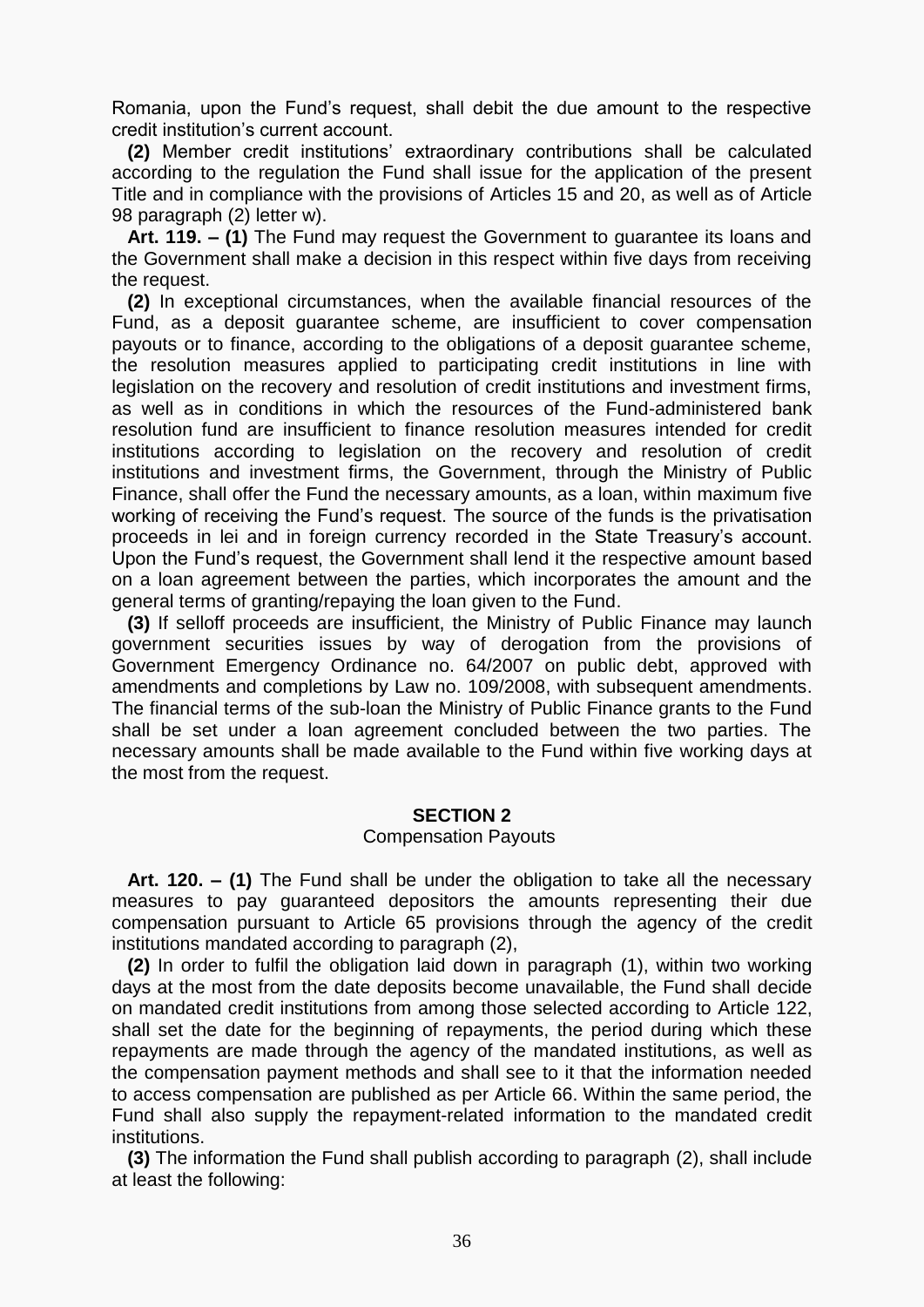Romania, upon the Fund's request, shall debit the due amount to the respective credit institution's current account.

**(2)** Member credit institutions' extraordinary contributions shall be calculated according to the regulation the Fund shall issue for the application of the present Title and in compliance with the provisions of Articles 15 and 20, as well as of Article 98 paragraph (2) letter w).

**Art. 119. – (1)** The Fund may request the Government to guarantee its loans and the Government shall make a decision in this respect within five days from receiving the request.

**(2)** In exceptional circumstances, when the available financial resources of the Fund, as a deposit guarantee scheme, are insufficient to cover compensation payouts or to finance, according to the obligations of a deposit guarantee scheme, the resolution measures applied to participating credit institutions in line with legislation on the recovery and resolution of credit institutions and investment firms, as well as in conditions in which the resources of the Fund-administered bank resolution fund are insufficient to finance resolution measures intended for credit institutions according to legislation on the recovery and resolution of credit institutions and investment firms, the Government, through the Ministry of Public Finance, shall offer the Fund the necessary amounts, as a loan, within maximum five working of receiving the Fund's request. The source of the funds is the privatisation proceeds in lei and in foreign currency recorded in the State Treasury's account. Upon the Fund's request, the Government shall lend it the respective amount based on a loan agreement between the parties, which incorporates the amount and the general terms of granting/repaying the loan given to the Fund.

**(3)** If selloff proceeds are insufficient, the Ministry of Public Finance may launch government securities issues by way of derogation from the provisions of Government Emergency Ordinance no. 64/2007 on public debt, approved with amendments and completions by Law no. 109/2008, with subsequent amendments. The financial terms of the sub-loan the Ministry of Public Finance grants to the Fund shall be set under a loan agreement concluded between the two parties. The necessary amounts shall be made available to the Fund within five working days at the most from the request.

## SECTION 2

### Compensation Payouts

**Art. 120. – (1)** The Fund shall be under the obligation to take all the necessary measures to pay guaranteed depositors the amounts representing their due compensation pursuant to Article 65 provisions through the agency of the credit institutions mandated according to paragraph (2),

**(2)** In order to fulfil the obligation laid down in paragraph (1), within two working days at the most from the date deposits become unavailable, the Fund shall decide on mandated credit institutions from among those selected according to Article 122, shall set the date for the beginning of repayments, the period during which these repayments are made through the agency of the mandated institutions, as well as the compensation payment methods and shall see to it that the information needed to access compensation are published as per Article 66. Within the same period, the Fund shall also supply the repayment-related information to the mandated credit institutions.

**(3)** The information the Fund shall publish according to paragraph (2), shall include at least the following: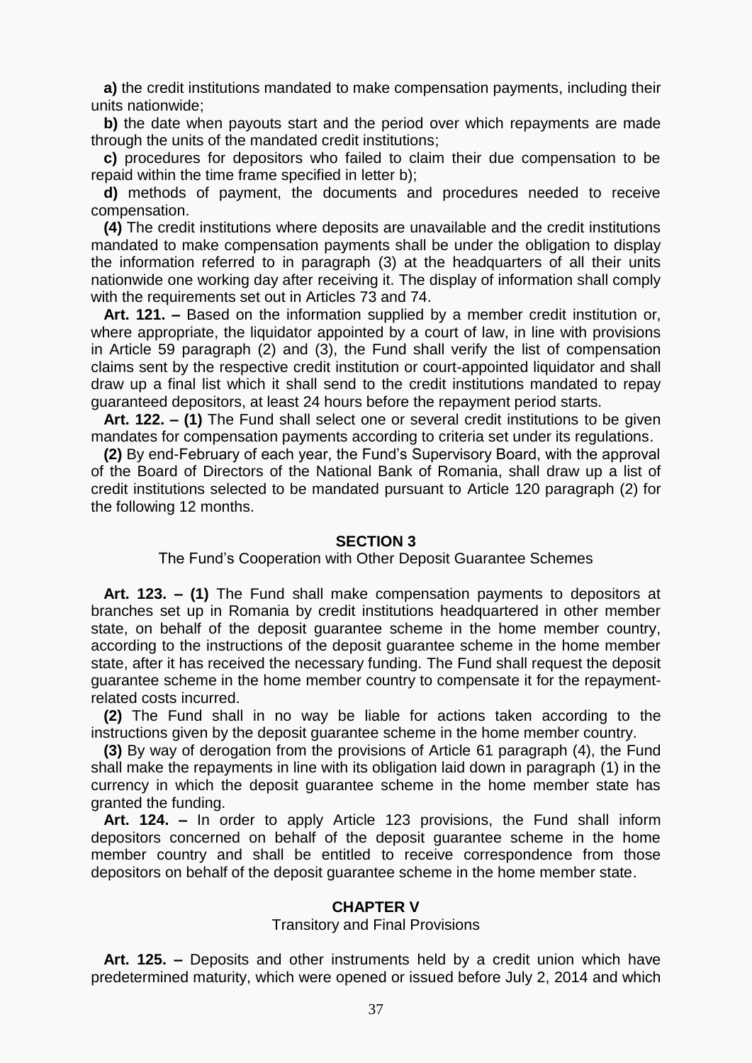**a)** the credit institutions mandated to make compensation payments, including their units nationwide;

**b)** the date when payouts start and the period over which repayments are made through the units of the mandated credit institutions;

**c)** procedures for depositors who failed to claim their due compensation to be repaid within the time frame specified in letter b);

**d)** methods of payment, the documents and procedures needed to receive compensation.

**(4)** The credit institutions where deposits are unavailable and the credit institutions mandated to make compensation payments shall be under the obligation to display the information referred to in paragraph (3) at the headquarters of all their units nationwide one working day after receiving it. The display of information shall comply with the requirements set out in Articles 73 and 74.

**Art. 121. –** Based on the information supplied by a member credit institution or, where appropriate, the liquidator appointed by a court of law, in line with provisions in Article 59 paragraph (2) and (3), the Fund shall verify the list of compensation claims sent by the respective credit institution or court-appointed liquidator and shall draw up a final list which it shall send to the credit institutions mandated to repay guaranteed depositors, at least 24 hours before the repayment period starts.

**Art. 122. – (1)** The Fund shall select one or several credit institutions to be given mandates for compensation payments according to criteria set under its regulations.

**(2)** By end-February of each year, the Fund's Supervisory Board, with the approval of the Board of Directors of the National Bank of Romania, shall draw up a list of credit institutions selected to be mandated pursuant to Article 120 paragraph (2) for the following 12 months.

## SECTION 3

The Fund's Cooperation with Other Deposit Guarantee Schemes

**Art. 123. – (1)** The Fund shall make compensation payments to depositors at branches set up in Romania by credit institutions headquartered in other member state, on behalf of the deposit guarantee scheme in the home member country, according to the instructions of the deposit guarantee scheme in the home member state, after it has received the necessary funding. The Fund shall request the deposit guarantee scheme in the home member country to compensate it for the repayment-related costs incurred.

**(2)** The Fund shall in no way be liable for actions taken according to the instructions given by the deposit guarantee scheme in the home member country.

**(3)** By way of derogation from the provisions of Article 61 paragraph (4), the Fund shall make the repayments in line with its obligation laid down in paragraph (1) in the currency in which the deposit guarantee scheme in the home member state has granted the funding.

**Art. 124. –** In order to apply Article 123 provisions, the Fund shall inform depositors concerned on behalf of the deposit guarantee scheme in the home member country and shall be entitled to receive correspondence from those depositors on behalf of the deposit guarantee scheme in the home member state.

## CHAPTER V

Transitory and Final Provisions

**Art. 125. –** Deposits and other instruments held by a credit union which have predetermined maturity, which were opened or issued before July 2, 2014 and which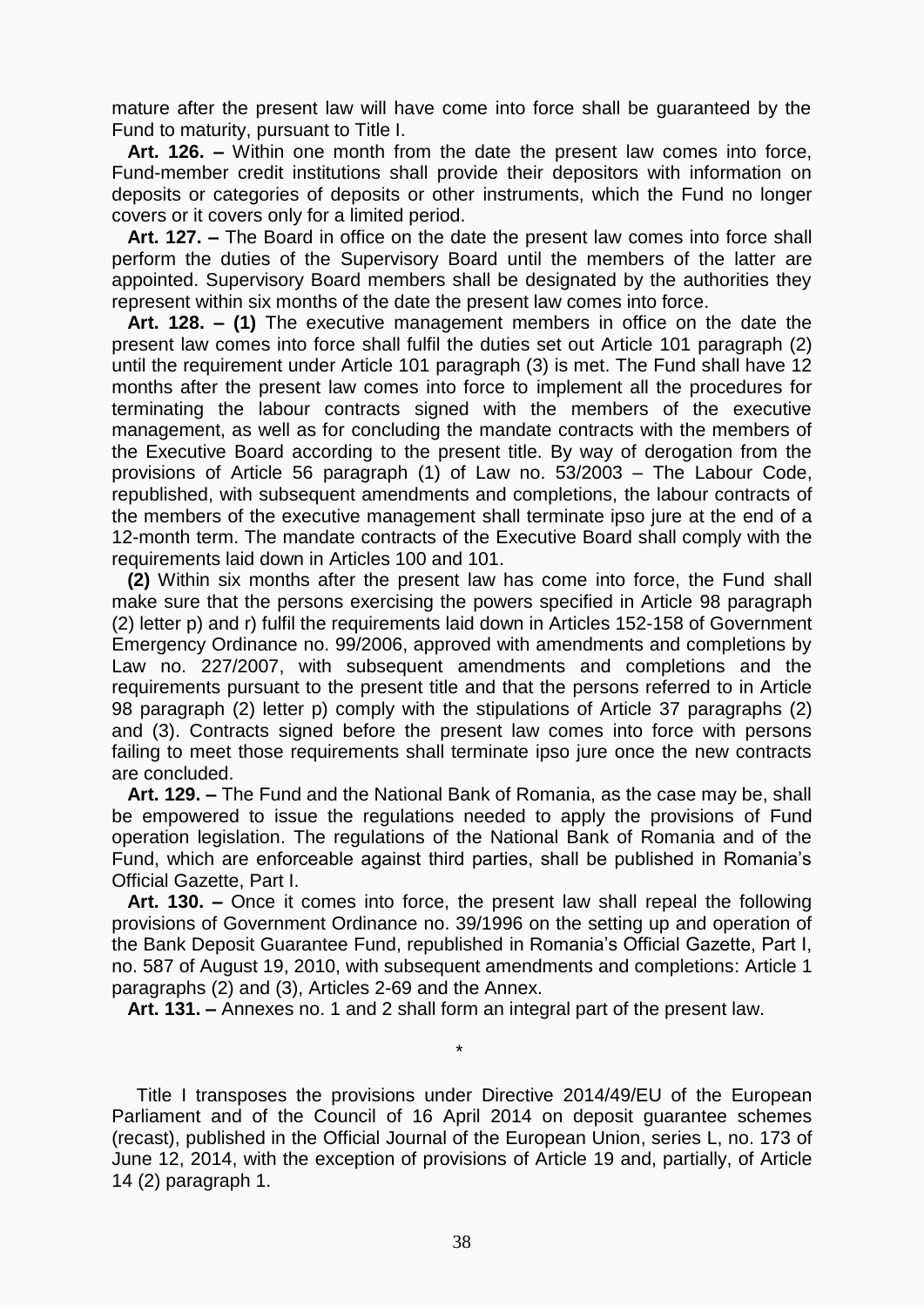mature after the present law will have come into force shall be guaranteed by the Fund to maturity, pursuant to Title I.

**Art. 126. –** Within one month from the date the present law comes into force, Fund-member credit institutions shall provide their depositors with information on deposits or categories of deposits or other instruments, which the Fund no longer covers or it covers only for a limited period.

**Art. 127. –** The Board in office on the date the present law comes into force shall perform the duties of the Supervisory Board until the members of the latter are appointed. Supervisory Board members shall be designated by the authorities they represent within six months of the date the present law comes into force.

**Art. 128. – (1)** The executive management members in office on the date the present law comes into force shall fulfil the duties set out Article 101 paragraph (2) until the requirement under Article 101 paragraph (3) is met. The Fund shall have 12 months after the present law comes into force to implement all the procedures for terminating the labour contracts signed with the members of the executive management, as well as for concluding the mandate contracts with the members of the Executive Board according to the present title. By way of derogation from the provisions of Article 56 paragraph (1) of Law no. 53/2003 – The Labour Code, republished, with subsequent amendments and completions, the labour contracts of the members of the executive management shall terminate ipso jure at the end of a 12-month term. The mandate contracts of the Executive Board shall comply with the requirements laid down in Articles 100 and 101.

**(2)** Within six months after the present law has come into force, the Fund shall make sure that the persons exercising the powers specified in Article 98 paragraph (2) letter p) and r) fulfil the requirements laid down in Articles 152-158 of Government Emergency Ordinance no. 99/2006, approved with amendments and completions by Law no. 227/2007, with subsequent amendments and completions and the requirements pursuant to the present title and that the persons referred to in Article 98 paragraph (2) letter p) comply with the stipulations of Article 37 paragraphs (2) and (3). Contracts signed before the present law comes into force with persons failing to meet those requirements shall terminate ipso jure once the new contracts are concluded.

**Art. 129. –** The Fund and the National Bank of Romania, as the case may be, shall be empowered to issue the regulations needed to apply the provisions of Fund operation legislation. The regulations of the National Bank of Romania and of the Fund, which are enforceable against third parties, shall be published in Romania's Official Gazette, Part I.

**Art. 130. –** Once it comes into force, the present law shall repeal the following provisions of Government Ordinance no. 39/1996 on the setting up and operation of the Bank Deposit Guarantee Fund, republished in Romania's Official Gazette, Part I, no. 587 of August 19, 2010, with subsequent amendments and completions: Article 1 paragraphs (2) and (3), Articles 2-69 and the Annex.

**Art. 131. –** Annexes no. 1 and 2 shall form an integral part of the present law.

*

Title I transposes the provisions under Directive 2014/49/EU of the European Parliament and of the Council of 16 April 2014 on deposit guarantee schemes (recast), published in the Official Journal of the European Union, series L, no. 173 of June 12, 2014, with the exception of provisions of Article 19 and, partially, of Article 14 (2) paragraph 1.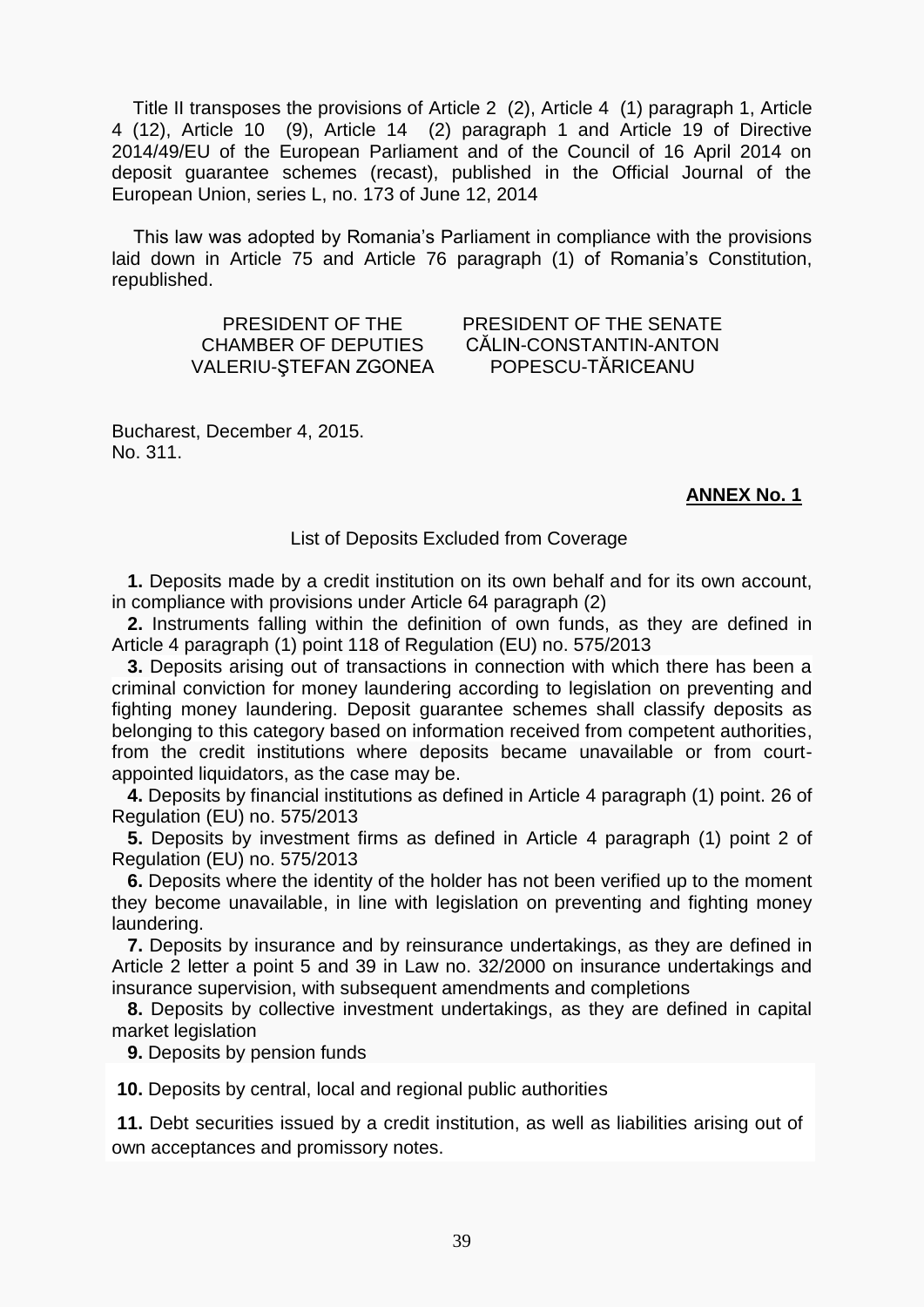Title II transposes the provisions of Article 2 (2), Article 4 (1) paragraph 1, Article 4 (12), Article 10 (9), Article 14 (2) paragraph 1 and Article 19 of Directive 2014/49/EU of the European Parliament and of the Council of 16 April 2014 on deposit guarantee schemes (recast), published in the Official Journal of the European Union, series L, no. 173 of June 12, 2014

This law was adopted by Romania's Parliament in compliance with the provisions laid down in Article 75 and Article 76 paragraph (1) of Romania's Constitution, republished.

| PRESIDENT OF THE CHAMBER OF DEPUTIES | PRESIDENT OF THE SENATE |
|---|---|
| VALERIU-ŞTEFAN ZGONEA | CĂLIN-CONSTANTIN-ANTON POPESCU-TĂRICEANU |

Bucharest, December 4, 2015.
No. 311.

**ANNEX No. 1**

List of Deposits Excluded from Coverage

**1.** Deposits made by a credit institution on its own behalf and for its own account, in compliance with provisions under Article 64 paragraph (2)

**2.** Instruments falling within the definition of own funds, as they are defined in Article 4 paragraph (1) point 118 of Regulation (EU) no. 575/2013

**3.** Deposits arising out of transactions in connection with which there has been a criminal conviction for money laundering according to legislation on preventing and fighting money laundering. Deposit guarantee schemes shall classify deposits as belonging to this category based on information received from competent authorities, from the credit institutions where deposits became unavailable or from court-appointed liquidators, as the case may be.

**4.** Deposits by financial institutions as defined in Article 4 paragraph (1) point. 26 of Regulation (EU) no. 575/2013

**5.** Deposits by investment firms as defined in Article 4 paragraph (1) point 2 of Regulation (EU) no. 575/2013

**6.** Deposits where the identity of the holder has not been verified up to the moment they become unavailable, in line with legislation on preventing and fighting money laundering.

**7.** Deposits by insurance and by reinsurance undertakings, as they are defined in Article 2 letter a point 5 and 39 in Law no. 32/2000 on insurance undertakings and insurance supervision, with subsequent amendments and completions

**8.** Deposits by collective investment undertakings, as they are defined in capital market legislation

**9.** Deposits by pension funds

**10.** Deposits by central, local and regional public authorities

**11.** Debt securities issued by a credit institution, as well as liabilities arising out of own acceptances and promissory notes.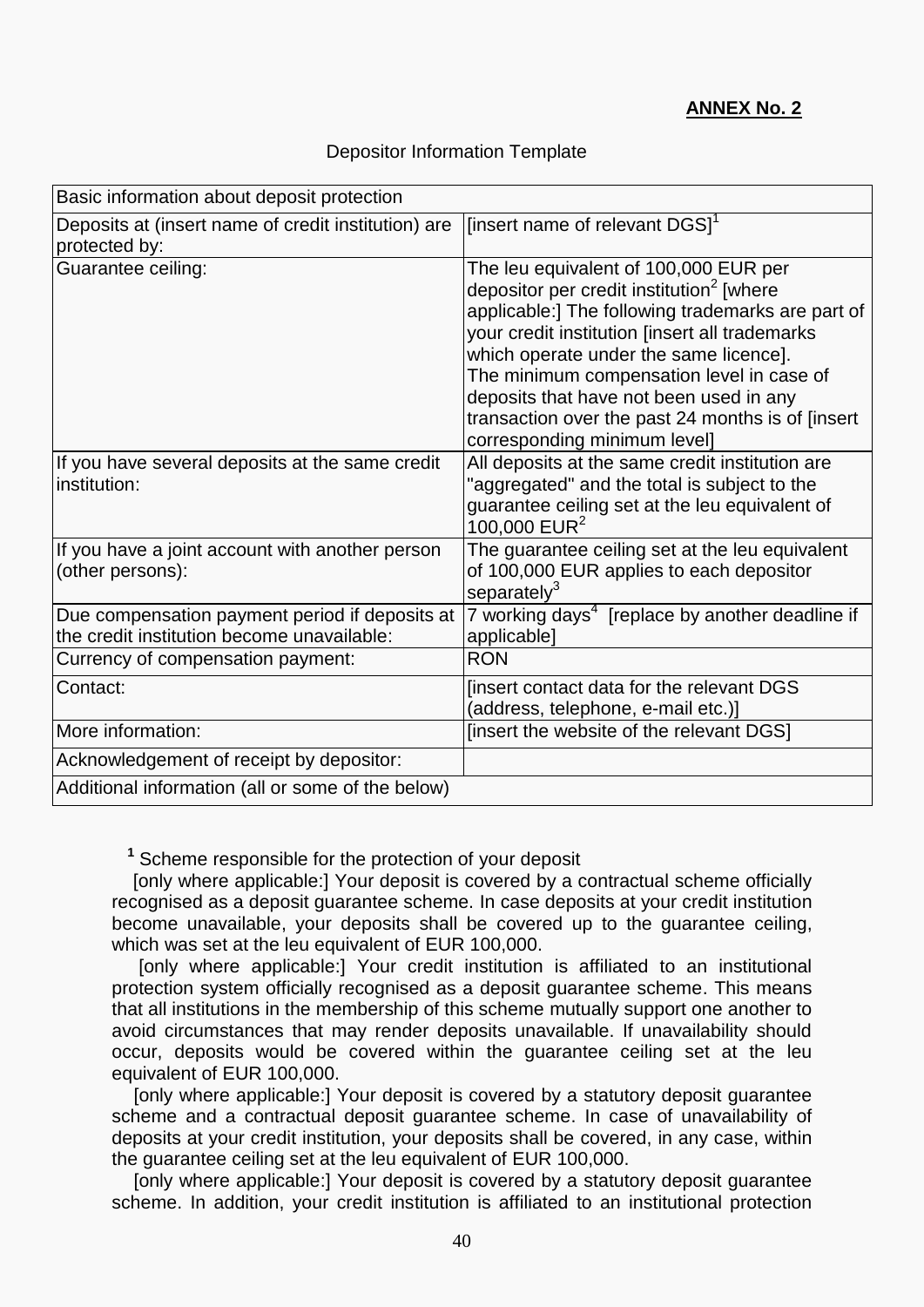**ANNEX No. 2**

Depositor Information Template

| Basic information about deposit protection | |
|---|---|
| Deposits at (insert name of credit institution) are protected by: | [insert name of relevant DGS][1] |
| Guarantee ceiling: | The leu equivalent of 100,000 EUR per depositor per credit institution[2] [where applicable:] The following trademarks are part of your credit institution [insert all trademarks which operate under the same licence].<br>The minimum compensation level in case of deposits that have not been used in any transaction over the past 24 months is of [insert corresponding minimum level] |
| If you have several deposits at the same credit institution: | All deposits at the same credit institution are "aggregated" and the total is subject to the guarantee ceiling set at the leu equivalent of 100,000 EUR[2] |
| If you have a joint account with another person (other persons): | The guarantee ceiling set at the leu equivalent of 100,000 EUR applies to each depositor separately[3] |
| Due compensation payment period if deposits at the credit institution become unavailable: | 7 working days[4] [replace by another deadline if applicable] |
| Currency of compensation payment: | RON |
| Contact: | [insert contact data for the relevant DGS (address, telephone, e-mail etc.)] |
| More information: | [insert the website of the relevant DGS] |
| Acknowledgement of receipt by depositor: | |
| Additional information (all or some of the below) | |

**[1]** Scheme responsible for the protection of your deposit

[only where applicable:] Your deposit is covered by a contractual scheme officially recognised as a deposit guarantee scheme. In case deposits at your credit institution become unavailable, your deposits shall be covered up to the guarantee ceiling, which was set at the leu equivalent of EUR 100,000.

[only where applicable:] Your credit institution is affiliated to an institutional protection system officially recognised as a deposit guarantee scheme. This means that all institutions in the membership of this scheme mutually support one another to avoid circumstances that may render deposits unavailable. If unavailability should occur, deposits would be covered within the guarantee ceiling set at the leu equivalent of EUR 100,000.

[only where applicable:] Your deposit is covered by a statutory deposit guarantee scheme and a contractual deposit guarantee scheme. In case of unavailability of deposits at your credit institution, your deposits shall be covered, in any case, within the guarantee ceiling set at the leu equivalent of EUR 100,000.

[only where applicable:] Your deposit is covered by a statutory deposit guarantee scheme. In addition, your credit institution is affiliated to an institutional protection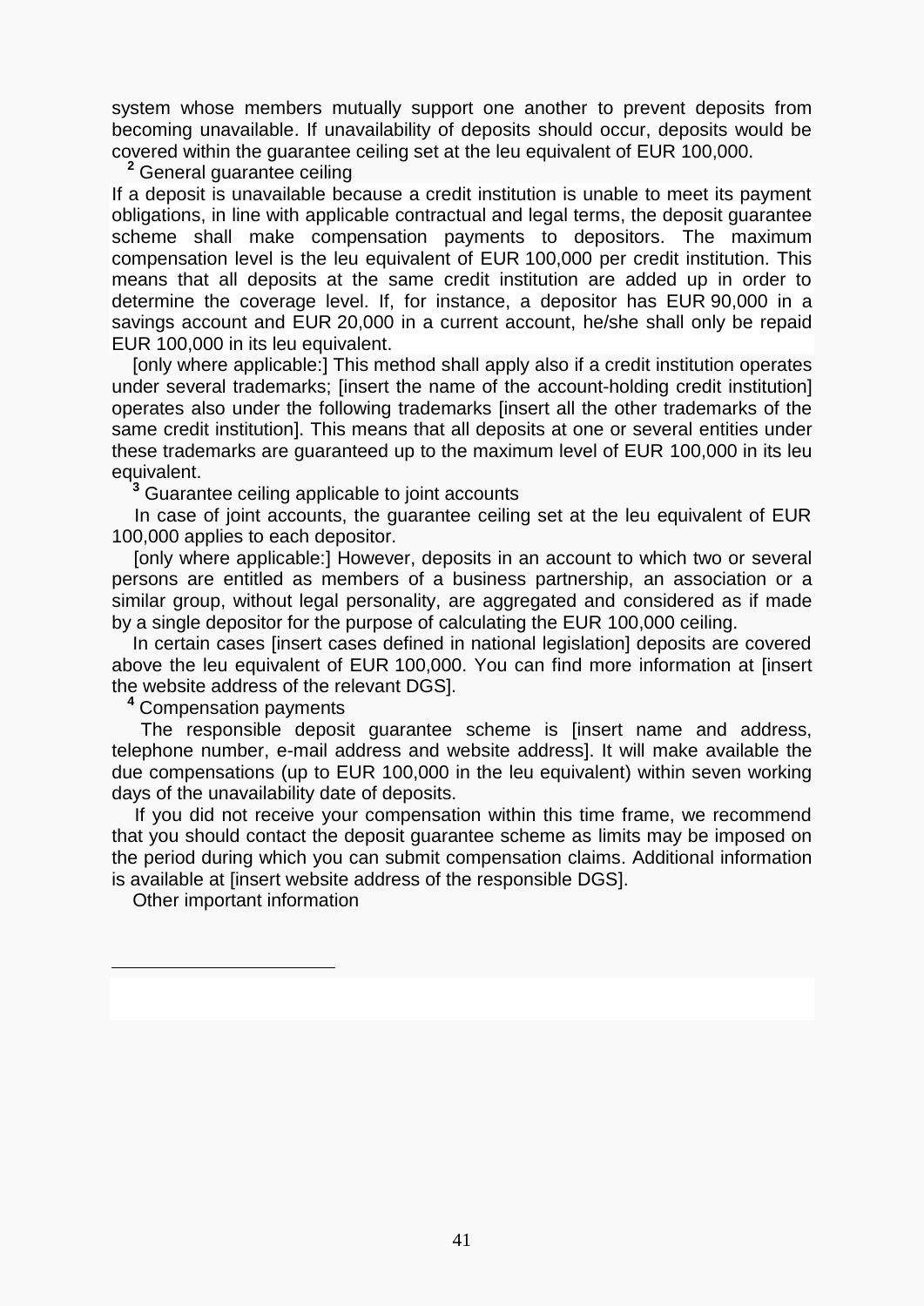system whose members mutually support one another to prevent deposits from becoming unavailable. If unavailability of deposits should occur, deposits would be covered within the guarantee ceiling set at the leu equivalent of EUR 100,000.

[2] General guarantee ceiling

If a deposit is unavailable because a credit institution is unable to meet its payment obligations, in line with applicable contractual and legal terms, the deposit guarantee scheme shall make compensation payments to depositors. The maximum compensation level is the leu equivalent of EUR 100,000 per credit institution. This means that all deposits at the same credit institution are added up in order to determine the coverage level. If, for instance, a depositor has EUR 90,000 in a savings account and EUR 20,000 in a current account, he/she shall only be repaid EUR 100,000 in its leu equivalent.

[only where applicable:] This method shall apply also if a credit institution operates under several trademarks; [insert the name of the account-holding credit institution] operates also under the following trademarks [insert all the other trademarks of the same credit institution]. This means that all deposits at one or several entities under these trademarks are guaranteed up to the maximum level of EUR 100,000 in its leu equivalent.

[3] Guarantee ceiling applicable to joint accounts

In case of joint accounts, the guarantee ceiling set at the leu equivalent of EUR 100,000 applies to each depositor.

[only where applicable:] However, deposits in an account to which two or several persons are entitled as members of a business partnership, an association or a similar group, without legal personality, are aggregated and considered as if made by a single depositor for the purpose of calculating the EUR 100,000 ceiling.

In certain cases [insert cases defined in national legislation] deposits are covered above the leu equivalent of EUR 100,000. You can find more information at [insert the website address of the relevant DGS].

[4] Compensation payments

The responsible deposit guarantee scheme is [insert name and address, telephone number, e-mail address and website address]. It will make available the due compensations (up to EUR 100,000 in the leu equivalent) within seven working days of the unavailability date of deposits.

If you did not receive your compensation within this time frame, we recommend that you should contact the deposit guarantee scheme as limits may be imposed on the period during which you can submit compensation claims. Additional information is available at [insert website address of the responsible DGS].

Other important information